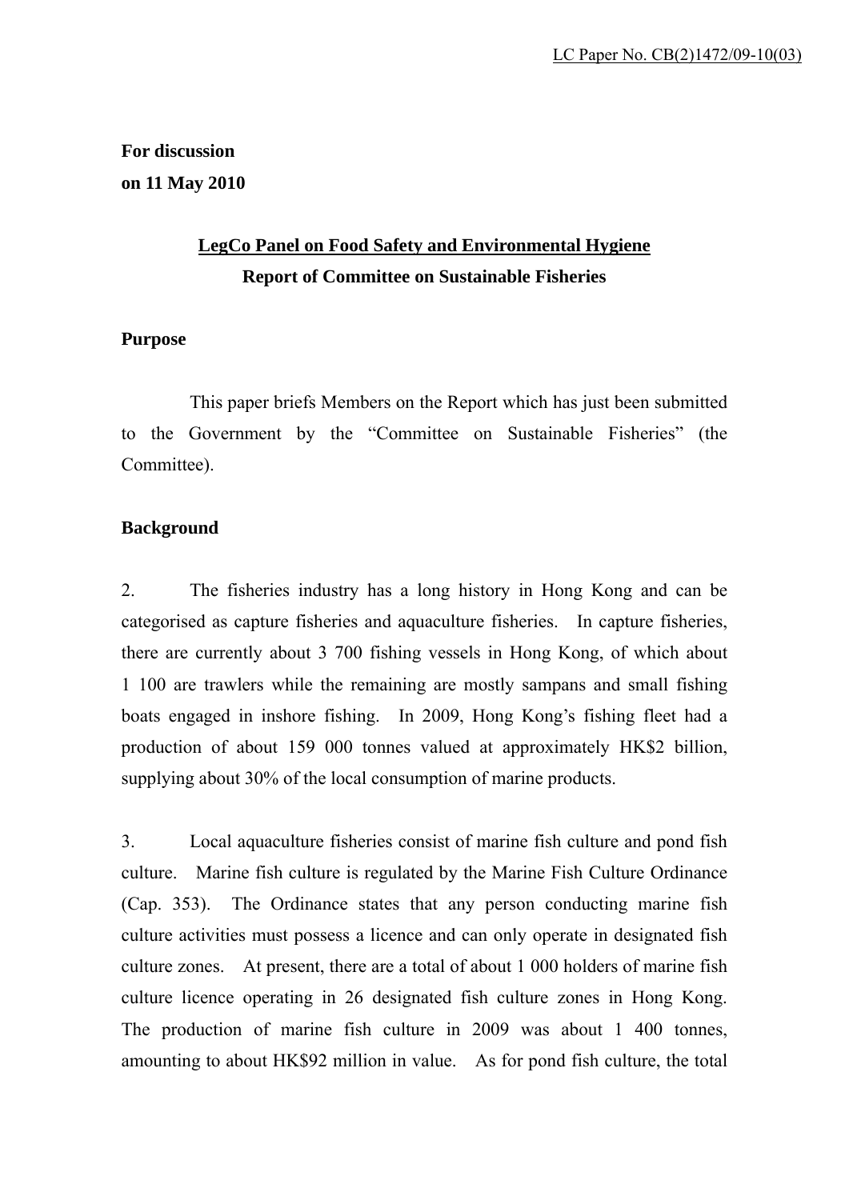LC Paper No. CB(2)1472/09-10(03)

**For discussion**
**on 11 May 2010**

# LegCo Panel on Food Safety and Environmental Hygiene
## Report of Committee on Sustainable Fisheries

### Purpose

This paper briefs Members on the Report which has just been submitted to the Government by the "Committee on Sustainable Fisheries" (the Committee).

### Background

2. The fisheries industry has a long history in Hong Kong and can be categorised as capture fisheries and aquaculture fisheries. In capture fisheries, there are currently about 3 700 fishing vessels in Hong Kong, of which about 1 100 are trawlers while the remaining are mostly sampans and small fishing boats engaged in inshore fishing. In 2009, Hong Kong's fishing fleet had a production of about 159 000 tonnes valued at approximately HK$2 billion, supplying about 30% of the local consumption of marine products.

3. Local aquaculture fisheries consist of marine fish culture and pond fish culture. Marine fish culture is regulated by the Marine Fish Culture Ordinance (Cap. 353). The Ordinance states that any person conducting marine fish culture activities must possess a licence and can only operate in designated fish culture zones. At present, there are a total of about 1 000 holders of marine fish culture licence operating in 26 designated fish culture zones in Hong Kong. The production of marine fish culture in 2009 was about 1 400 tonnes, amounting to about HK$92 million in value. As for pond fish culture, the total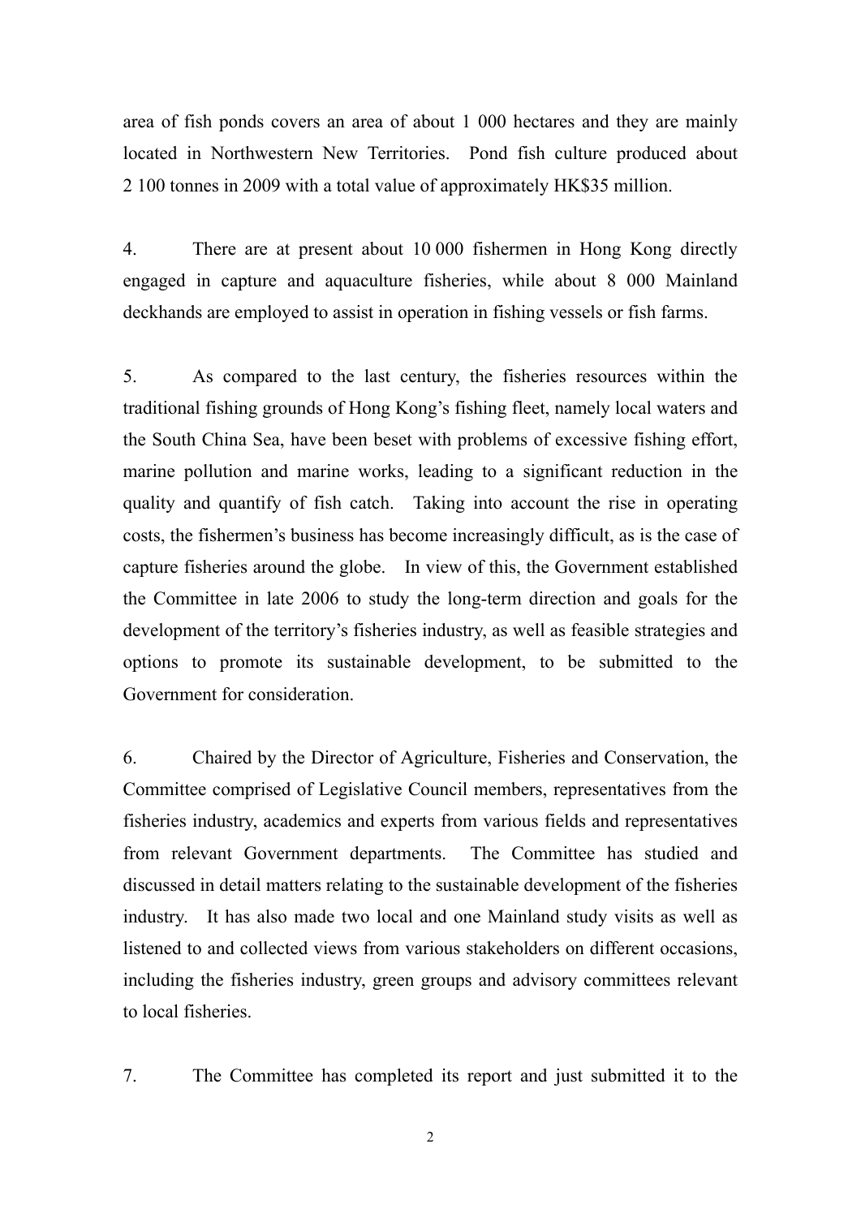area of fish ponds covers an area of about 1 000 hectares and they are mainly located in Northwestern New Territories. Pond fish culture produced about 2 100 tonnes in 2009 with a total value of approximately HK$35 million.

4. There are at present about 10 000 fishermen in Hong Kong directly engaged in capture and aquaculture fisheries, while about 8 000 Mainland deckhands are employed to assist in operation in fishing vessels or fish farms.

5. As compared to the last century, the fisheries resources within the traditional fishing grounds of Hong Kong's fishing fleet, namely local waters and the South China Sea, have been beset with problems of excessive fishing effort, marine pollution and marine works, leading to a significant reduction in the quality and quantify of fish catch. Taking into account the rise in operating costs, the fishermen's business has become increasingly difficult, as is the case of capture fisheries around the globe. In view of this, the Government established the Committee in late 2006 to study the long-term direction and goals for the development of the territory's fisheries industry, as well as feasible strategies and options to promote its sustainable development, to be submitted to the Government for consideration.

6. Chaired by the Director of Agriculture, Fisheries and Conservation, the Committee comprised of Legislative Council members, representatives from the fisheries industry, academics and experts from various fields and representatives from relevant Government departments. The Committee has studied and discussed in detail matters relating to the sustainable development of the fisheries industry. It has also made two local and one Mainland study visits as well as listened to and collected views from various stakeholders on different occasions, including the fisheries industry, green groups and advisory committees relevant to local fisheries.

7. The Committee has completed its report and just submitted it to the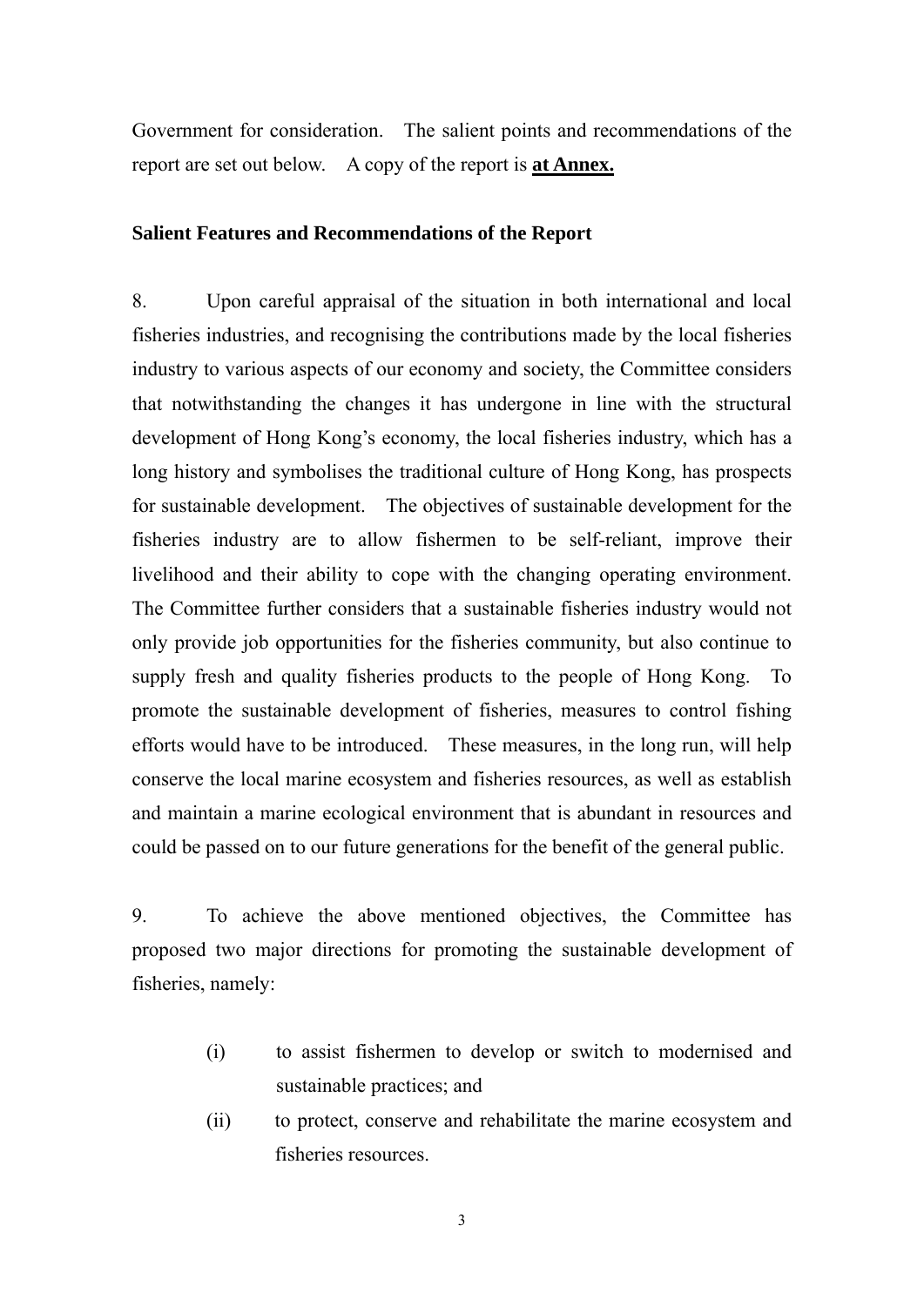Government for consideration. The salient points and recommendations of the report are set out below. A copy of the report is **at Annex.**

**Salient Features and Recommendations of the Report**

8. Upon careful appraisal of the situation in both international and local fisheries industries, and recognising the contributions made by the local fisheries industry to various aspects of our economy and society, the Committee considers that notwithstanding the changes it has undergone in line with the structural development of Hong Kong's economy, the local fisheries industry, which has a long history and symbolises the traditional culture of Hong Kong, has prospects for sustainable development. The objectives of sustainable development for the fisheries industry are to allow fishermen to be self-reliant, improve their livelihood and their ability to cope with the changing operating environment. The Committee further considers that a sustainable fisheries industry would not only provide job opportunities for the fisheries community, but also continue to supply fresh and quality fisheries products to the people of Hong Kong. To promote the sustainable development of fisheries, measures to control fishing efforts would have to be introduced. These measures, in the long run, will help conserve the local marine ecosystem and fisheries resources, as well as establish and maintain a marine ecological environment that is abundant in resources and could be passed on to our future generations for the benefit of the general public.

9. To achieve the above mentioned objectives, the Committee has proposed two major directions for promoting the sustainable development of fisheries, namely:

(i) to assist fishermen to develop or switch to modernised and sustainable practices; and

(ii) to protect, conserve and rehabilitate the marine ecosystem and fisheries resources.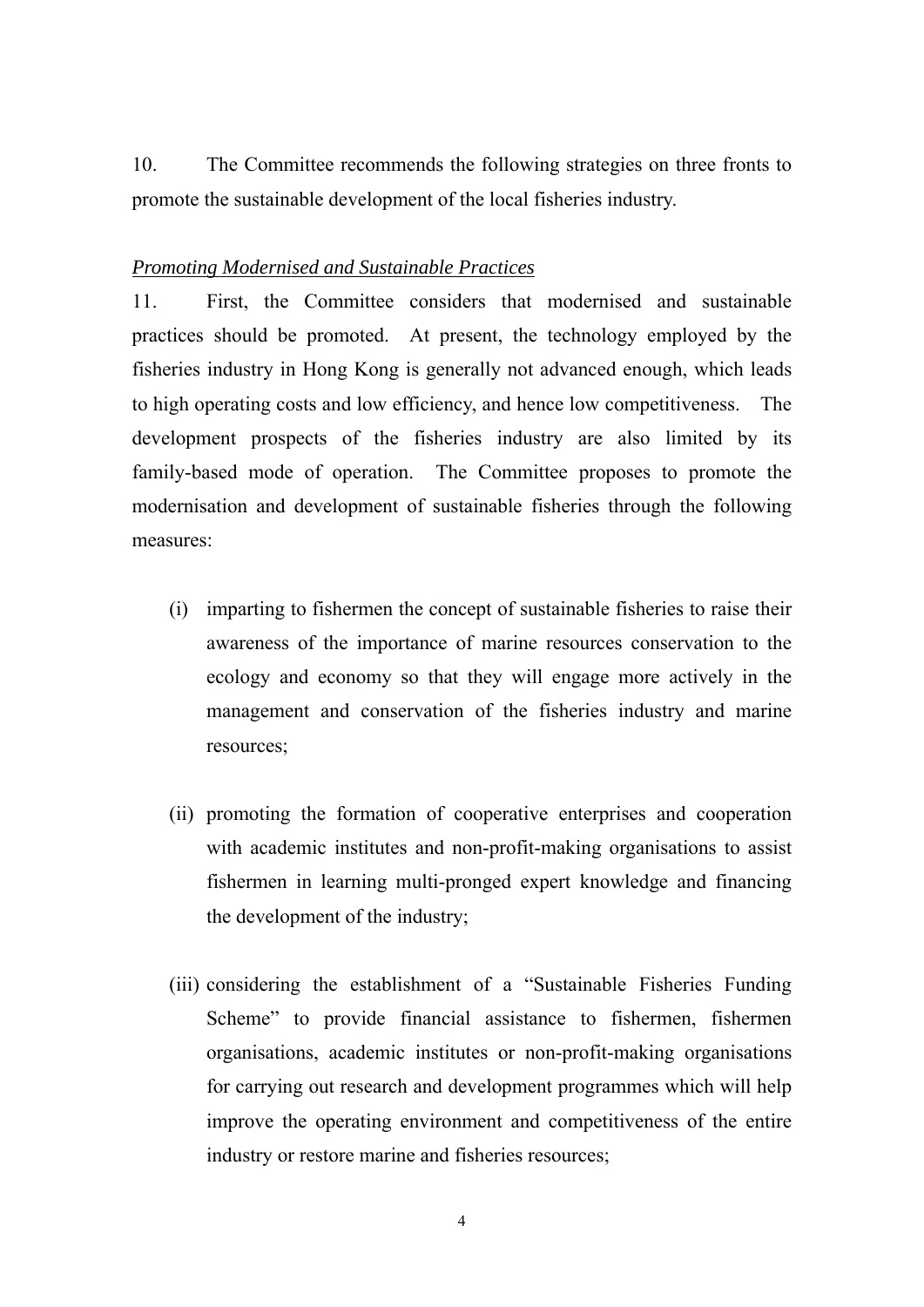10. The Committee recommends the following strategies on three fronts to promote the sustainable development of the local fisheries industry.

*Promoting Modernised and Sustainable Practices*

11. First, the Committee considers that modernised and sustainable practices should be promoted. At present, the technology employed by the fisheries industry in Hong Kong is generally not advanced enough, which leads to high operating costs and low efficiency, and hence low competitiveness. The development prospects of the fisheries industry are also limited by its family-based mode of operation. The Committee proposes to promote the modernisation and development of sustainable fisheries through the following measures:

(i) imparting to fishermen the concept of sustainable fisheries to raise their awareness of the importance of marine resources conservation to the ecology and economy so that they will engage more actively in the management and conservation of the fisheries industry and marine resources;

(ii) promoting the formation of cooperative enterprises and cooperation with academic institutes and non-profit-making organisations to assist fishermen in learning multi-pronged expert knowledge and financing the development of the industry;

(iii) considering the establishment of a "Sustainable Fisheries Funding Scheme" to provide financial assistance to fishermen, fishermen organisations, academic institutes or non-profit-making organisations for carrying out research and development programmes which will help improve the operating environment and competitiveness of the entire industry or restore marine and fisheries resources;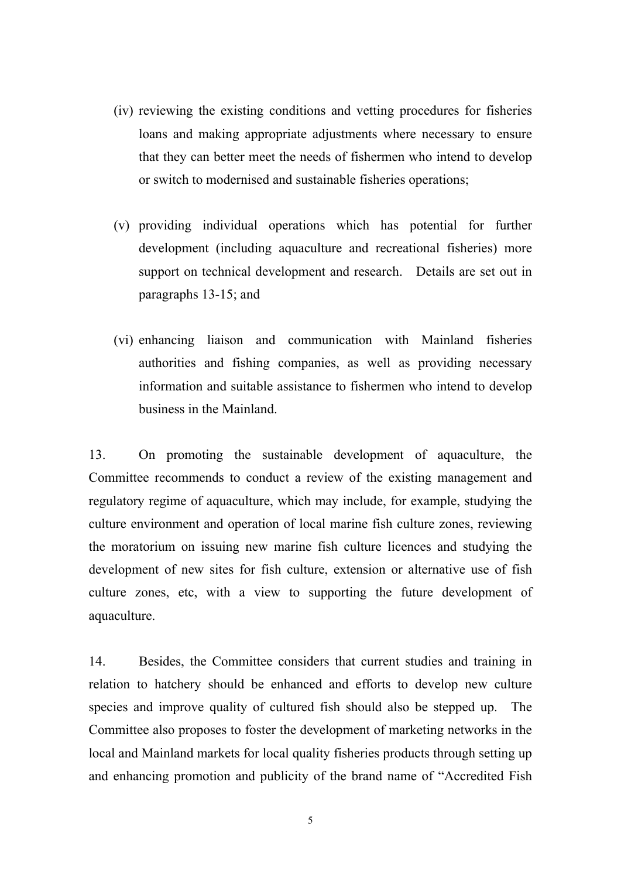(iv) reviewing the existing conditions and vetting procedures for fisheries loans and making appropriate adjustments where necessary to ensure that they can better meet the needs of fishermen who intend to develop or switch to modernised and sustainable fisheries operations;

(v) providing individual operations which has potential for further development (including aquaculture and recreational fisheries) more support on technical development and research. Details are set out in paragraphs 13-15; and

(vi) enhancing liaison and communication with Mainland fisheries authorities and fishing companies, as well as providing necessary information and suitable assistance to fishermen who intend to develop business in the Mainland.

13. On promoting the sustainable development of aquaculture, the Committee recommends to conduct a review of the existing management and regulatory regime of aquaculture, which may include, for example, studying the culture environment and operation of local marine fish culture zones, reviewing the moratorium on issuing new marine fish culture licences and studying the development of new sites for fish culture, extension or alternative use of fish culture zones, etc, with a view to supporting the future development of aquaculture.

14. Besides, the Committee considers that current studies and training in relation to hatchery should be enhanced and efforts to develop new culture species and improve quality of cultured fish should also be stepped up. The Committee also proposes to foster the development of marketing networks in the local and Mainland markets for local quality fisheries products through setting up and enhancing promotion and publicity of the brand name of "Accredited Fish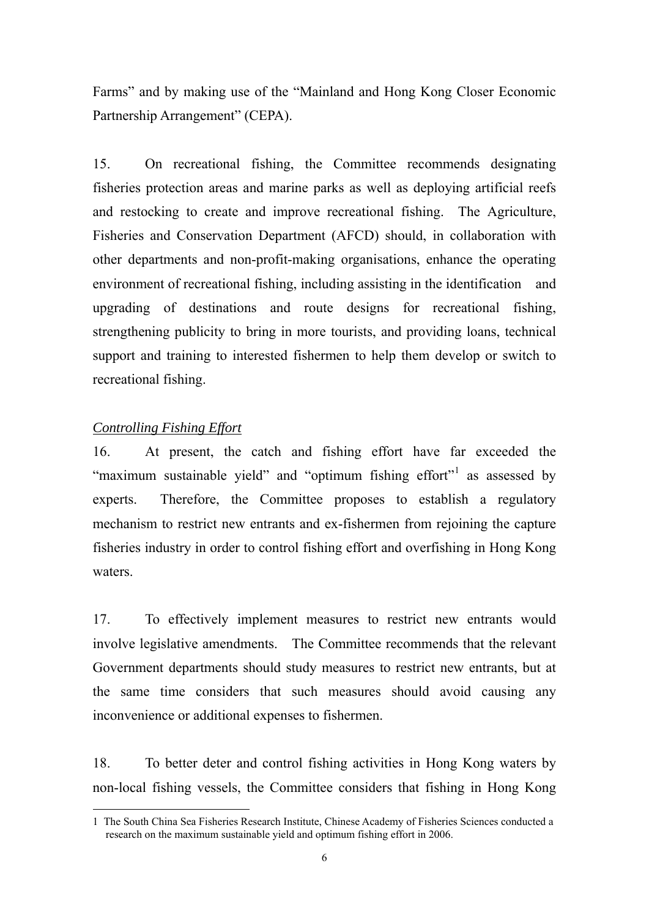Farms" and by making use of the "Mainland and Hong Kong Closer Economic Partnership Arrangement" (CEPA).

15. On recreational fishing, the Committee recommends designating fisheries protection areas and marine parks as well as deploying artificial reefs and restocking to create and improve recreational fishing. The Agriculture, Fisheries and Conservation Department (AFCD) should, in collaboration with other departments and non-profit-making organisations, enhance the operating environment of recreational fishing, including assisting in the identification and upgrading of destinations and route designs for recreational fishing, strengthening publicity to bring in more tourists, and providing loans, technical support and training to interested fishermen to help them develop or switch to recreational fishing.

*Controlling Fishing Effort*

16. At present, the catch and fishing effort have far exceeded the "maximum sustainable yield" and "optimum fishing effort"[1] as assessed by experts. Therefore, the Committee proposes to establish a regulatory mechanism to restrict new entrants and ex-fishermen from rejoining the capture fisheries industry in order to control fishing effort and overfishing in Hong Kong waters.

17. To effectively implement measures to restrict new entrants would involve legislative amendments. The Committee recommends that the relevant Government departments should study measures to restrict new entrants, but at the same time considers that such measures should avoid causing any inconvenience or additional expenses to fishermen.

18. To better deter and control fishing activities in Hong Kong waters by non-local fishing vessels, the Committee considers that fishing in Hong Kong

---

1 The South China Sea Fisheries Research Institute, Chinese Academy of Fisheries Sciences conducted a research on the maximum sustainable yield and optimum fishing effort in 2006.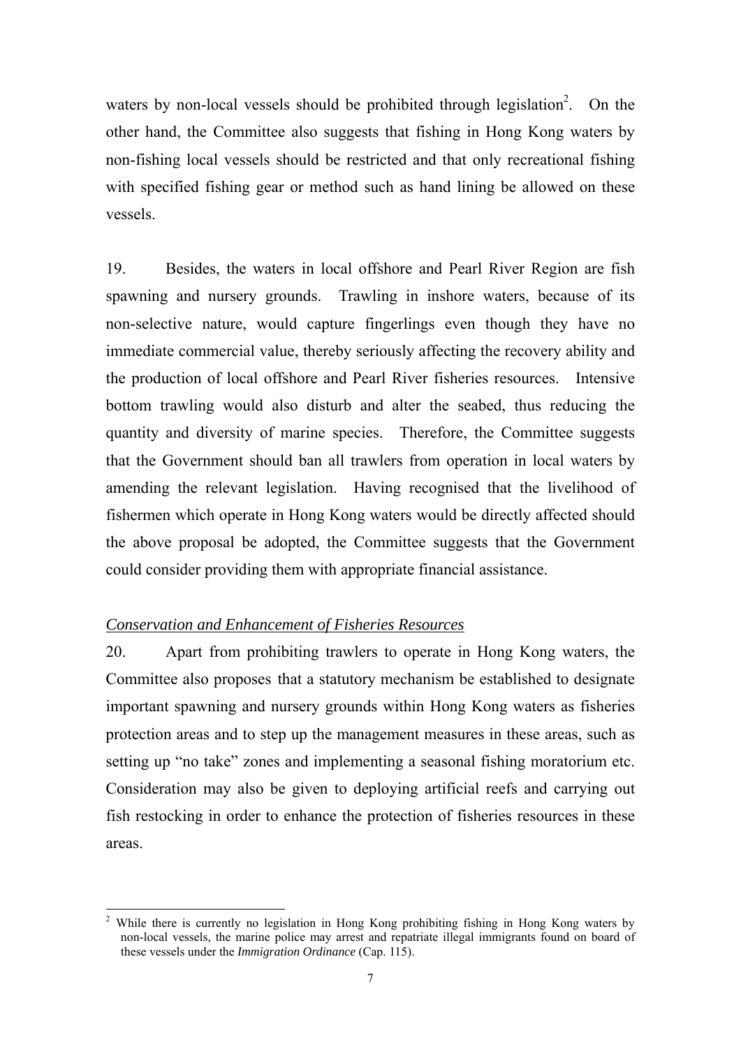waters by non-local vessels should be prohibited through legislation[2]. On the other hand, the Committee also suggests that fishing in Hong Kong waters by non-fishing local vessels should be restricted and that only recreational fishing with specified fishing gear or method such as hand lining be allowed on these vessels.

19. Besides, the waters in local offshore and Pearl River Region are fish spawning and nursery grounds. Trawling in inshore waters, because of its non-selective nature, would capture fingerlings even though they have no immediate commercial value, thereby seriously affecting the recovery ability and the production of local offshore and Pearl River fisheries resources. Intensive bottom trawling would also disturb and alter the seabed, thus reducing the quantity and diversity of marine species. Therefore, the Committee suggests that the Government should ban all trawlers from operation in local waters by amending the relevant legislation. Having recognised that the livelihood of fishermen which operate in Hong Kong waters would be directly affected should the above proposal be adopted, the Committee suggests that the Government could consider providing them with appropriate financial assistance.

*Conservation and Enhancement of Fisheries Resources*

20. Apart from prohibiting trawlers to operate in Hong Kong waters, the Committee also proposes that a statutory mechanism be established to designate important spawning and nursery grounds within Hong Kong waters as fisheries protection areas and to step up the management measures in these areas, such as setting up "no take" zones and implementing a seasonal fishing moratorium etc. Consideration may also be given to deploying artificial reefs and carrying out fish restocking in order to enhance the protection of fisheries resources in these areas.

---

[2] While there is currently no legislation in Hong Kong prohibiting fishing in Hong Kong waters by non-local vessels, the marine police may arrest and repatriate illegal immigrants found on board of these vessels under the *Immigration Ordinance* (Cap. 115).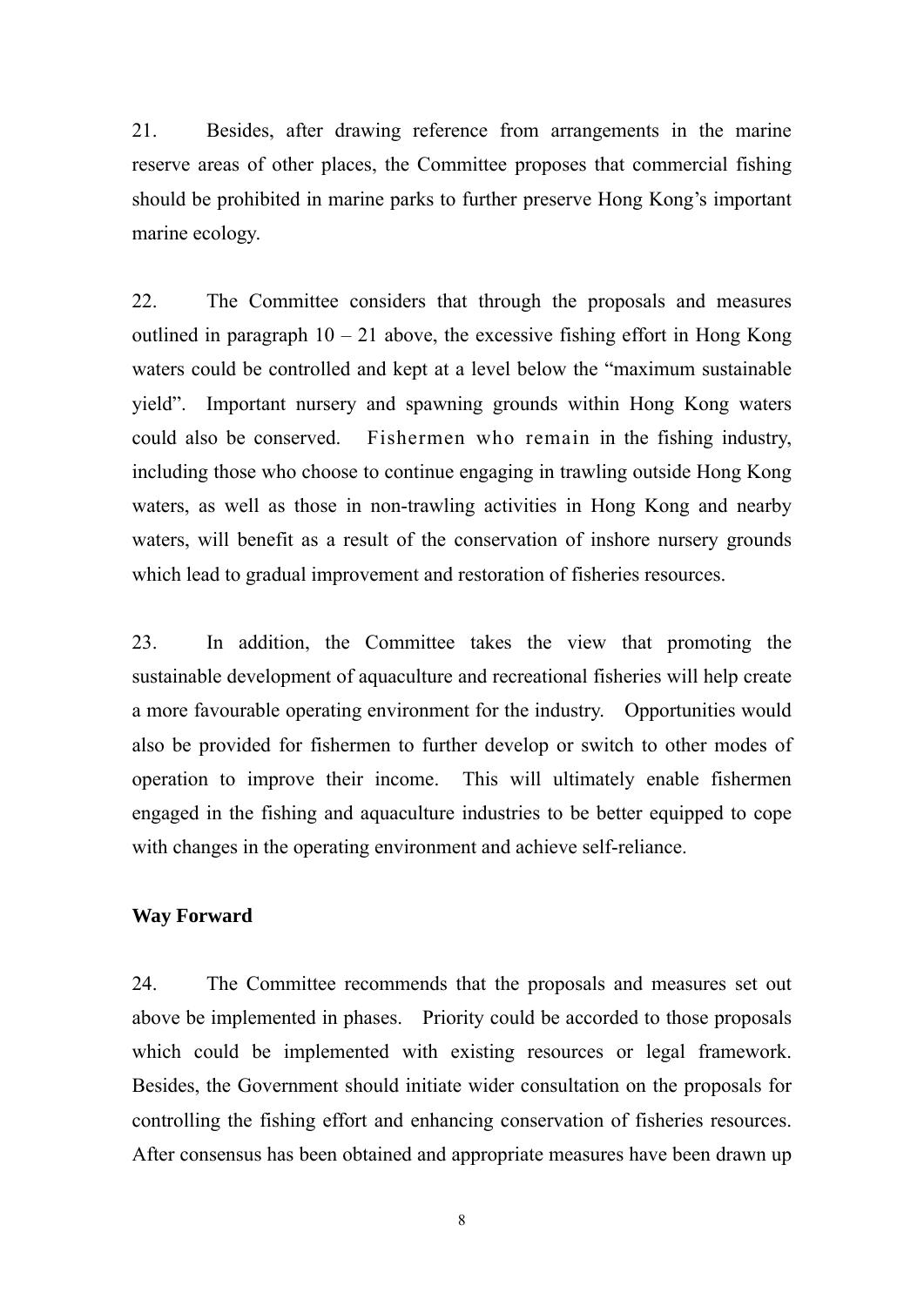21. Besides, after drawing reference from arrangements in the marine reserve areas of other places, the Committee proposes that commercial fishing should be prohibited in marine parks to further preserve Hong Kong's important marine ecology.

22. The Committee considers that through the proposals and measures outlined in paragraph 10 – 21 above, the excessive fishing effort in Hong Kong waters could be controlled and kept at a level below the "maximum sustainable yield". Important nursery and spawning grounds within Hong Kong waters could also be conserved. Fishermen who remain in the fishing industry, including those who choose to continue engaging in trawling outside Hong Kong waters, as well as those in non-trawling activities in Hong Kong and nearby waters, will benefit as a result of the conservation of inshore nursery grounds which lead to gradual improvement and restoration of fisheries resources.

23. In addition, the Committee takes the view that promoting the sustainable development of aquaculture and recreational fisheries will help create a more favourable operating environment for the industry. Opportunities would also be provided for fishermen to further develop or switch to other modes of operation to improve their income. This will ultimately enable fishermen engaged in the fishing and aquaculture industries to be better equipped to cope with changes in the operating environment and achieve self-reliance.

**Way Forward**

24. The Committee recommends that the proposals and measures set out above be implemented in phases. Priority could be accorded to those proposals which could be implemented with existing resources or legal framework. Besides, the Government should initiate wider consultation on the proposals for controlling the fishing effort and enhancing conservation of fisheries resources. After consensus has been obtained and appropriate measures have been drawn up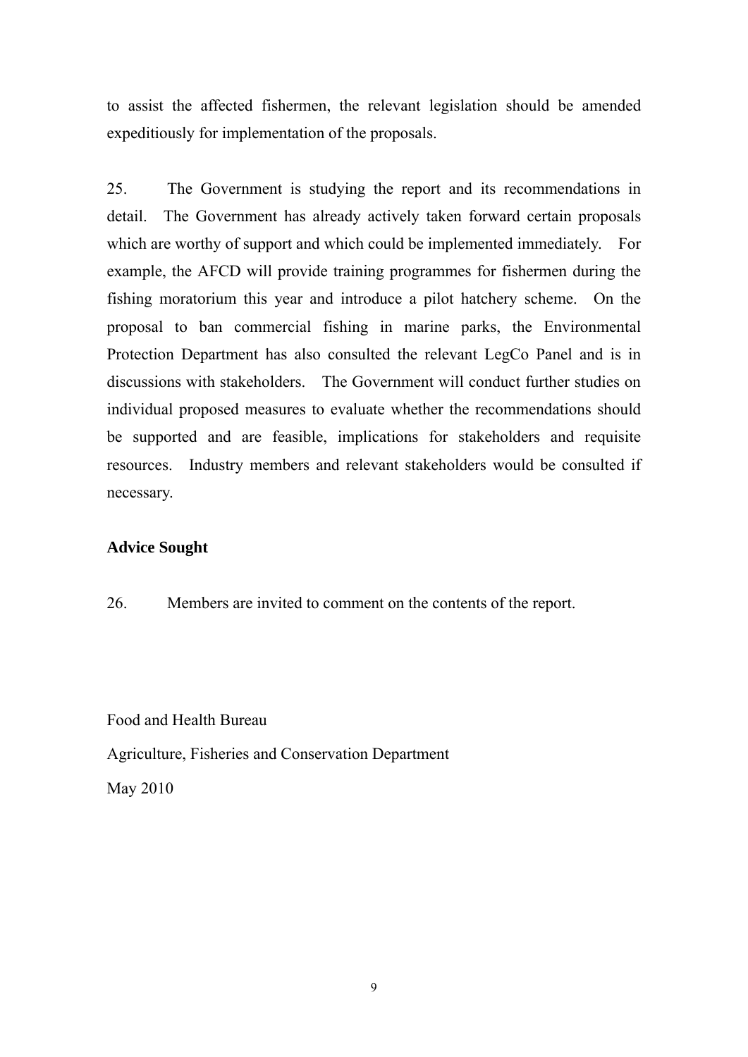to assist the affected fishermen, the relevant legislation should be amended expeditiously for implementation of the proposals.

25. The Government is studying the report and its recommendations in detail. The Government has already actively taken forward certain proposals which are worthy of support and which could be implemented immediately. For example, the AFCD will provide training programmes for fishermen during the fishing moratorium this year and introduce a pilot hatchery scheme. On the proposal to ban commercial fishing in marine parks, the Environmental Protection Department has also consulted the relevant LegCo Panel and is in discussions with stakeholders. The Government will conduct further studies on individual proposed measures to evaluate whether the recommendations should be supported and are feasible, implications for stakeholders and requisite resources. Industry members and relevant stakeholders would be consulted if necessary.

**Advice Sought**

26. Members are invited to comment on the contents of the report.

Food and Health Bureau

Agriculture, Fisheries and Conservation Department

May 2010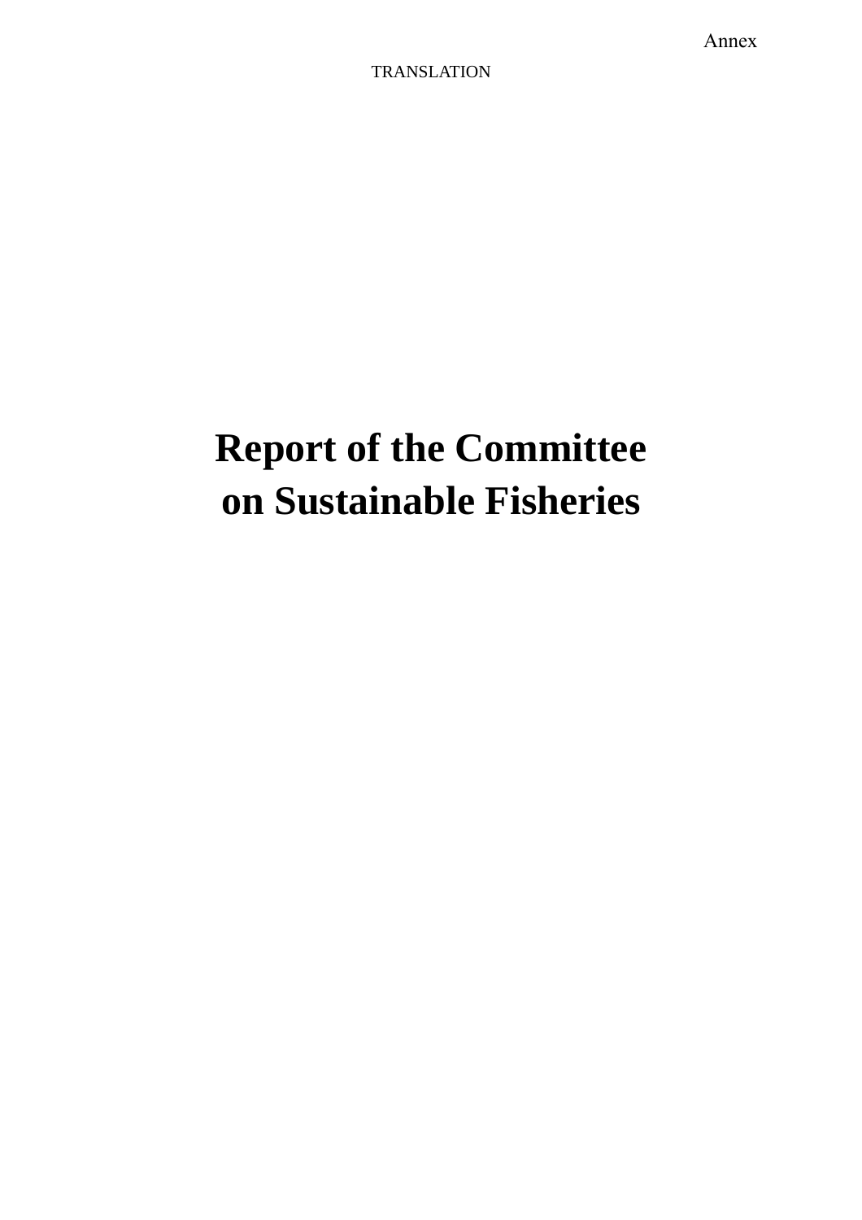Annex

TRANSLATION

# Report of the Committee on Sustainable Fisheries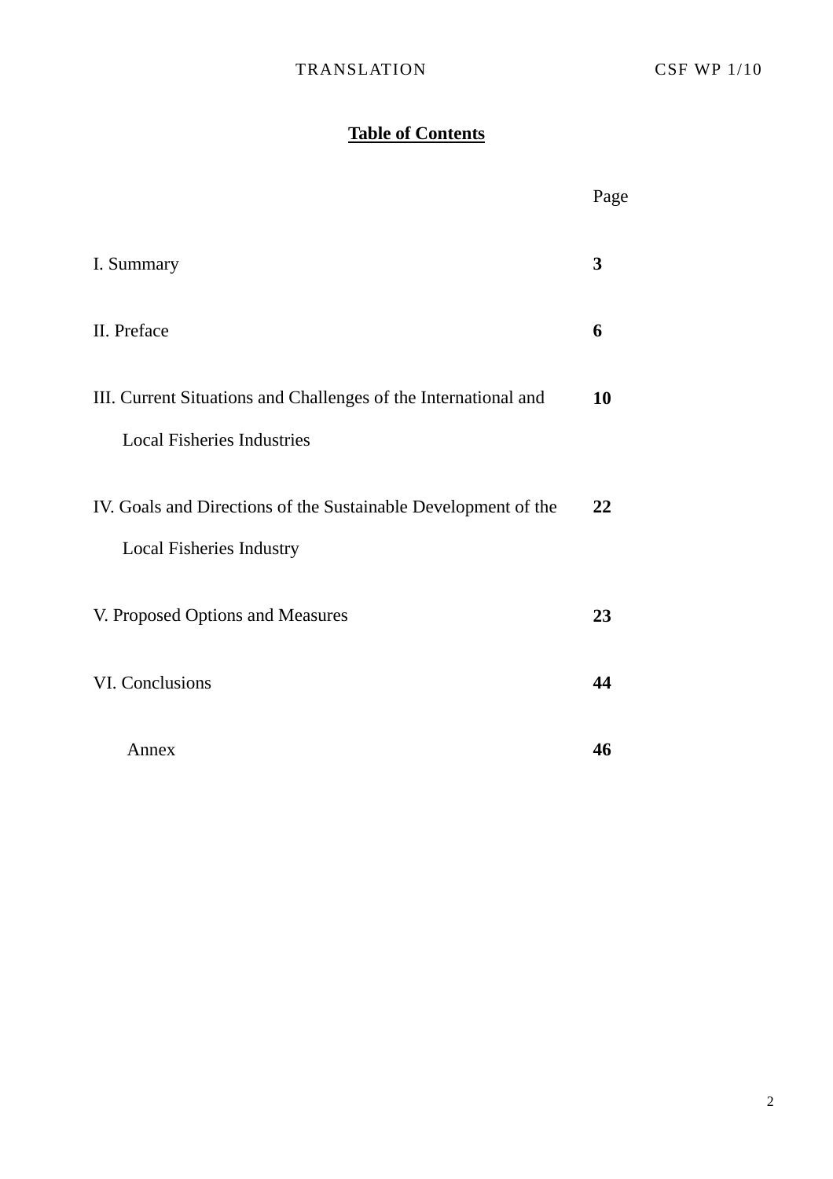# Table of Contents

| | Page |
|---|---|
| I. Summary | **3** |
| II. Preface | **6** |
| III. Current Situations and Challenges of the International and Local Fisheries Industries | **10** |
| IV. Goals and Directions of the Sustainable Development of the Local Fisheries Industry | **22** |
| V. Proposed Options and Measures | **23** |
| VI. Conclusions | **44** |
| Annex | **46** |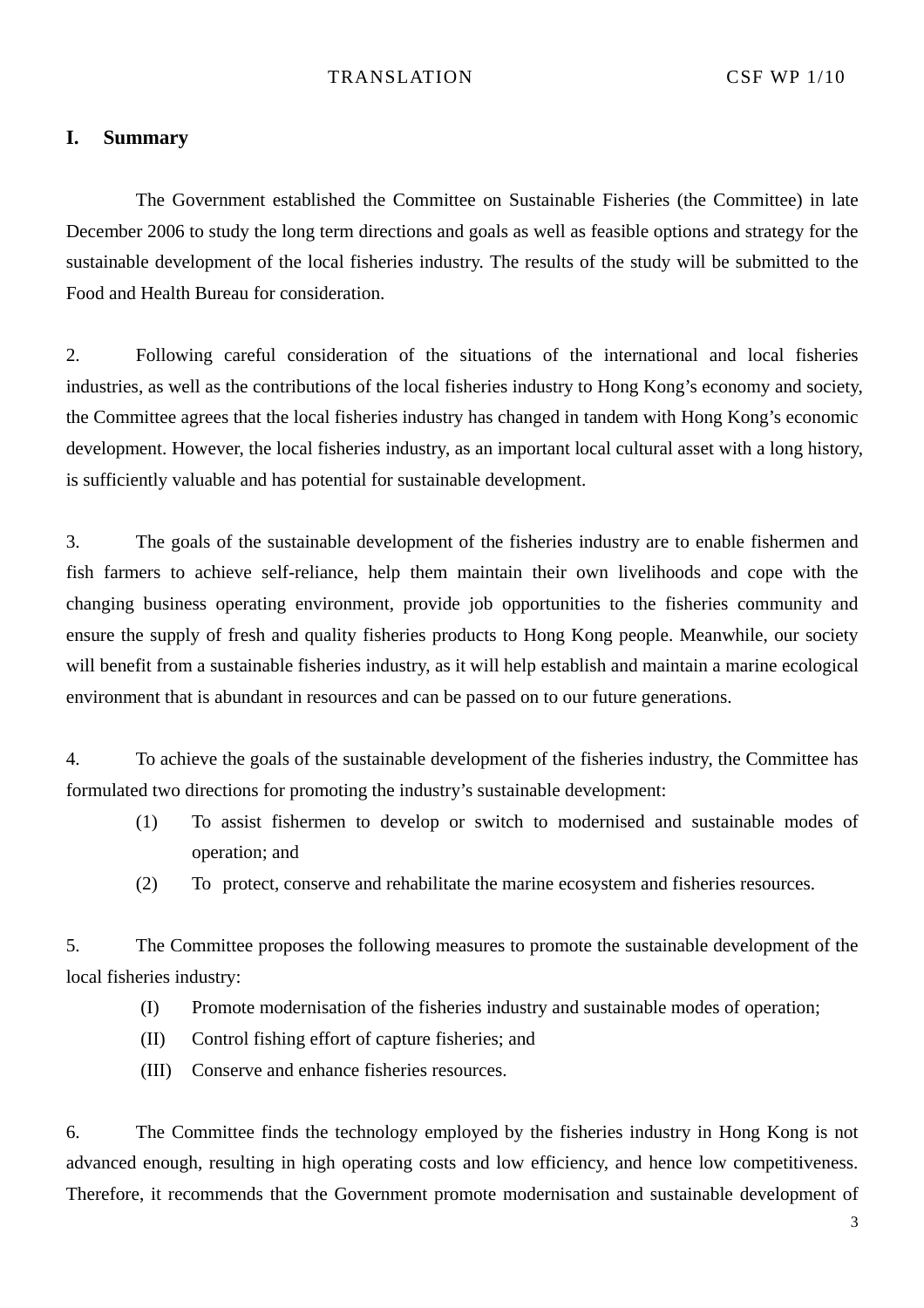## I. Summary

The Government established the Committee on Sustainable Fisheries (the Committee) in late December 2006 to study the long term directions and goals as well as feasible options and strategy for the sustainable development of the local fisheries industry. The results of the study will be submitted to the Food and Health Bureau for consideration.

2. Following careful consideration of the situations of the international and local fisheries industries, as well as the contributions of the local fisheries industry to Hong Kong's economy and society, the Committee agrees that the local fisheries industry has changed in tandem with Hong Kong's economic development. However, the local fisheries industry, as an important local cultural asset with a long history, is sufficiently valuable and has potential for sustainable development.

3. The goals of the sustainable development of the fisheries industry are to enable fishermen and fish farmers to achieve self-reliance, help them maintain their own livelihoods and cope with the changing business operating environment, provide job opportunities to the fisheries community and ensure the supply of fresh and quality fisheries products to Hong Kong people. Meanwhile, our society will benefit from a sustainable fisheries industry, as it will help establish and maintain a marine ecological environment that is abundant in resources and can be passed on to our future generations.

4. To achieve the goals of the sustainable development of the fisheries industry, the Committee has formulated two directions for promoting the industry's sustainable development:

(1) To assist fishermen to develop or switch to modernised and sustainable modes of operation; and

(2) To protect, conserve and rehabilitate the marine ecosystem and fisheries resources.

5. The Committee proposes the following measures to promote the sustainable development of the local fisheries industry:

(I) Promote modernisation of the fisheries industry and sustainable modes of operation;

(II) Control fishing effort of capture fisheries; and

(III) Conserve and enhance fisheries resources.

6. The Committee finds the technology employed by the fisheries industry in Hong Kong is not advanced enough, resulting in high operating costs and low efficiency, and hence low competitiveness. Therefore, it recommends that the Government promote modernisation and sustainable development of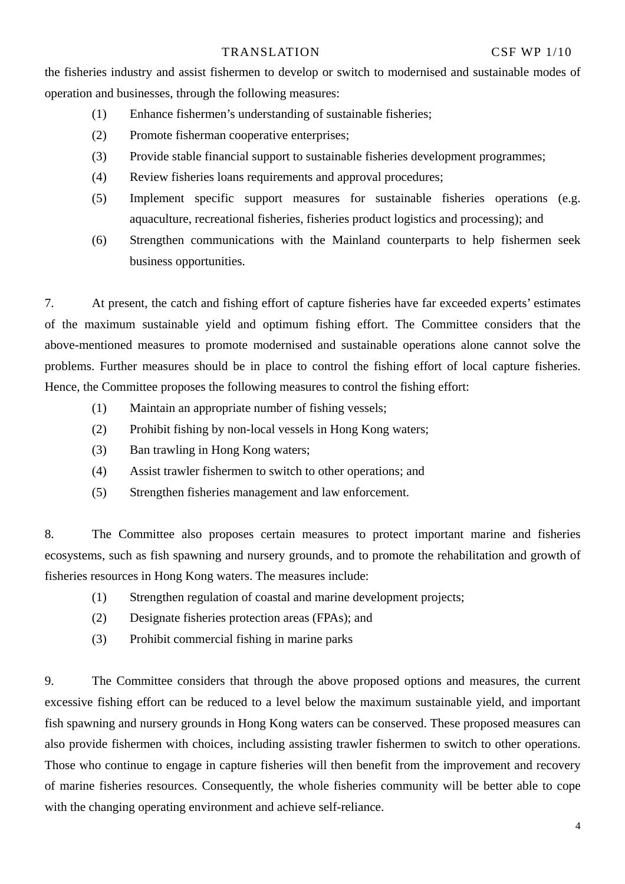the fisheries industry and assist fishermen to develop or switch to modernised and sustainable modes of operation and businesses, through the following measures:

(1) Enhance fishermen's understanding of sustainable fisheries;

(2) Promote fisherman cooperative enterprises;

(3) Provide stable financial support to sustainable fisheries development programmes;

(4) Review fisheries loans requirements and approval procedures;

(5) Implement specific support measures for sustainable fisheries operations (e.g. aquaculture, recreational fisheries, fisheries product logistics and processing); and

(6) Strengthen communications with the Mainland counterparts to help fishermen seek business opportunities.

7. At present, the catch and fishing effort of capture fisheries have far exceeded experts' estimates of the maximum sustainable yield and optimum fishing effort. The Committee considers that the above-mentioned measures to promote modernised and sustainable operations alone cannot solve the problems. Further measures should be in place to control the fishing effort of local capture fisheries. Hence, the Committee proposes the following measures to control the fishing effort:

(1) Maintain an appropriate number of fishing vessels;

(2) Prohibit fishing by non-local vessels in Hong Kong waters;

(3) Ban trawling in Hong Kong waters;

(4) Assist trawler fishermen to switch to other operations; and

(5) Strengthen fisheries management and law enforcement.

8. The Committee also proposes certain measures to protect important marine and fisheries ecosystems, such as fish spawning and nursery grounds, and to promote the rehabilitation and growth of fisheries resources in Hong Kong waters. The measures include:

(1) Strengthen regulation of coastal and marine development projects;

(2) Designate fisheries protection areas (FPAs); and

(3) Prohibit commercial fishing in marine parks

9. The Committee considers that through the above proposed options and measures, the current excessive fishing effort can be reduced to a level below the maximum sustainable yield, and important fish spawning and nursery grounds in Hong Kong waters can be conserved. These proposed measures can also provide fishermen with choices, including assisting trawler fishermen to switch to other operations. Those who continue to engage in capture fisheries will then benefit from the improvement and recovery of marine fisheries resources. Consequently, the whole fisheries community will be better able to cope with the changing operating environment and achieve self-reliance.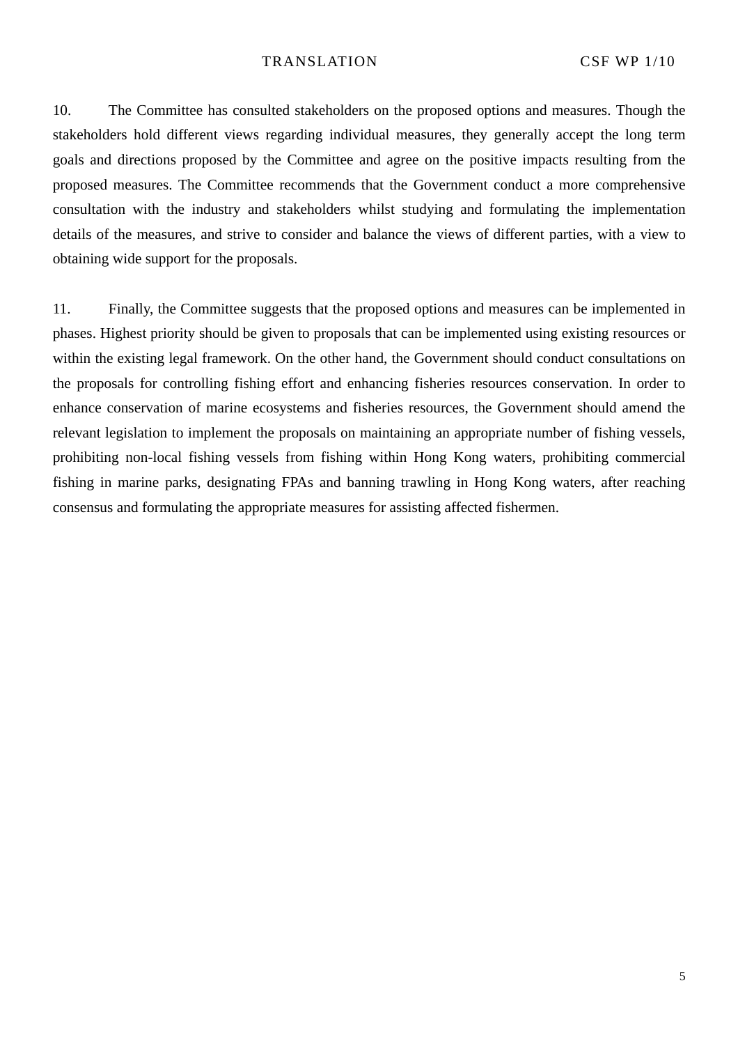10. The Committee has consulted stakeholders on the proposed options and measures. Though the stakeholders hold different views regarding individual measures, they generally accept the long term goals and directions proposed by the Committee and agree on the positive impacts resulting from the proposed measures. The Committee recommends that the Government conduct a more comprehensive consultation with the industry and stakeholders whilst studying and formulating the implementation details of the measures, and strive to consider and balance the views of different parties, with a view to obtaining wide support for the proposals.

11. Finally, the Committee suggests that the proposed options and measures can be implemented in phases. Highest priority should be given to proposals that can be implemented using existing resources or within the existing legal framework. On the other hand, the Government should conduct consultations on the proposals for controlling fishing effort and enhancing fisheries resources conservation. In order to enhance conservation of marine ecosystems and fisheries resources, the Government should amend the relevant legislation to implement the proposals on maintaining an appropriate number of fishing vessels, prohibiting non-local fishing vessels from fishing within Hong Kong waters, prohibiting commercial fishing in marine parks, designating FPAs and banning trawling in Hong Kong waters, after reaching consensus and formulating the appropriate measures for assisting affected fishermen.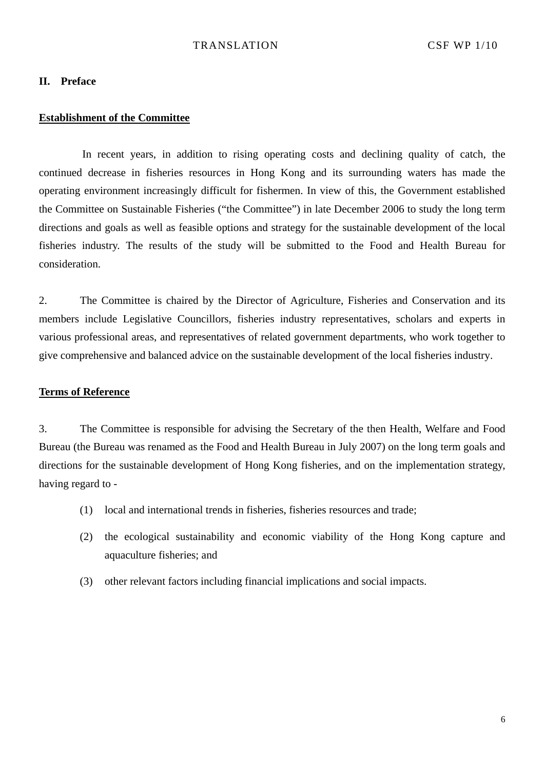## II. Preface

**Establishment of the Committee**

In recent years, in addition to rising operating costs and declining quality of catch, the continued decrease in fisheries resources in Hong Kong and its surrounding waters has made the operating environment increasingly difficult for fishermen. In view of this, the Government established the Committee on Sustainable Fisheries ("the Committee") in late December 2006 to study the long term directions and goals as well as feasible options and strategy for the sustainable development of the local fisheries industry. The results of the study will be submitted to the Food and Health Bureau for consideration.

2. The Committee is chaired by the Director of Agriculture, Fisheries and Conservation and its members include Legislative Councillors, fisheries industry representatives, scholars and experts in various professional areas, and representatives of related government departments, who work together to give comprehensive and balanced advice on the sustainable development of the local fisheries industry.

**Terms of Reference**

3. The Committee is responsible for advising the Secretary of the then Health, Welfare and Food Bureau (the Bureau was renamed as the Food and Health Bureau in July 2007) on the long term goals and directions for the sustainable development of Hong Kong fisheries, and on the implementation strategy, having regard to -

(1) local and international trends in fisheries, fisheries resources and trade;

(2) the ecological sustainability and economic viability of the Hong Kong capture and aquaculture fisheries; and

(3) other relevant factors including financial implications and social impacts.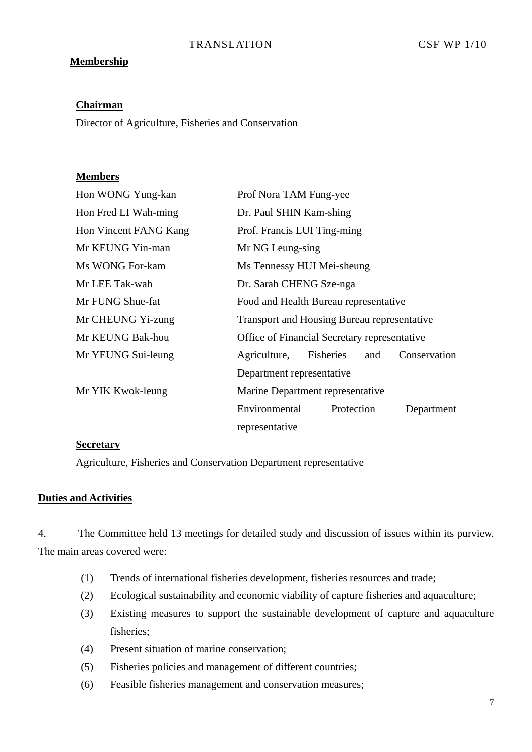**Membership**

**Chairman**

Director of Agriculture, Fisheries and Conservation

**Members**

| | |
|---|---|
| Hon WONG Yung-kan | Prof Nora TAM Fung-yee |
| Hon Fred LI Wah-ming | Dr. Paul SHIN Kam-shing |
| Hon Vincent FANG Kang | Prof. Francis LUI Ting-ming |
| Mr KEUNG Yin-man | Mr NG Leung-sing |
| Ms WONG For-kam | Ms Tennessy HUI Mei-sheung |
| Mr LEE Tak-wah | Dr. Sarah CHENG Sze-nga |
| Mr FUNG Shue-fat | Food and Health Bureau representative |
| Mr CHEUNG Yi-zung | Transport and Housing Bureau representative |
| Mr KEUNG Bak-hou | Office of Financial Secretary representative |
| Mr YEUNG Sui-leung | Agriculture, Fisheries and Conservation Department representative |
| Mr YIK Kwok-leung | Marine Department representative |
| | Environmental Protection Department representative |

**Secretary**

Agriculture, Fisheries and Conservation Department representative

**Duties and Activities**

4. The Committee held 13 meetings for detailed study and discussion of issues within its purview. The main areas covered were:

(1) Trends of international fisheries development, fisheries resources and trade;

(2) Ecological sustainability and economic viability of capture fisheries and aquaculture;

(3) Existing measures to support the sustainable development of capture and aquaculture fisheries;

(4) Present situation of marine conservation;

(5) Fisheries policies and management of different countries;

(6) Feasible fisheries management and conservation measures;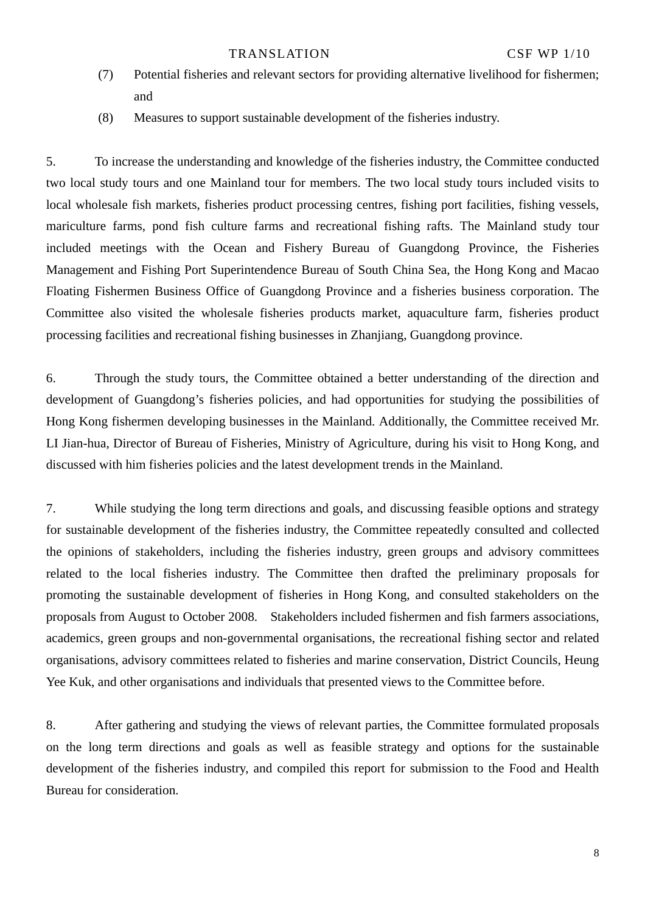(7) Potential fisheries and relevant sectors for providing alternative livelihood for fishermen; and

(8) Measures to support sustainable development of the fisheries industry.

5. To increase the understanding and knowledge of the fisheries industry, the Committee conducted two local study tours and one Mainland tour for members. The two local study tours included visits to local wholesale fish markets, fisheries product processing centres, fishing port facilities, fishing vessels, mariculture farms, pond fish culture farms and recreational fishing rafts. The Mainland study tour included meetings with the Ocean and Fishery Bureau of Guangdong Province, the Fisheries Management and Fishing Port Superintendence Bureau of South China Sea, the Hong Kong and Macao Floating Fishermen Business Office of Guangdong Province and a fisheries business corporation. The Committee also visited the wholesale fisheries products market, aquaculture farm, fisheries product processing facilities and recreational fishing businesses in Zhanjiang, Guangdong province.

6. Through the study tours, the Committee obtained a better understanding of the direction and development of Guangdong's fisheries policies, and had opportunities for studying the possibilities of Hong Kong fishermen developing businesses in the Mainland. Additionally, the Committee received Mr. LI Jian-hua, Director of Bureau of Fisheries, Ministry of Agriculture, during his visit to Hong Kong, and discussed with him fisheries policies and the latest development trends in the Mainland.

7. While studying the long term directions and goals, and discussing feasible options and strategy for sustainable development of the fisheries industry, the Committee repeatedly consulted and collected the opinions of stakeholders, including the fisheries industry, green groups and advisory committees related to the local fisheries industry. The Committee then drafted the preliminary proposals for promoting the sustainable development of fisheries in Hong Kong, and consulted stakeholders on the proposals from August to October 2008. Stakeholders included fishermen and fish farmers associations, academics, green groups and non-governmental organisations, the recreational fishing sector and related organisations, advisory committees related to fisheries and marine conservation, District Councils, Heung Yee Kuk, and other organisations and individuals that presented views to the Committee before.

8. After gathering and studying the views of relevant parties, the Committee formulated proposals on the long term directions and goals as well as feasible strategy and options for the sustainable development of the fisheries industry, and compiled this report for submission to the Food and Health Bureau for consideration.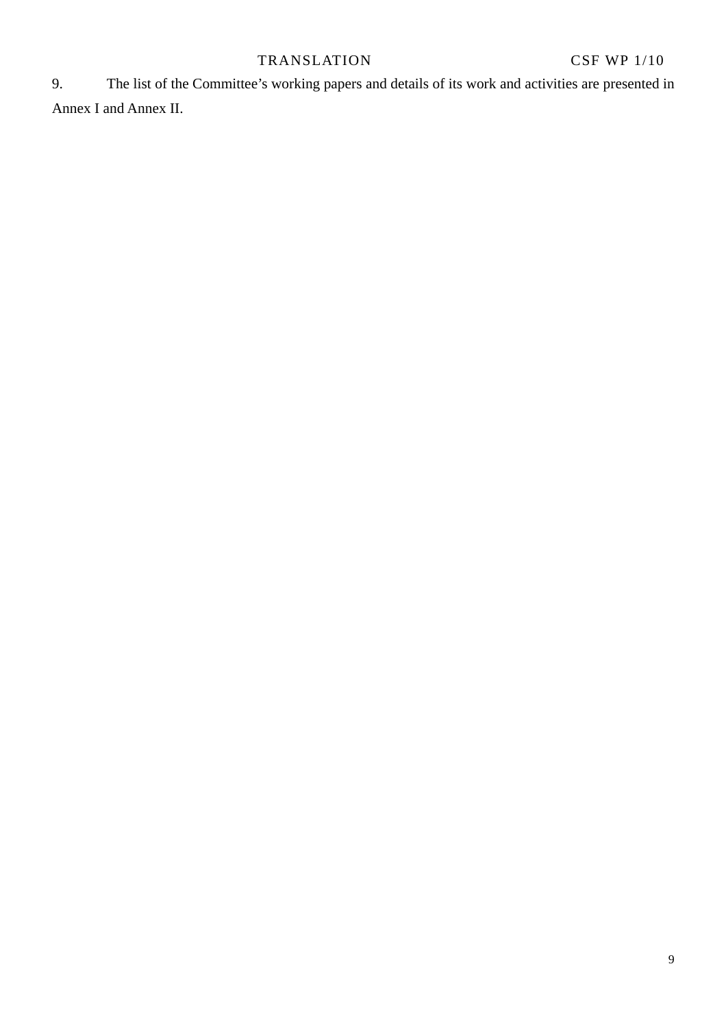9. The list of the Committee's working papers and details of its work and activities are presented in Annex I and Annex II.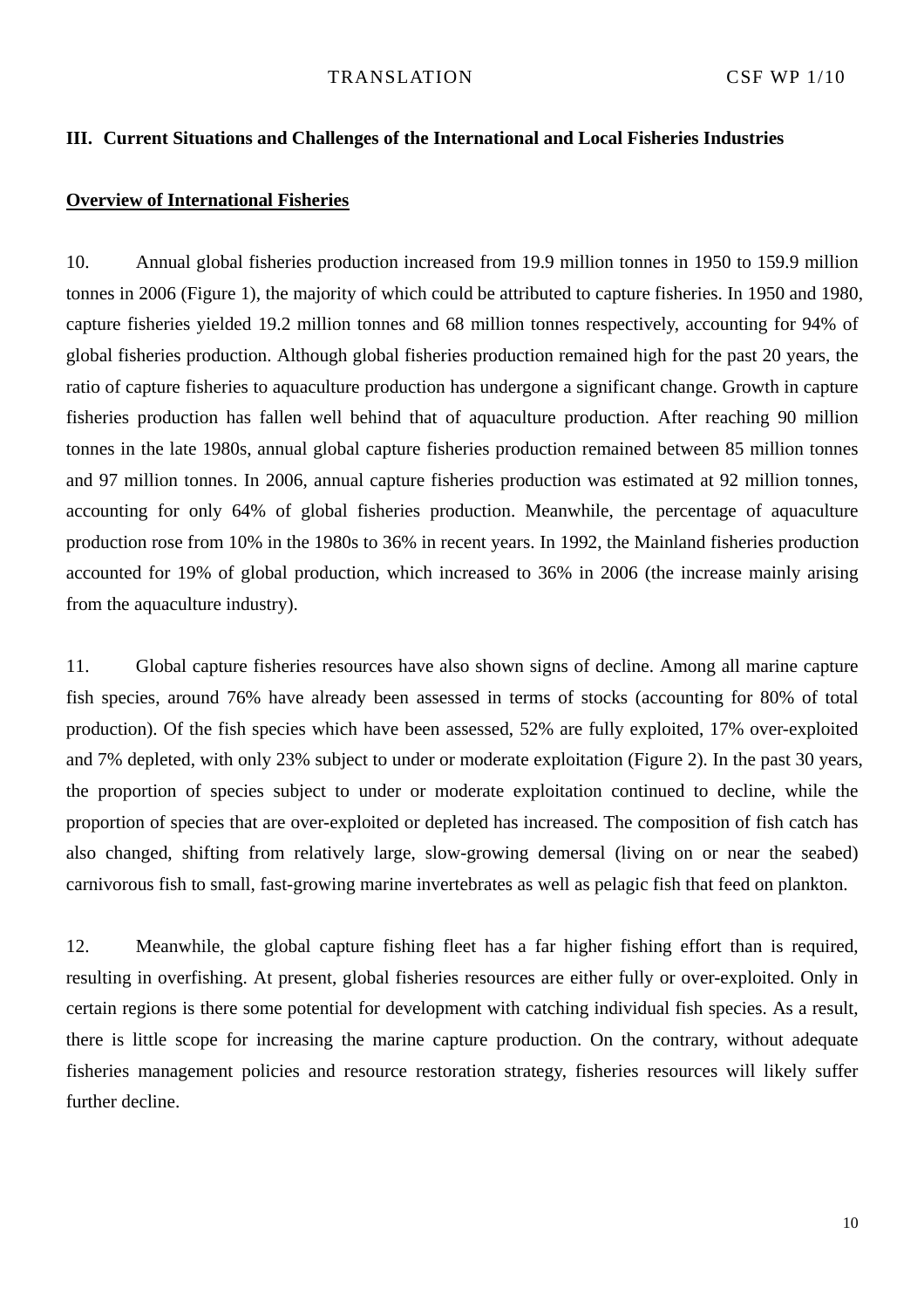## III. Current Situations and Challenges of the International and Local Fisheries Industries

**<u>Overview of International Fisheries</u>**

10. Annual global fisheries production increased from 19.9 million tonnes in 1950 to 159.9 million tonnes in 2006 (Figure 1), the majority of which could be attributed to capture fisheries. In 1950 and 1980, capture fisheries yielded 19.2 million tonnes and 68 million tonnes respectively, accounting for 94% of global fisheries production. Although global fisheries production remained high for the past 20 years, the ratio of capture fisheries to aquaculture production has undergone a significant change. Growth in capture fisheries production has fallen well behind that of aquaculture production. After reaching 90 million tonnes in the late 1980s, annual global capture fisheries production remained between 85 million tonnes and 97 million tonnes. In 2006, annual capture fisheries production was estimated at 92 million tonnes, accounting for only 64% of global fisheries production. Meanwhile, the percentage of aquaculture production rose from 10% in the 1980s to 36% in recent years. In 1992, the Mainland fisheries production accounted for 19% of global production, which increased to 36% in 2006 (the increase mainly arising from the aquaculture industry).

11. Global capture fisheries resources have also shown signs of decline. Among all marine capture fish species, around 76% have already been assessed in terms of stocks (accounting for 80% of total production). Of the fish species which have been assessed, 52% are fully exploited, 17% over-exploited and 7% depleted, with only 23% subject to under or moderate exploitation (Figure 2). In the past 30 years, the proportion of species subject to under or moderate exploitation continued to decline, while the proportion of species that are over-exploited or depleted has increased. The composition of fish catch has also changed, shifting from relatively large, slow-growing demersal (living on or near the seabed) carnivorous fish to small, fast-growing marine invertebrates as well as pelagic fish that feed on plankton.

12. Meanwhile, the global capture fishing fleet has a far higher fishing effort than is required, resulting in overfishing. At present, global fisheries resources are either fully or over-exploited. Only in certain regions is there some potential for development with catching individual fish species. As a result, there is little scope for increasing the marine capture production. On the contrary, without adequate fisheries management policies and resource restoration strategy, fisheries resources will likely suffer further decline.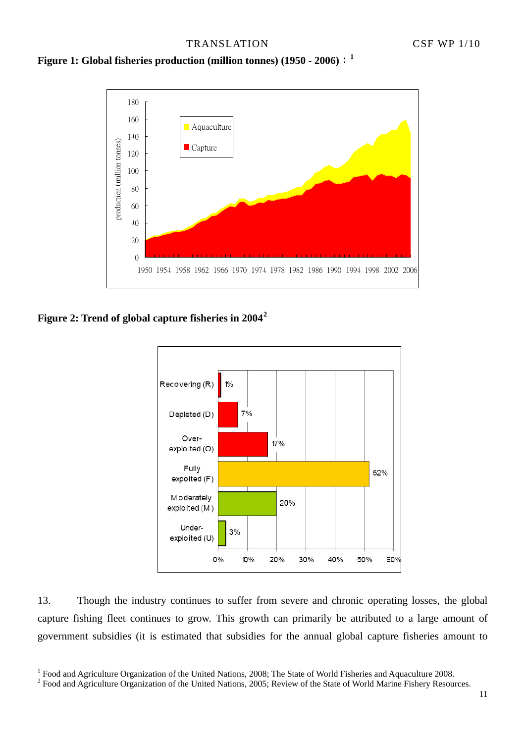**Figure 1: Global fisheries production (million tonnes) (1950 - 2006)：[1]**

production (million tonnes)

180
160
140
120
100
80
60
40
20
0

Aquaculture
Capture

1950 1954 1958 1962 1966 1970 1974 1978 1982 1986 1990 1994 1998 2002 2006

**Figure 2: Trend of global capture fisheries in 2004[2]**

Recovering (R) 1%
Depleted (D) 7%
Over-exploited (O) 17%
Fully expoited (F) 52%
Moderately exploited (M) 20%
Under-exploited (U) 3%

0% 10% 20% 30% 40% 50% 60%

13. Though the industry continues to suffer from severe and chronic operating losses, the global capture fishing fleet continues to grow. This growth can primarily be attributed to a large amount of government subsidies (it is estimated that subsidies for the annual global capture fisheries amount to

---

[1] Food and Agriculture Organization of the United Nations, 2008; The State of World Fisheries and Aquaculture 2008.

[2] Food and Agriculture Organization of the United Nations, 2005; Review of the State of World Marine Fishery Resources.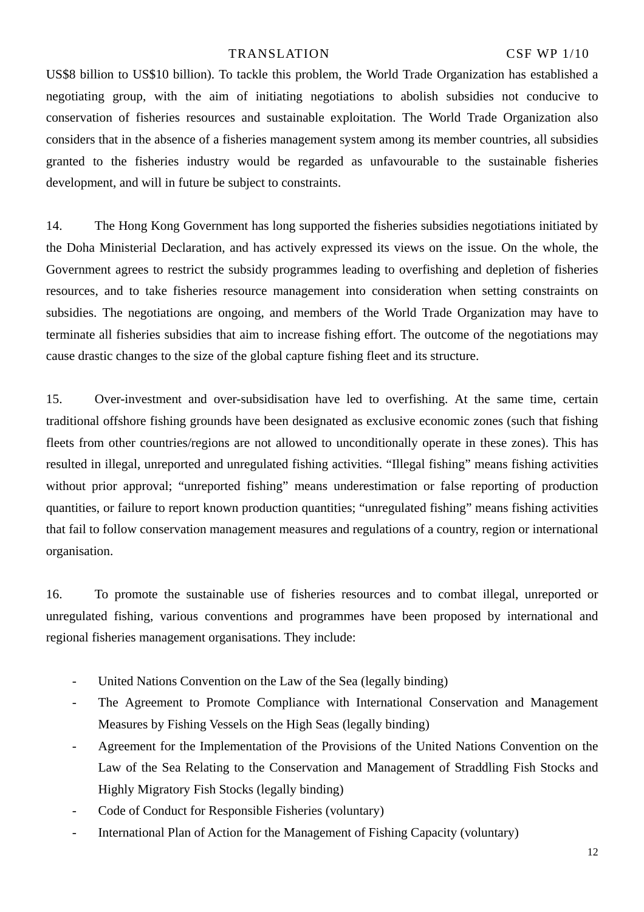US$8 billion to US$10 billion). To tackle this problem, the World Trade Organization has established a negotiating group, with the aim of initiating negotiations to abolish subsidies not conducive to conservation of fisheries resources and sustainable exploitation. The World Trade Organization also considers that in the absence of a fisheries management system among its member countries, all subsidies granted to the fisheries industry would be regarded as unfavourable to the sustainable fisheries development, and will in future be subject to constraints.

14. The Hong Kong Government has long supported the fisheries subsidies negotiations initiated by the Doha Ministerial Declaration, and has actively expressed its views on the issue. On the whole, the Government agrees to restrict the subsidy programmes leading to overfishing and depletion of fisheries resources, and to take fisheries resource management into consideration when setting constraints on subsidies. The negotiations are ongoing, and members of the World Trade Organization may have to terminate all fisheries subsidies that aim to increase fishing effort. The outcome of the negotiations may cause drastic changes to the size of the global capture fishing fleet and its structure.

15. Over-investment and over-subsidisation have led to overfishing. At the same time, certain traditional offshore fishing grounds have been designated as exclusive economic zones (such that fishing fleets from other countries/regions are not allowed to unconditionally operate in these zones). This has resulted in illegal, unreported and unregulated fishing activities. "Illegal fishing" means fishing activities without prior approval; "unreported fishing" means underestimation or false reporting of production quantities, or failure to report known production quantities; "unregulated fishing" means fishing activities that fail to follow conservation management measures and regulations of a country, region or international organisation.

16. To promote the sustainable use of fisheries resources and to combat illegal, unreported or unregulated fishing, various conventions and programmes have been proposed by international and regional fisheries management organisations. They include:

- United Nations Convention on the Law of the Sea (legally binding)
- The Agreement to Promote Compliance with International Conservation and Management Measures by Fishing Vessels on the High Seas (legally binding)
- Agreement for the Implementation of the Provisions of the United Nations Convention on the Law of the Sea Relating to the Conservation and Management of Straddling Fish Stocks and Highly Migratory Fish Stocks (legally binding)
- Code of Conduct for Responsible Fisheries (voluntary)
- International Plan of Action for the Management of Fishing Capacity (voluntary)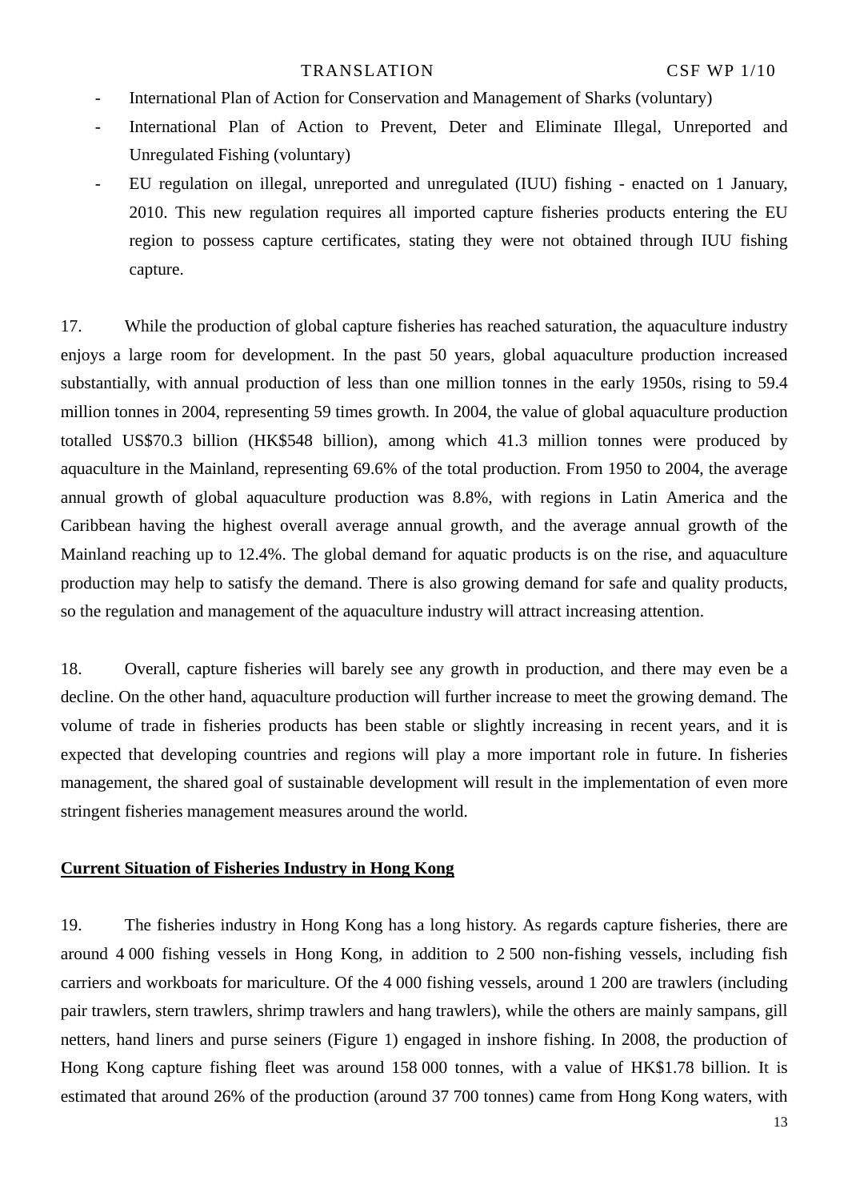- International Plan of Action for Conservation and Management of Sharks (voluntary)
- International Plan of Action to Prevent, Deter and Eliminate Illegal, Unreported and Unregulated Fishing (voluntary)
- EU regulation on illegal, unreported and unregulated (IUU) fishing - enacted on 1 January, 2010. This new regulation requires all imported capture fisheries products entering the EU region to possess capture certificates, stating they were not obtained through IUU fishing capture.

17. While the production of global capture fisheries has reached saturation, the aquaculture industry enjoys a large room for development. In the past 50 years, global aquaculture production increased substantially, with annual production of less than one million tonnes in the early 1950s, rising to 59.4 million tonnes in 2004, representing 59 times growth. In 2004, the value of global aquaculture production totalled US$70.3 billion (HK$548 billion), among which 41.3 million tonnes were produced by aquaculture in the Mainland, representing 69.6% of the total production. From 1950 to 2004, the average annual growth of global aquaculture production was 8.8%, with regions in Latin America and the Caribbean having the highest overall average annual growth, and the average annual growth of the Mainland reaching up to 12.4%. The global demand for aquatic products is on the rise, and aquaculture production may help to satisfy the demand. There is also growing demand for safe and quality products, so the regulation and management of the aquaculture industry will attract increasing attention.

18. Overall, capture fisheries will barely see any growth in production, and there may even be a decline. On the other hand, aquaculture production will further increase to meet the growing demand. The volume of trade in fisheries products has been stable or slightly increasing in recent years, and it is expected that developing countries and regions will play a more important role in future. In fisheries management, the shared goal of sustainable development will result in the implementation of even more stringent fisheries management measures around the world.

**Current Situation of Fisheries Industry in Hong Kong**

19. The fisheries industry in Hong Kong has a long history. As regards capture fisheries, there are around 4 000 fishing vessels in Hong Kong, in addition to 2 500 non-fishing vessels, including fish carriers and workboats for mariculture. Of the 4 000 fishing vessels, around 1 200 are trawlers (including pair trawlers, stern trawlers, shrimp trawlers and hang trawlers), while the others are mainly sampans, gill netters, hand liners and purse seiners (Figure 1) engaged in inshore fishing. In 2008, the production of Hong Kong capture fishing fleet was around 158 000 tonnes, with a value of HK$1.78 billion. It is estimated that around 26% of the production (around 37 700 tonnes) came from Hong Kong waters, with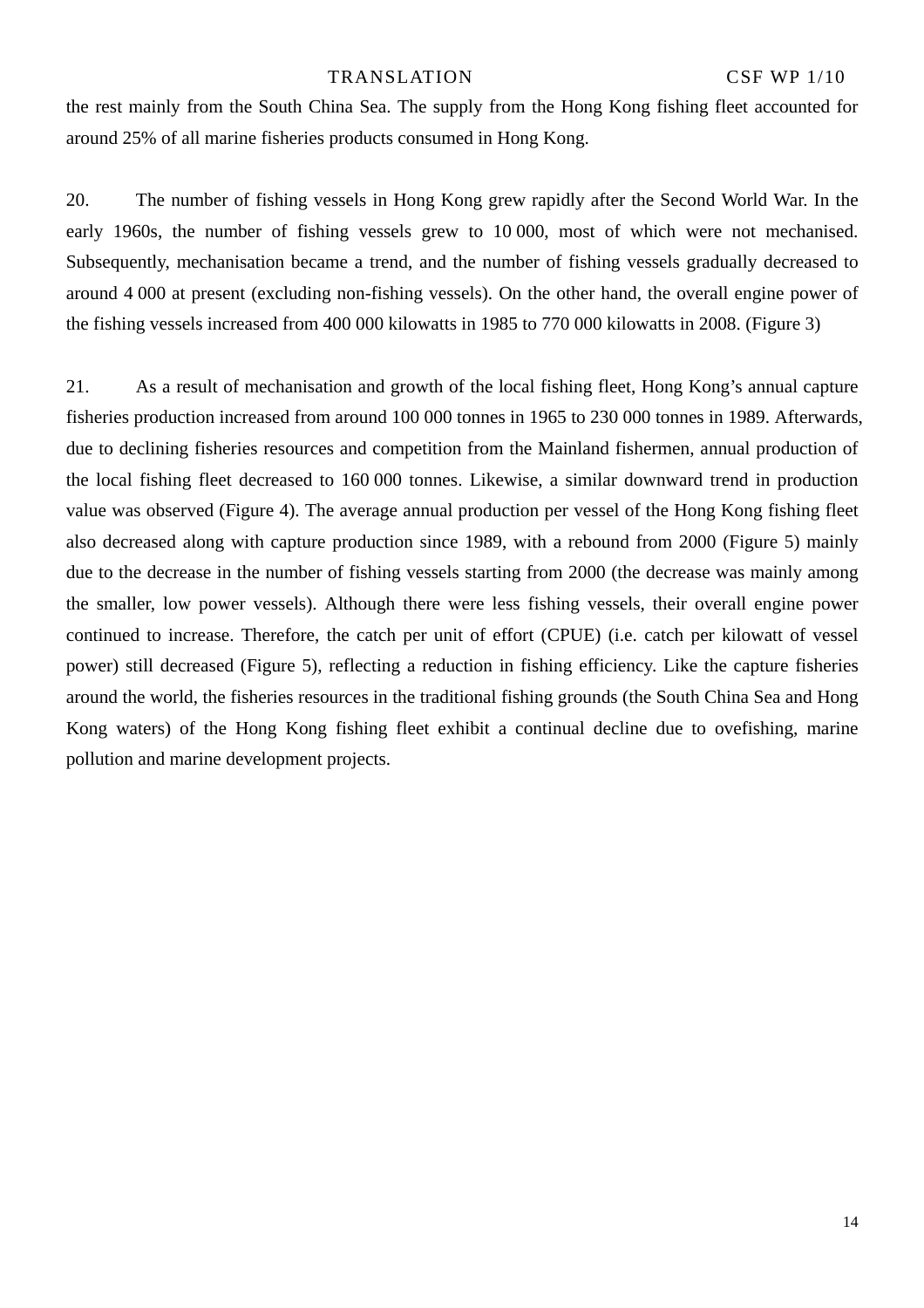the rest mainly from the South China Sea. The supply from the Hong Kong fishing fleet accounted for around 25% of all marine fisheries products consumed in Hong Kong.

20. The number of fishing vessels in Hong Kong grew rapidly after the Second World War. In the early 1960s, the number of fishing vessels grew to 10 000, most of which were not mechanised. Subsequently, mechanisation became a trend, and the number of fishing vessels gradually decreased to around 4 000 at present (excluding non-fishing vessels). On the other hand, the overall engine power of the fishing vessels increased from 400 000 kilowatts in 1985 to 770 000 kilowatts in 2008. (Figure 3)

21. As a result of mechanisation and growth of the local fishing fleet, Hong Kong's annual capture fisheries production increased from around 100 000 tonnes in 1965 to 230 000 tonnes in 1989. Afterwards, due to declining fisheries resources and competition from the Mainland fishermen, annual production of the local fishing fleet decreased to 160 000 tonnes. Likewise, a similar downward trend in production value was observed (Figure 4). The average annual production per vessel of the Hong Kong fishing fleet also decreased along with capture production since 1989, with a rebound from 2000 (Figure 5) mainly due to the decrease in the number of fishing vessels starting from 2000 (the decrease was mainly among the smaller, low power vessels). Although there were less fishing vessels, their overall engine power continued to increase. Therefore, the catch per unit of effort (CPUE) (i.e. catch per kilowatt of vessel power) still decreased (Figure 5), reflecting a reduction in fishing efficiency. Like the capture fisheries around the world, the fisheries resources in the traditional fishing grounds (the South China Sea and Hong Kong waters) of the Hong Kong fishing fleet exhibit a continual decline due to ovefishing, marine pollution and marine development projects.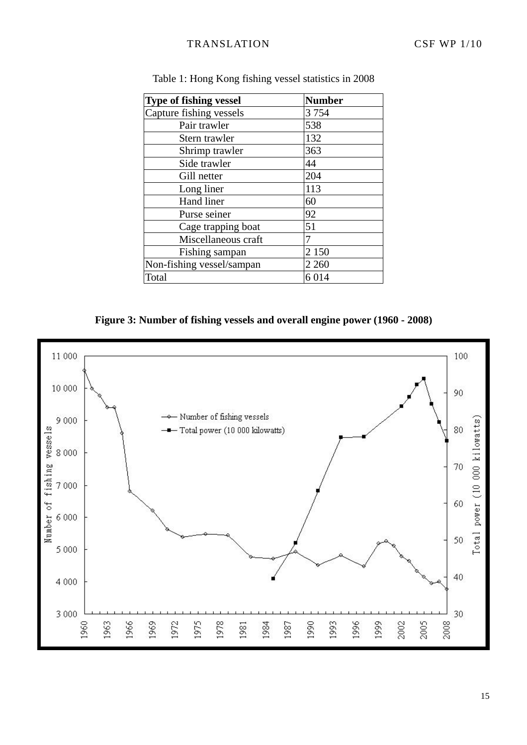Table 1: Hong Kong fishing vessel statistics in 2008

| Type of fishing vessel | Number |
|---|---|
| Capture fishing vessels | 3 754 |
| Pair trawler | 538 |
| Stern trawler | 132 |
| Shrimp trawler | 363 |
| Side trawler | 44 |
| Gill netter | 204 |
| Long liner | 113 |
| Hand liner | 60 |
| Purse seiner | 92 |
| Cage trapping boat | 51 |
| Miscellaneous craft | 7 |
| Fishing sampan | 2 150 |
| Non-fishing vessel/sampan | 2 260 |
| Total | 6 014 |

**Figure 3: Number of fishing vessels and overall engine power (1960 - 2008)**

Number of fishing vessels
Total power (10 000 kilowatts)

11 000
10 000
9 000
8 000
7 000
6 000
5 000
4 000
3 000

100
90
80
70
60
50
40
30

1960 1963 1966 1969 1972 1975 1978 1981 1984 1987 1990 1993 1996 1999 2002 2005 2008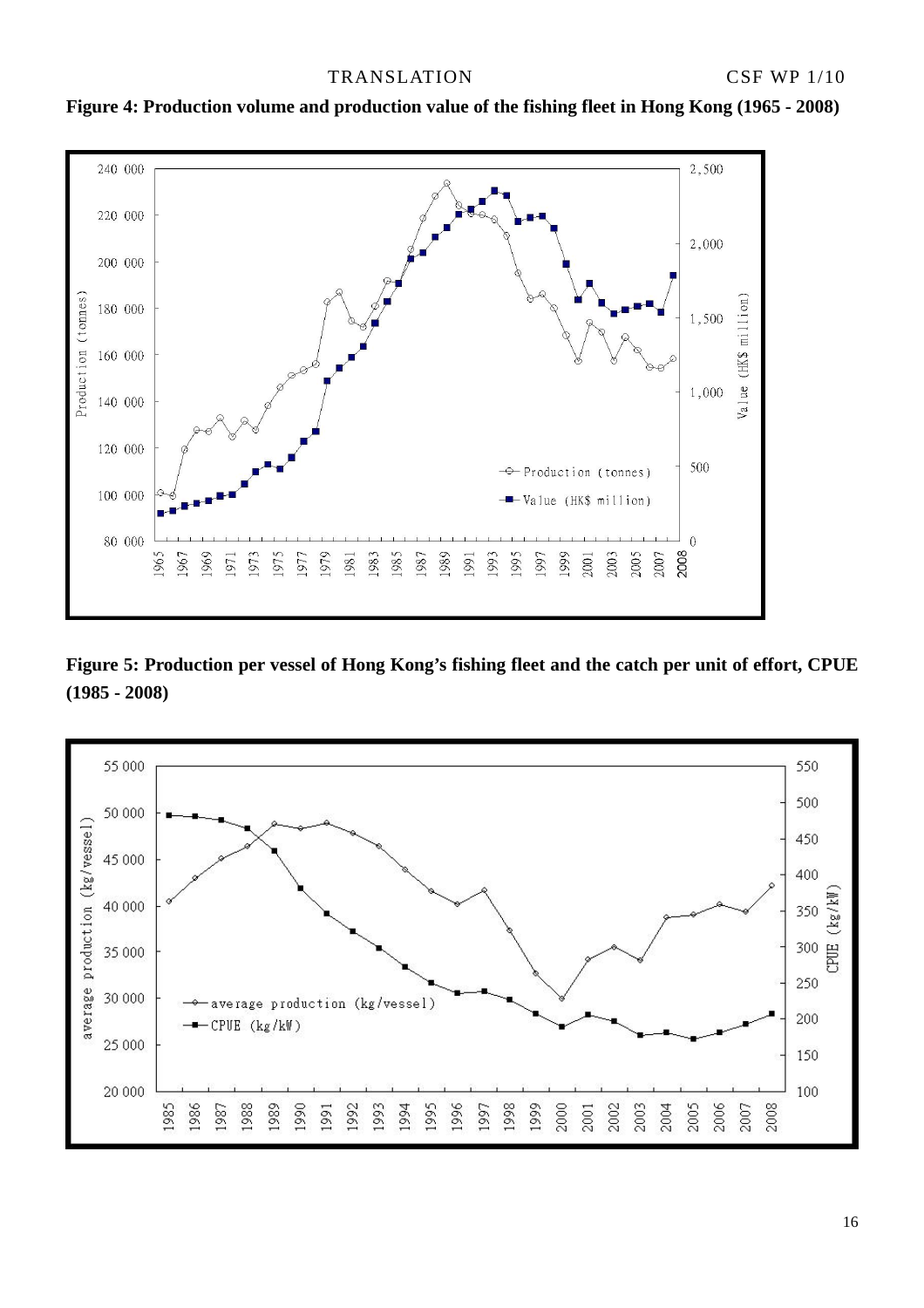**Figure 4: Production volume and production value of the fishing fleet in Hong Kong (1965 - 2008)**

Production (tonnes)

240 000
220 000
200 000
180 000
160 000
140 000
120 000
100 000
80 000

Value (HK$ million)

2,500
2,000
1,500
1,000
500
0

1965 1967 1969 1971 1973 1975 1977 1979 1981 1983 1985 1987 1989 1991 1993 1995 1997 1999 2001 2003 2005 2007 2008

Production (tonnes)
Value (HK$ million)

**Figure 5: Production per vessel of Hong Kong's fishing fleet and the catch per unit of effort, CPUE (1985 - 2008)**

average production (kg/vessel)

55 000
50 000
45 000
40 000
35 000
30 000
25 000
20 000

CPUE (kg/kW)

550
500
450
400
350
300
250
200
150
100

1985 1986 1987 1988 1989 1990 1991 1992 1993 1994 1995 1996 1997 1998 1999 2000 2001 2002 2003 2004 2005 2006 2007 2008

average production (kg/vessel)
CPUE (kg/kW)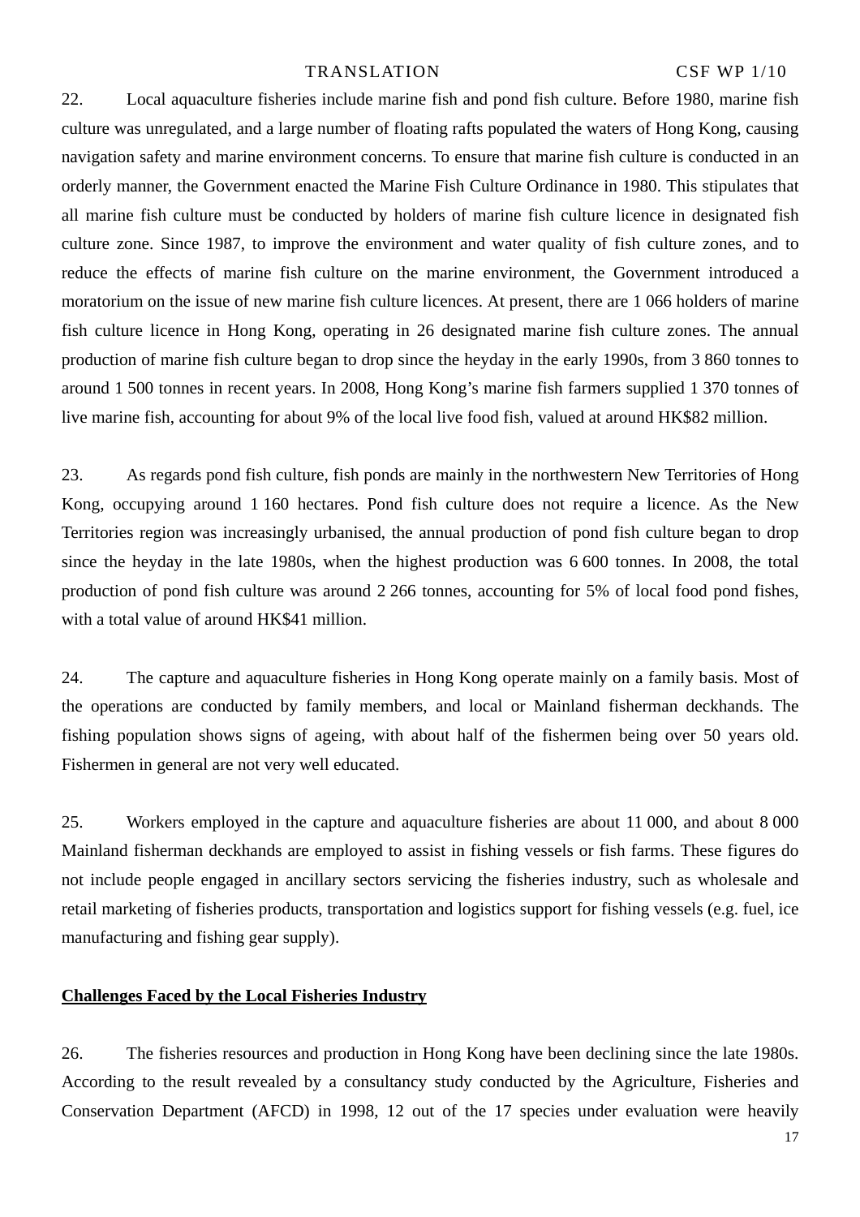22. Local aquaculture fisheries include marine fish and pond fish culture. Before 1980, marine fish culture was unregulated, and a large number of floating rafts populated the waters of Hong Kong, causing navigation safety and marine environment concerns. To ensure that marine fish culture is conducted in an orderly manner, the Government enacted the Marine Fish Culture Ordinance in 1980. This stipulates that all marine fish culture must be conducted by holders of marine fish culture licence in designated fish culture zone. Since 1987, to improve the environment and water quality of fish culture zones, and to reduce the effects of marine fish culture on the marine environment, the Government introduced a moratorium on the issue of new marine fish culture licences. At present, there are 1 066 holders of marine fish culture licence in Hong Kong, operating in 26 designated marine fish culture zones. The annual production of marine fish culture began to drop since the heyday in the early 1990s, from 3 860 tonnes to around 1 500 tonnes in recent years. In 2008, Hong Kong's marine fish farmers supplied 1 370 tonnes of live marine fish, accounting for about 9% of the local live food fish, valued at around HK$82 million.

23. As regards pond fish culture, fish ponds are mainly in the northwestern New Territories of Hong Kong, occupying around 1 160 hectares. Pond fish culture does not require a licence. As the New Territories region was increasingly urbanised, the annual production of pond fish culture began to drop since the heyday in the late 1980s, when the highest production was 6 600 tonnes. In 2008, the total production of pond fish culture was around 2 266 tonnes, accounting for 5% of local food pond fishes, with a total value of around HK$41 million.

24. The capture and aquaculture fisheries in Hong Kong operate mainly on a family basis. Most of the operations are conducted by family members, and local or Mainland fisherman deckhands. The fishing population shows signs of ageing, with about half of the fishermen being over 50 years old. Fishermen in general are not very well educated.

25. Workers employed in the capture and aquaculture fisheries are about 11 000, and about 8 000 Mainland fisherman deckhands are employed to assist in fishing vessels or fish farms. These figures do not include people engaged in ancillary sectors servicing the fisheries industry, such as wholesale and retail marketing of fisheries products, transportation and logistics support for fishing vessels (e.g. fuel, ice manufacturing and fishing gear supply).

**<u>Challenges Faced by the Local Fisheries Industry</u>**

26. The fisheries resources and production in Hong Kong have been declining since the late 1980s. According to the result revealed by a consultancy study conducted by the Agriculture, Fisheries and Conservation Department (AFCD) in 1998, 12 out of the 17 species under evaluation were heavily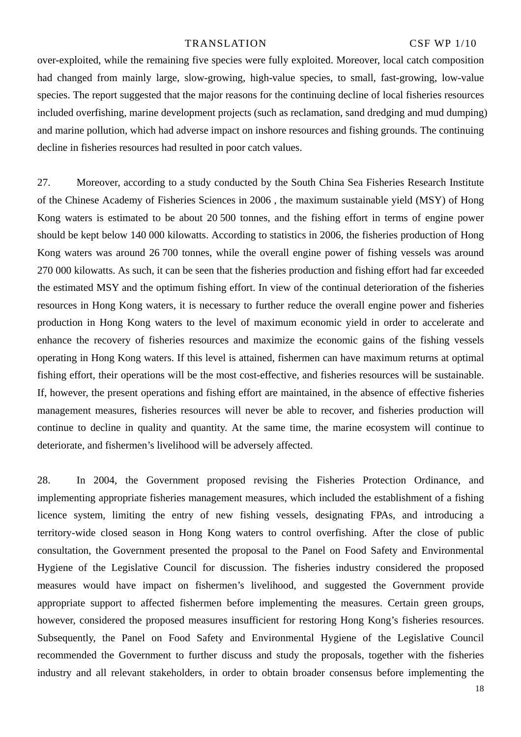over-exploited, while the remaining five species were fully exploited. Moreover, local catch composition had changed from mainly large, slow-growing, high-value species, to small, fast-growing, low-value species. The report suggested that the major reasons for the continuing decline of local fisheries resources included overfishing, marine development projects (such as reclamation, sand dredging and mud dumping) and marine pollution, which had adverse impact on inshore resources and fishing grounds. The continuing decline in fisheries resources had resulted in poor catch values.

27. Moreover, according to a study conducted by the South China Sea Fisheries Research Institute of the Chinese Academy of Fisheries Sciences in 2006 , the maximum sustainable yield (MSY) of Hong Kong waters is estimated to be about 20 500 tonnes, and the fishing effort in terms of engine power should be kept below 140 000 kilowatts. According to statistics in 2006, the fisheries production of Hong Kong waters was around 26 700 tonnes, while the overall engine power of fishing vessels was around 270 000 kilowatts. As such, it can be seen that the fisheries production and fishing effort had far exceeded the estimated MSY and the optimum fishing effort. In view of the continual deterioration of the fisheries resources in Hong Kong waters, it is necessary to further reduce the overall engine power and fisheries production in Hong Kong waters to the level of maximum economic yield in order to accelerate and enhance the recovery of fisheries resources and maximize the economic gains of the fishing vessels operating in Hong Kong waters. If this level is attained, fishermen can have maximum returns at optimal fishing effort, their operations will be the most cost-effective, and fisheries resources will be sustainable. If, however, the present operations and fishing effort are maintained, in the absence of effective fisheries management measures, fisheries resources will never be able to recover, and fisheries production will continue to decline in quality and quantity. At the same time, the marine ecosystem will continue to deteriorate, and fishermen's livelihood will be adversely affected.

28. In 2004, the Government proposed revising the Fisheries Protection Ordinance, and implementing appropriate fisheries management measures, which included the establishment of a fishing licence system, limiting the entry of new fishing vessels, designating FPAs, and introducing a territory-wide closed season in Hong Kong waters to control overfishing. After the close of public consultation, the Government presented the proposal to the Panel on Food Safety and Environmental Hygiene of the Legislative Council for discussion. The fisheries industry considered the proposed measures would have impact on fishermen's livelihood, and suggested the Government provide appropriate support to affected fishermen before implementing the measures. Certain green groups, however, considered the proposed measures insufficient for restoring Hong Kong's fisheries resources. Subsequently, the Panel on Food Safety and Environmental Hygiene of the Legislative Council recommended the Government to further discuss and study the proposals, together with the fisheries industry and all relevant stakeholders, in order to obtain broader consensus before implementing the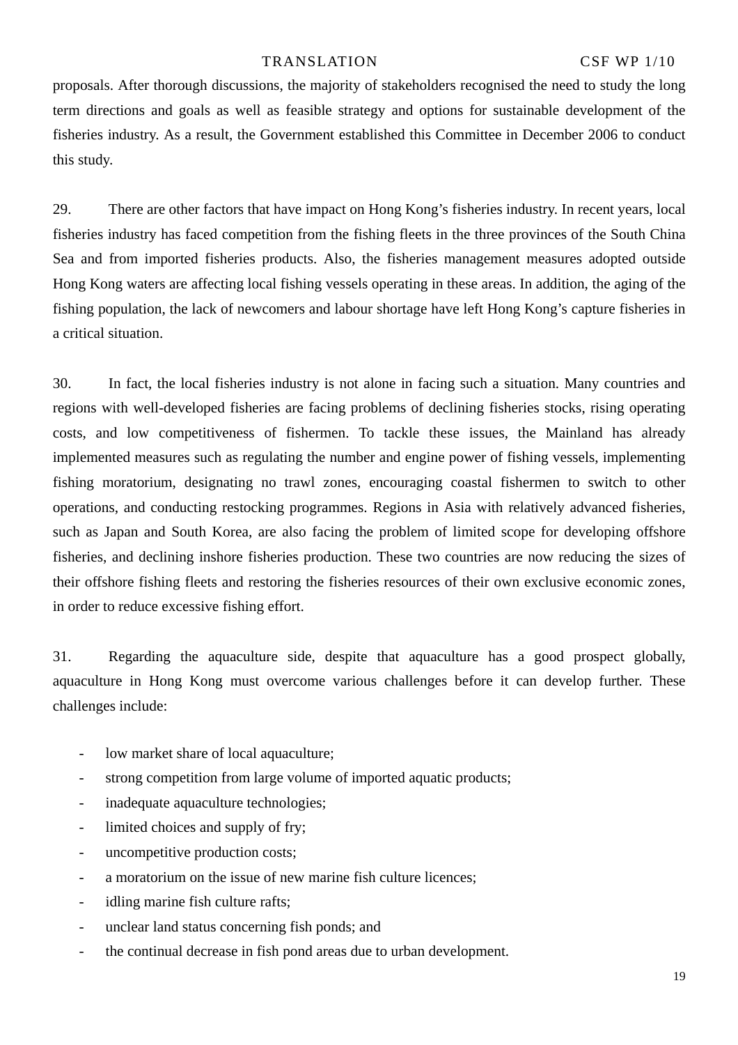proposals. After thorough discussions, the majority of stakeholders recognised the need to study the long term directions and goals as well as feasible strategy and options for sustainable development of the fisheries industry. As a result, the Government established this Committee in December 2006 to conduct this study.

29. There are other factors that have impact on Hong Kong's fisheries industry. In recent years, local fisheries industry has faced competition from the fishing fleets in the three provinces of the South China Sea and from imported fisheries products. Also, the fisheries management measures adopted outside Hong Kong waters are affecting local fishing vessels operating in these areas. In addition, the aging of the fishing population, the lack of newcomers and labour shortage have left Hong Kong's capture fisheries in a critical situation.

30. In fact, the local fisheries industry is not alone in facing such a situation. Many countries and regions with well-developed fisheries are facing problems of declining fisheries stocks, rising operating costs, and low competitiveness of fishermen. To tackle these issues, the Mainland has already implemented measures such as regulating the number and engine power of fishing vessels, implementing fishing moratorium, designating no trawl zones, encouraging coastal fishermen to switch to other operations, and conducting restocking programmes. Regions in Asia with relatively advanced fisheries, such as Japan and South Korea, are also facing the problem of limited scope for developing offshore fisheries, and declining inshore fisheries production. These two countries are now reducing the sizes of their offshore fishing fleets and restoring the fisheries resources of their own exclusive economic zones, in order to reduce excessive fishing effort.

31. Regarding the aquaculture side, despite that aquaculture has a good prospect globally, aquaculture in Hong Kong must overcome various challenges before it can develop further. These challenges include:

- low market share of local aquaculture;
- strong competition from large volume of imported aquatic products;
- inadequate aquaculture technologies;
- limited choices and supply of fry;
- uncompetitive production costs;
- a moratorium on the issue of new marine fish culture licences;
- idling marine fish culture rafts;
- unclear land status concerning fish ponds; and
- the continual decrease in fish pond areas due to urban development.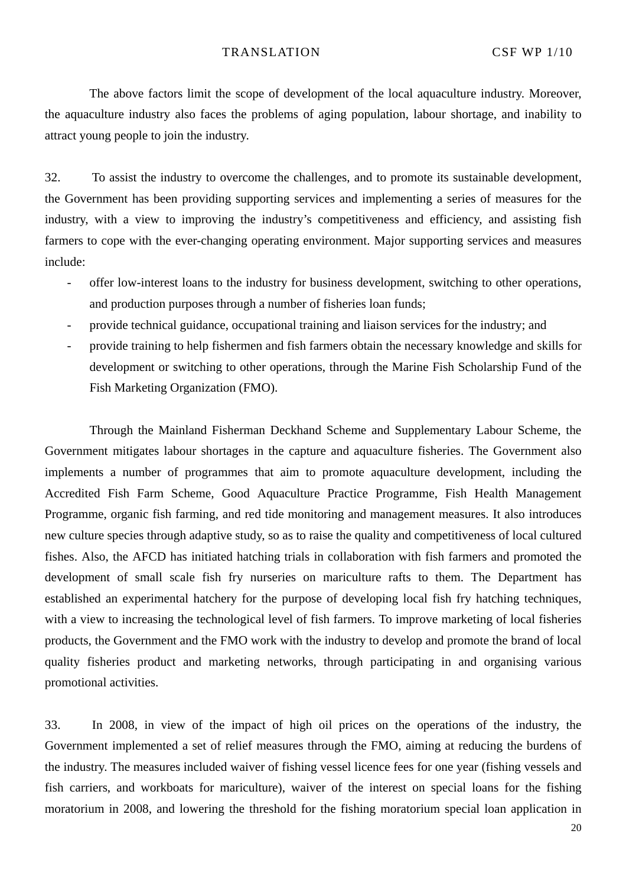The above factors limit the scope of development of the local aquaculture industry. Moreover, the aquaculture industry also faces the problems of aging population, labour shortage, and inability to attract young people to join the industry.

32. To assist the industry to overcome the challenges, and to promote its sustainable development, the Government has been providing supporting services and implementing a series of measures for the industry, with a view to improving the industry's competitiveness and efficiency, and assisting fish farmers to cope with the ever-changing operating environment. Major supporting services and measures include:

- offer low-interest loans to the industry for business development, switching to other operations, and production purposes through a number of fisheries loan funds;
- provide technical guidance, occupational training and liaison services for the industry; and
- provide training to help fishermen and fish farmers obtain the necessary knowledge and skills for development or switching to other operations, through the Marine Fish Scholarship Fund of the Fish Marketing Organization (FMO).

Through the Mainland Fisherman Deckhand Scheme and Supplementary Labour Scheme, the Government mitigates labour shortages in the capture and aquaculture fisheries. The Government also implements a number of programmes that aim to promote aquaculture development, including the Accredited Fish Farm Scheme, Good Aquaculture Practice Programme, Fish Health Management Programme, organic fish farming, and red tide monitoring and management measures. It also introduces new culture species through adaptive study, so as to raise the quality and competitiveness of local cultured fishes. Also, the AFCD has initiated hatching trials in collaboration with fish farmers and promoted the development of small scale fish fry nurseries on mariculture rafts to them. The Department has established an experimental hatchery for the purpose of developing local fish fry hatching techniques, with a view to increasing the technological level of fish farmers. To improve marketing of local fisheries products, the Government and the FMO work with the industry to develop and promote the brand of local quality fisheries product and marketing networks, through participating in and organising various promotional activities.

33. In 2008, in view of the impact of high oil prices on the operations of the industry, the Government implemented a set of relief measures through the FMO, aiming at reducing the burdens of the industry. The measures included waiver of fishing vessel licence fees for one year (fishing vessels and fish carriers, and workboats for mariculture), waiver of the interest on special loans for the fishing moratorium in 2008, and lowering the threshold for the fishing moratorium special loan application in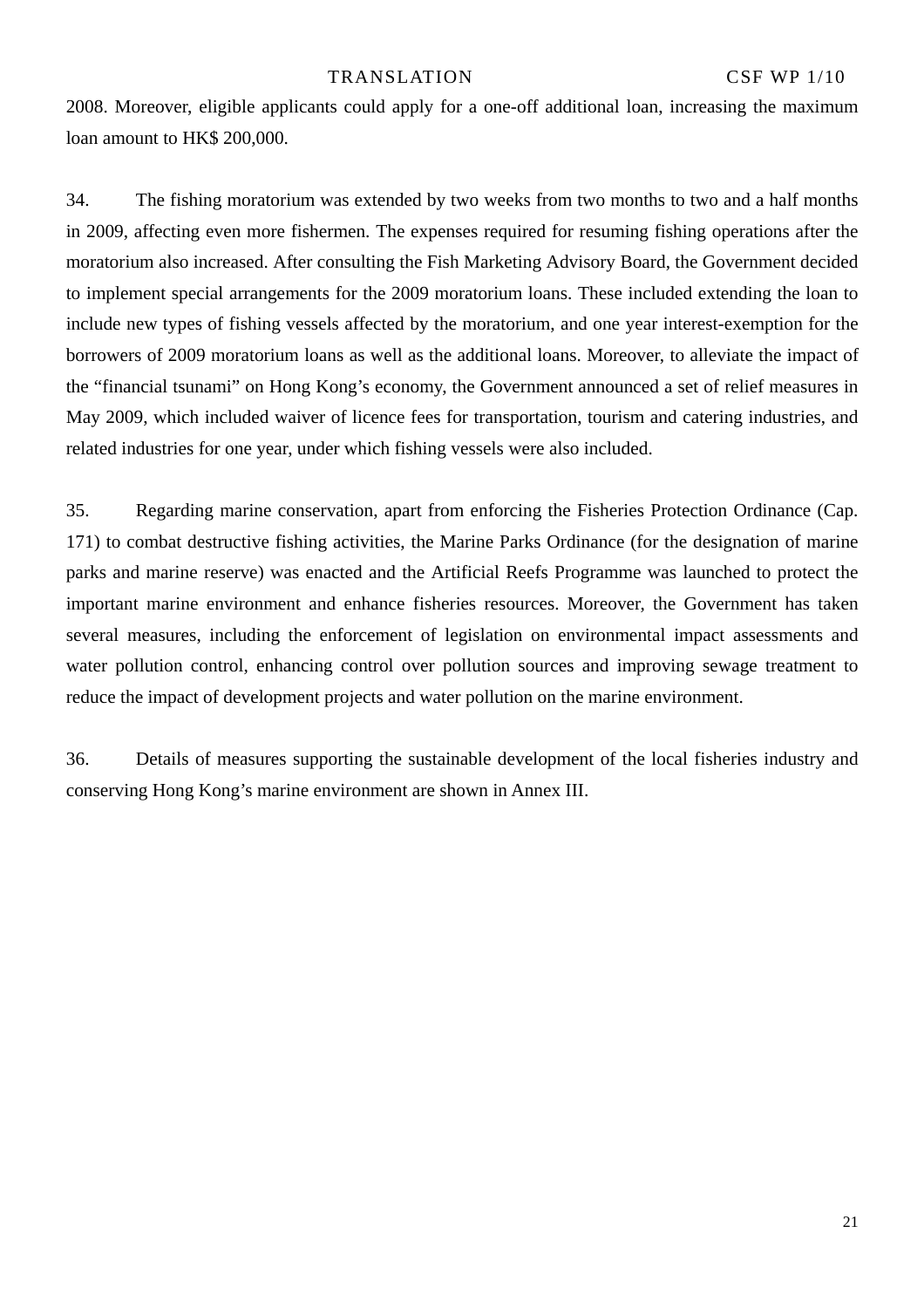2008. Moreover, eligible applicants could apply for a one-off additional loan, increasing the maximum loan amount to HK$ 200,000.

34. The fishing moratorium was extended by two weeks from two months to two and a half months in 2009, affecting even more fishermen. The expenses required for resuming fishing operations after the moratorium also increased. After consulting the Fish Marketing Advisory Board, the Government decided to implement special arrangements for the 2009 moratorium loans. These included extending the loan to include new types of fishing vessels affected by the moratorium, and one year interest-exemption for the borrowers of 2009 moratorium loans as well as the additional loans. Moreover, to alleviate the impact of the "financial tsunami" on Hong Kong's economy, the Government announced a set of relief measures in May 2009, which included waiver of licence fees for transportation, tourism and catering industries, and related industries for one year, under which fishing vessels were also included.

35. Regarding marine conservation, apart from enforcing the Fisheries Protection Ordinance (Cap. 171) to combat destructive fishing activities, the Marine Parks Ordinance (for the designation of marine parks and marine reserve) was enacted and the Artificial Reefs Programme was launched to protect the important marine environment and enhance fisheries resources. Moreover, the Government has taken several measures, including the enforcement of legislation on environmental impact assessments and water pollution control, enhancing control over pollution sources and improving sewage treatment to reduce the impact of development projects and water pollution on the marine environment.

36. Details of measures supporting the sustainable development of the local fisheries industry and conserving Hong Kong's marine environment are shown in Annex III.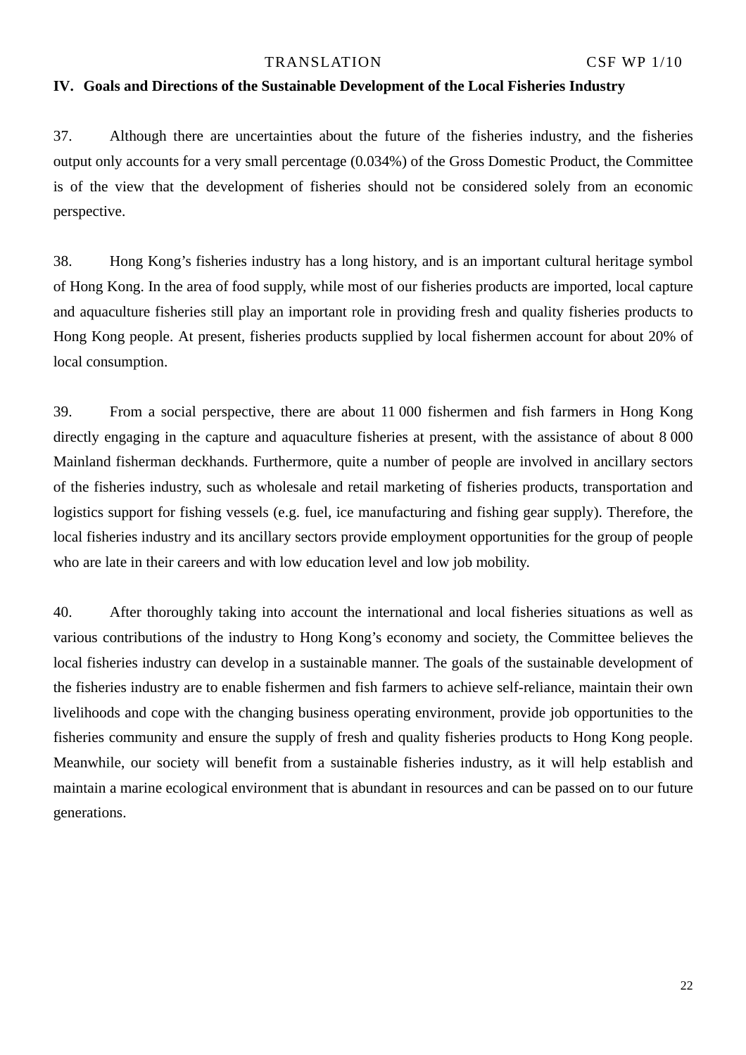## IV. Goals and Directions of the Sustainable Development of the Local Fisheries Industry

37. Although there are uncertainties about the future of the fisheries industry, and the fisheries output only accounts for a very small percentage (0.034%) of the Gross Domestic Product, the Committee is of the view that the development of fisheries should not be considered solely from an economic perspective.

38. Hong Kong's fisheries industry has a long history, and is an important cultural heritage symbol of Hong Kong. In the area of food supply, while most of our fisheries products are imported, local capture and aquaculture fisheries still play an important role in providing fresh and quality fisheries products to Hong Kong people. At present, fisheries products supplied by local fishermen account for about 20% of local consumption.

39. From a social perspective, there are about 11 000 fishermen and fish farmers in Hong Kong directly engaging in the capture and aquaculture fisheries at present, with the assistance of about 8 000 Mainland fisherman deckhands. Furthermore, quite a number of people are involved in ancillary sectors of the fisheries industry, such as wholesale and retail marketing of fisheries products, transportation and logistics support for fishing vessels (e.g. fuel, ice manufacturing and fishing gear supply). Therefore, the local fisheries industry and its ancillary sectors provide employment opportunities for the group of people who are late in their careers and with low education level and low job mobility.

40. After thoroughly taking into account the international and local fisheries situations as well as various contributions of the industry to Hong Kong's economy and society, the Committee believes the local fisheries industry can develop in a sustainable manner. The goals of the sustainable development of the fisheries industry are to enable fishermen and fish farmers to achieve self-reliance, maintain their own livelihoods and cope with the changing business operating environment, provide job opportunities to the fisheries community and ensure the supply of fresh and quality fisheries products to Hong Kong people. Meanwhile, our society will benefit from a sustainable fisheries industry, as it will help establish and maintain a marine ecological environment that is abundant in resources and can be passed on to our future generations.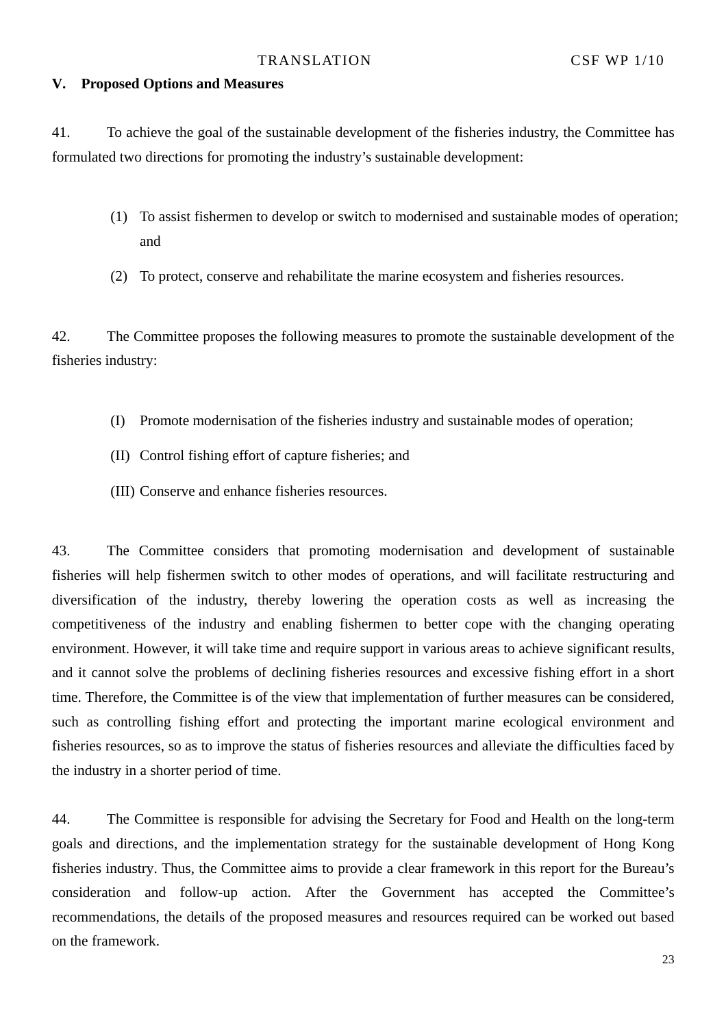## V. Proposed Options and Measures

41. To achieve the goal of the sustainable development of the fisheries industry, the Committee has formulated two directions for promoting the industry's sustainable development:

(1) To assist fishermen to develop or switch to modernised and sustainable modes of operation; and

(2) To protect, conserve and rehabilitate the marine ecosystem and fisheries resources.

42. The Committee proposes the following measures to promote the sustainable development of the fisheries industry:

(I) Promote modernisation of the fisheries industry and sustainable modes of operation;

(II) Control fishing effort of capture fisheries; and

(III) Conserve and enhance fisheries resources.

43. The Committee considers that promoting modernisation and development of sustainable fisheries will help fishermen switch to other modes of operations, and will facilitate restructuring and diversification of the industry, thereby lowering the operation costs as well as increasing the competitiveness of the industry and enabling fishermen to better cope with the changing operating environment. However, it will take time and require support in various areas to achieve significant results, and it cannot solve the problems of declining fisheries resources and excessive fishing effort in a short time. Therefore, the Committee is of the view that implementation of further measures can be considered, such as controlling fishing effort and protecting the important marine ecological environment and fisheries resources, so as to improve the status of fisheries resources and alleviate the difficulties faced by the industry in a shorter period of time.

44. The Committee is responsible for advising the Secretary for Food and Health on the long-term goals and directions, and the implementation strategy for the sustainable development of Hong Kong fisheries industry. Thus, the Committee aims to provide a clear framework in this report for the Bureau's consideration and follow-up action. After the Government has accepted the Committee's recommendations, the details of the proposed measures and resources required can be worked out based on the framework.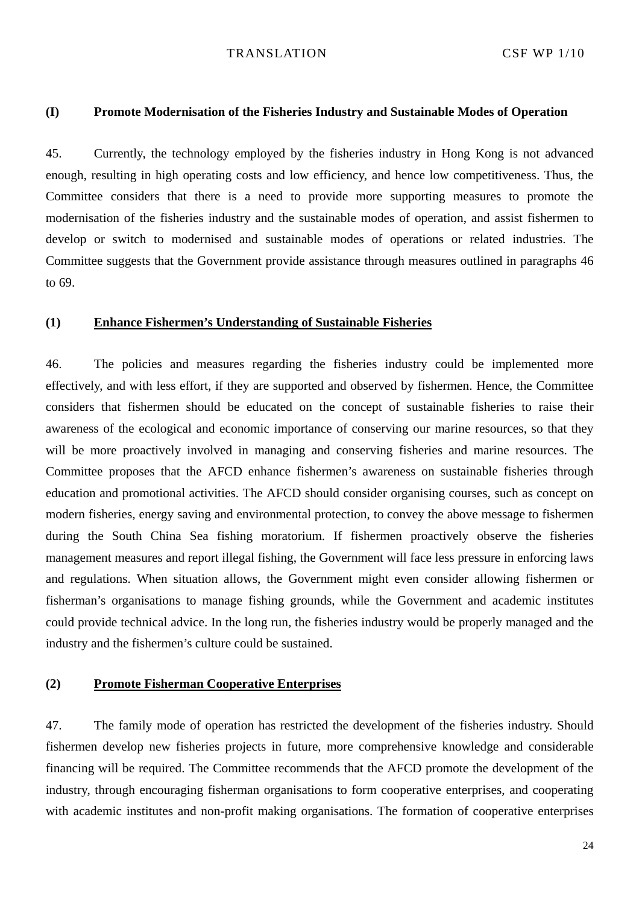## (I) Promote Modernisation of the Fisheries Industry and Sustainable Modes of Operation

45. Currently, the technology employed by the fisheries industry in Hong Kong is not advanced enough, resulting in high operating costs and low efficiency, and hence low competitiveness. Thus, the Committee considers that there is a need to provide more supporting measures to promote the modernisation of the fisheries industry and the sustainable modes of operation, and assist fishermen to develop or switch to modernised and sustainable modes of operations or related industries. The Committee suggests that the Government provide assistance through measures outlined in paragraphs 46 to 69.

### (1) Enhance Fishermen's Understanding of Sustainable Fisheries

46. The policies and measures regarding the fisheries industry could be implemented more effectively, and with less effort, if they are supported and observed by fishermen. Hence, the Committee considers that fishermen should be educated on the concept of sustainable fisheries to raise their awareness of the ecological and economic importance of conserving our marine resources, so that they will be more proactively involved in managing and conserving fisheries and marine resources. The Committee proposes that the AFCD enhance fishermen's awareness on sustainable fisheries through education and promotional activities. The AFCD should consider organising courses, such as concept on modern fisheries, energy saving and environmental protection, to convey the above message to fishermen during the South China Sea fishing moratorium. If fishermen proactively observe the fisheries management measures and report illegal fishing, the Government will face less pressure in enforcing laws and regulations. When situation allows, the Government might even consider allowing fishermen or fisherman's organisations to manage fishing grounds, while the Government and academic institutes could provide technical advice. In the long run, the fisheries industry would be properly managed and the industry and the fishermen's culture could be sustained.

### (2) Promote Fisherman Cooperative Enterprises

47. The family mode of operation has restricted the development of the fisheries industry. Should fishermen develop new fisheries projects in future, more comprehensive knowledge and considerable financing will be required. The Committee recommends that the AFCD promote the development of the industry, through encouraging fisherman organisations to form cooperative enterprises, and cooperating with academic institutes and non-profit making organisations. The formation of cooperative enterprises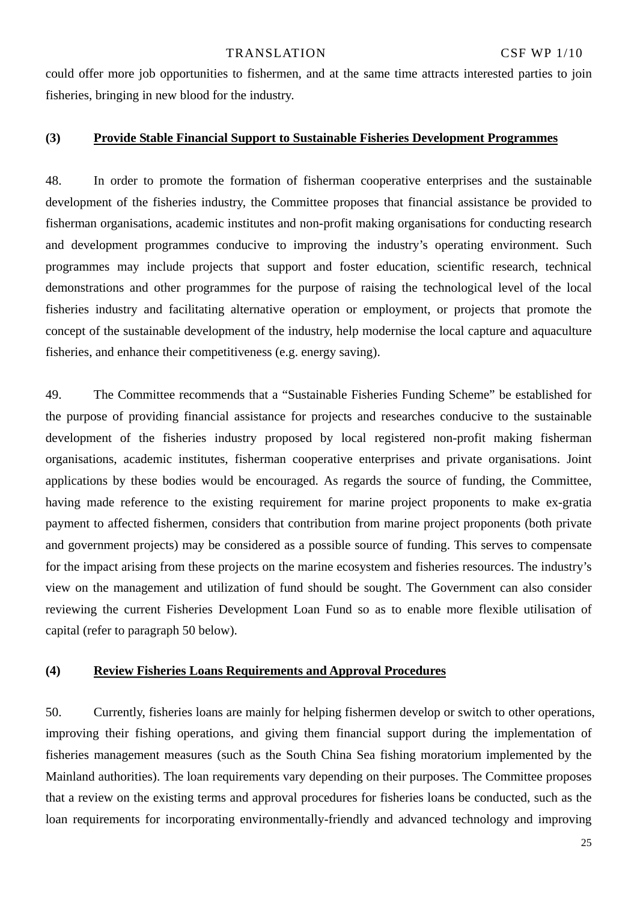could offer more job opportunities to fishermen, and at the same time attracts interested parties to join fisheries, bringing in new blood for the industry.

### (3) **Provide Stable Financial Support to Sustainable Fisheries Development Programmes**

48. In order to promote the formation of fisherman cooperative enterprises and the sustainable development of the fisheries industry, the Committee proposes that financial assistance be provided to fisherman organisations, academic institutes and non-profit making organisations for conducting research and development programmes conducive to improving the industry's operating environment. Such programmes may include projects that support and foster education, scientific research, technical demonstrations and other programmes for the purpose of raising the technological level of the local fisheries industry and facilitating alternative operation or employment, or projects that promote the concept of the sustainable development of the industry, help modernise the local capture and aquaculture fisheries, and enhance their competitiveness (e.g. energy saving).

49. The Committee recommends that a "Sustainable Fisheries Funding Scheme" be established for the purpose of providing financial assistance for projects and researches conducive to the sustainable development of the fisheries industry proposed by local registered non-profit making fisherman organisations, academic institutes, fisherman cooperative enterprises and private organisations. Joint applications by these bodies would be encouraged. As regards the source of funding, the Committee, having made reference to the existing requirement for marine project proponents to make ex-gratia payment to affected fishermen, considers that contribution from marine project proponents (both private and government projects) may be considered as a possible source of funding. This serves to compensate for the impact arising from these projects on the marine ecosystem and fisheries resources. The industry's view on the management and utilization of fund should be sought. The Government can also consider reviewing the current Fisheries Development Loan Fund so as to enable more flexible utilisation of capital (refer to paragraph 50 below).

### (4) **Review Fisheries Loans Requirements and Approval Procedures**

50. Currently, fisheries loans are mainly for helping fishermen develop or switch to other operations, improving their fishing operations, and giving them financial support during the implementation of fisheries management measures (such as the South China Sea fishing moratorium implemented by the Mainland authorities). The loan requirements vary depending on their purposes. The Committee proposes that a review on the existing terms and approval procedures for fisheries loans be conducted, such as the loan requirements for incorporating environmentally-friendly and advanced technology and improving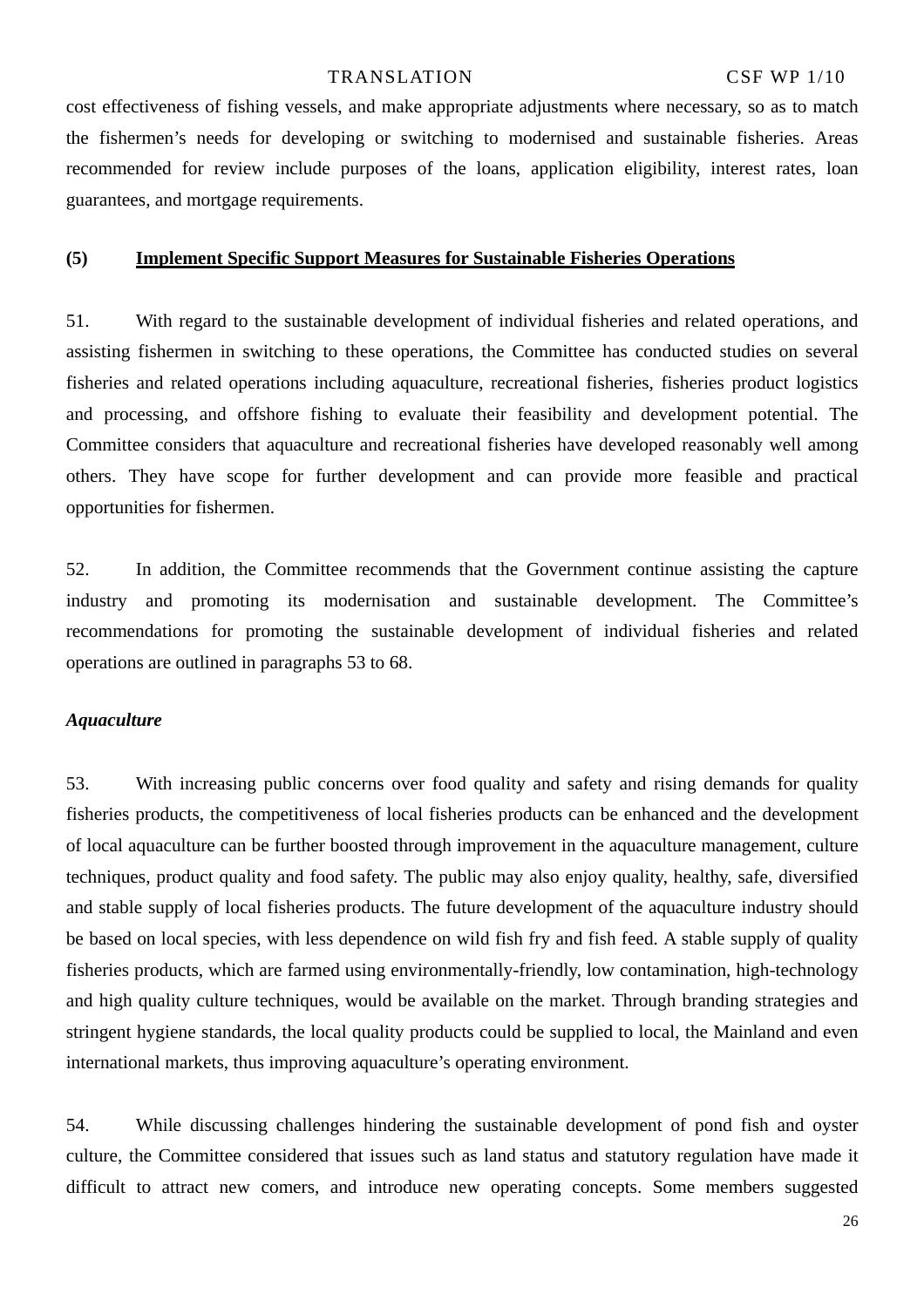cost effectiveness of fishing vessels, and make appropriate adjustments where necessary, so as to match the fishermen's needs for developing or switching to modernised and sustainable fisheries. Areas recommended for review include purposes of the loans, application eligibility, interest rates, loan guarantees, and mortgage requirements.

### (5) <u>Implement Specific Support Measures for Sustainable Fisheries Operations</u>

51. With regard to the sustainable development of individual fisheries and related operations, and assisting fishermen in switching to these operations, the Committee has conducted studies on several fisheries and related operations including aquaculture, recreational fisheries, fisheries product logistics and processing, and offshore fishing to evaluate their feasibility and development potential. The Committee considers that aquaculture and recreational fisheries have developed reasonably well among others. They have scope for further development and can provide more feasible and practical opportunities for fishermen.

52. In addition, the Committee recommends that the Government continue assisting the capture industry and promoting its modernisation and sustainable development. The Committee's recommendations for promoting the sustainable development of individual fisheries and related operations are outlined in paragraphs 53 to 68.

***Aquaculture***

53. With increasing public concerns over food quality and safety and rising demands for quality fisheries products, the competitiveness of local fisheries products can be enhanced and the development of local aquaculture can be further boosted through improvement in the aquaculture management, culture techniques, product quality and food safety. The public may also enjoy quality, healthy, safe, diversified and stable supply of local fisheries products. The future development of the aquaculture industry should be based on local species, with less dependence on wild fish fry and fish feed. A stable supply of quality fisheries products, which are farmed using environmentally-friendly, low contamination, high-technology and high quality culture techniques, would be available on the market. Through branding strategies and stringent hygiene standards, the local quality products could be supplied to local, the Mainland and even international markets, thus improving aquaculture's operating environment.

54. While discussing challenges hindering the sustainable development of pond fish and oyster culture, the Committee considered that issues such as land status and statutory regulation have made it difficult to attract new comers, and introduce new operating concepts. Some members suggested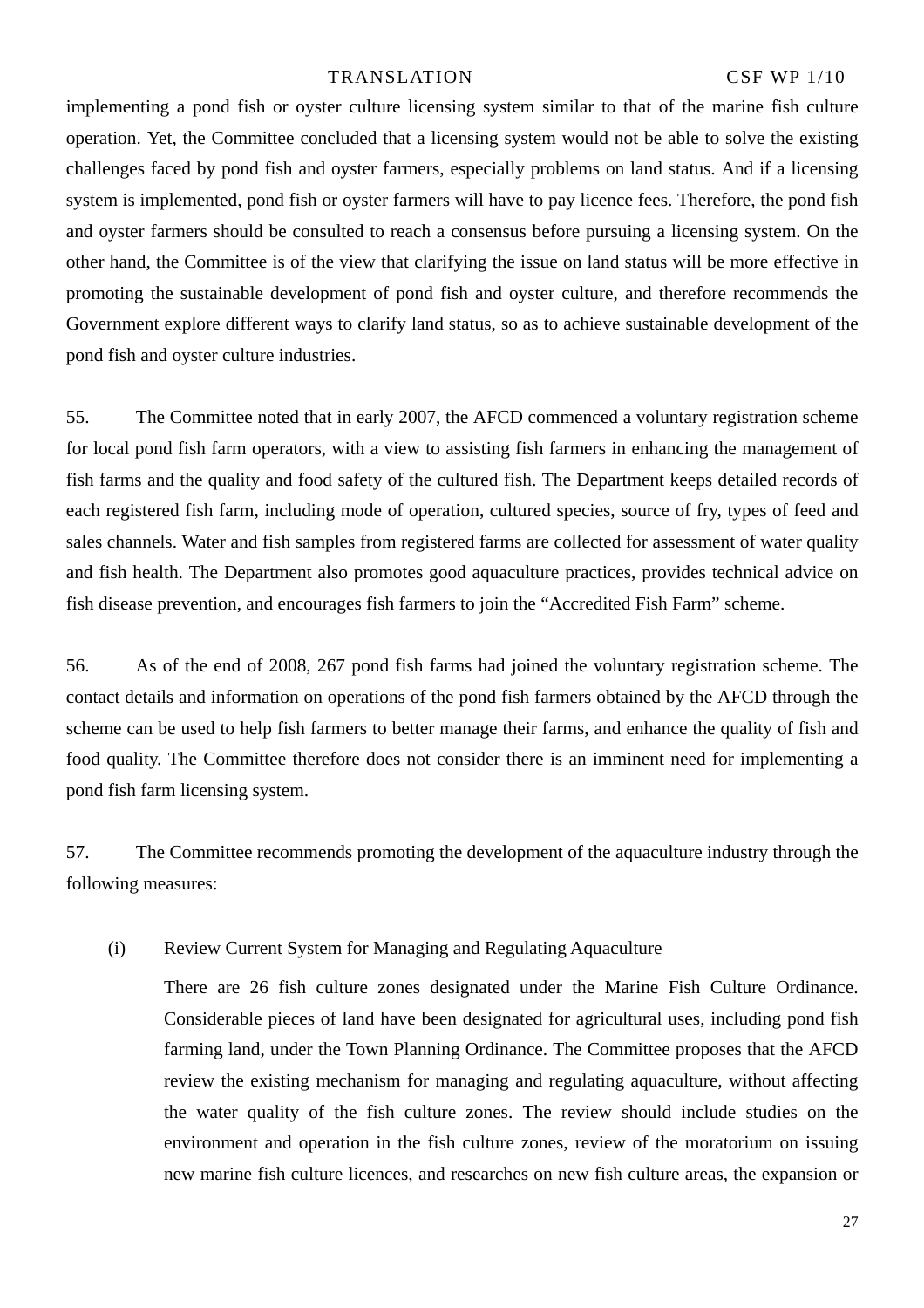implementing a pond fish or oyster culture licensing system similar to that of the marine fish culture operation. Yet, the Committee concluded that a licensing system would not be able to solve the existing challenges faced by pond fish and oyster farmers, especially problems on land status. And if a licensing system is implemented, pond fish or oyster farmers will have to pay licence fees. Therefore, the pond fish and oyster farmers should be consulted to reach a consensus before pursuing a licensing system. On the other hand, the Committee is of the view that clarifying the issue on land status will be more effective in promoting the sustainable development of pond fish and oyster culture, and therefore recommends the Government explore different ways to clarify land status, so as to achieve sustainable development of the pond fish and oyster culture industries.

55. The Committee noted that in early 2007, the AFCD commenced a voluntary registration scheme for local pond fish farm operators, with a view to assisting fish farmers in enhancing the management of fish farms and the quality and food safety of the cultured fish. The Department keeps detailed records of each registered fish farm, including mode of operation, cultured species, source of fry, types of feed and sales channels. Water and fish samples from registered farms are collected for assessment of water quality and fish health. The Department also promotes good aquaculture practices, provides technical advice on fish disease prevention, and encourages fish farmers to join the “Accredited Fish Farm” scheme.

56. As of the end of 2008, 267 pond fish farms had joined the voluntary registration scheme. The contact details and information on operations of the pond fish farmers obtained by the AFCD through the scheme can be used to help fish farmers to better manage their farms, and enhance the quality of fish and food quality. The Committee therefore does not consider there is an imminent need for implementing a pond fish farm licensing system.

57. The Committee recommends promoting the development of the aquaculture industry through the following measures:

(i) <u>Review Current System for Managing and Regulating Aquaculture</u>

There are 26 fish culture zones designated under the Marine Fish Culture Ordinance. Considerable pieces of land have been designated for agricultural uses, including pond fish farming land, under the Town Planning Ordinance. The Committee proposes that the AFCD review the existing mechanism for managing and regulating aquaculture, without affecting the water quality of the fish culture zones. The review should include studies on the environment and operation in the fish culture zones, review of the moratorium on issuing new marine fish culture licences, and researches on new fish culture areas, the expansion or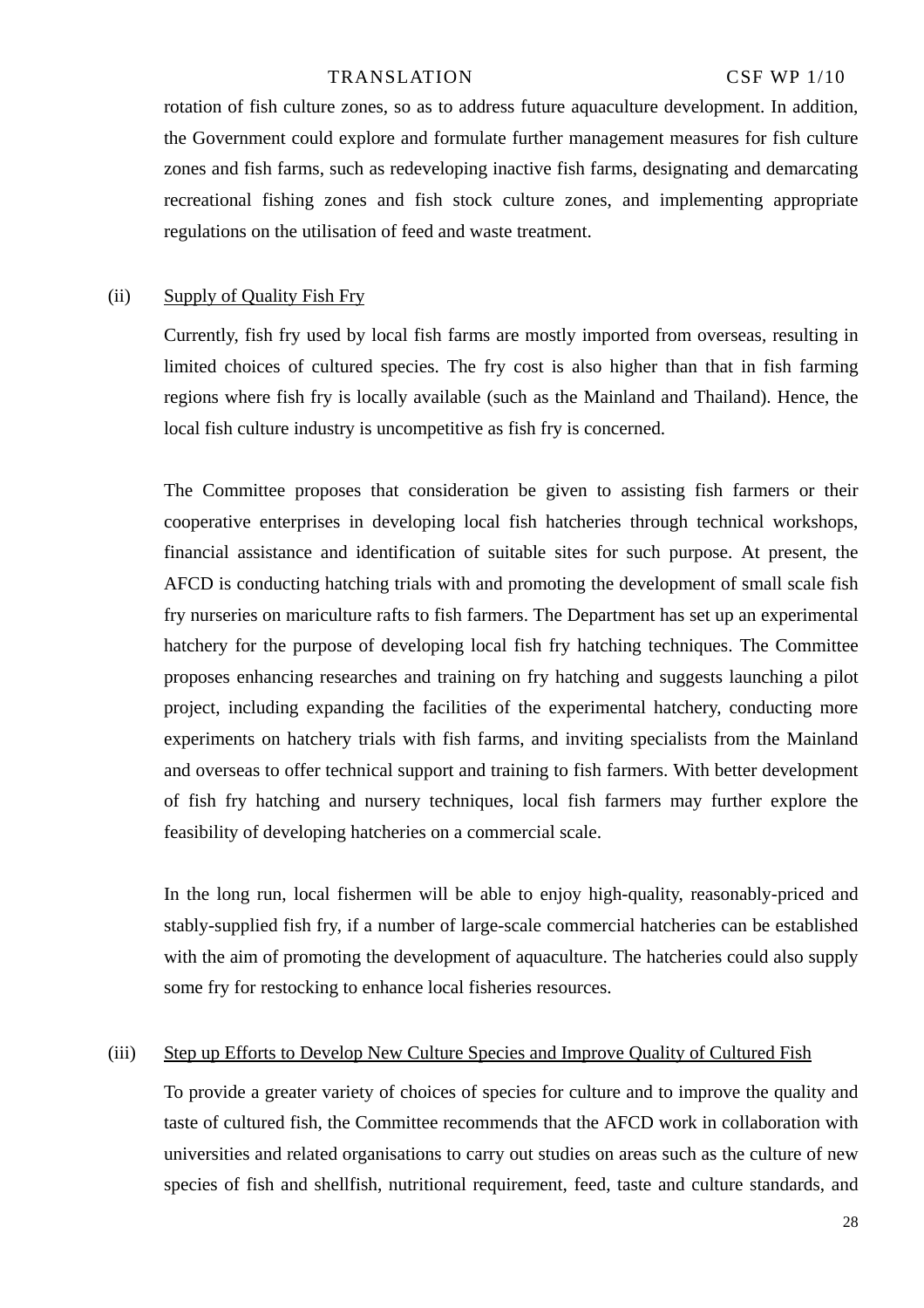rotation of fish culture zones, so as to address future aquaculture development. In addition, the Government could explore and formulate further management measures for fish culture zones and fish farms, such as redeveloping inactive fish farms, designating and demarcating recreational fishing zones and fish stock culture zones, and implementing appropriate regulations on the utilisation of feed and waste treatment.

(ii) <u>Supply of Quality Fish Fry</u>

Currently, fish fry used by local fish farms are mostly imported from overseas, resulting in limited choices of cultured species. The fry cost is also higher than that in fish farming regions where fish fry is locally available (such as the Mainland and Thailand). Hence, the local fish culture industry is uncompetitive as fish fry is concerned.

The Committee proposes that consideration be given to assisting fish farmers or their cooperative enterprises in developing local fish hatcheries through technical workshops, financial assistance and identification of suitable sites for such purpose. At present, the AFCD is conducting hatching trials with and promoting the development of small scale fish fry nurseries on mariculture rafts to fish farmers. The Department has set up an experimental hatchery for the purpose of developing local fish fry hatching techniques. The Committee proposes enhancing researches and training on fry hatching and suggests launching a pilot project, including expanding the facilities of the experimental hatchery, conducting more experiments on hatchery trials with fish farms, and inviting specialists from the Mainland and overseas to offer technical support and training to fish farmers. With better development of fish fry hatching and nursery techniques, local fish farmers may further explore the feasibility of developing hatcheries on a commercial scale.

In the long run, local fishermen will be able to enjoy high-quality, reasonably-priced and stably-supplied fish fry, if a number of large-scale commercial hatcheries can be established with the aim of promoting the development of aquaculture. The hatcheries could also supply some fry for restocking to enhance local fisheries resources.

(iii) <u>Step up Efforts to Develop New Culture Species and Improve Quality of Cultured Fish</u>

To provide a greater variety of choices of species for culture and to improve the quality and taste of cultured fish, the Committee recommends that the AFCD work in collaboration with universities and related organisations to carry out studies on areas such as the culture of new species of fish and shellfish, nutritional requirement, feed, taste and culture standards, and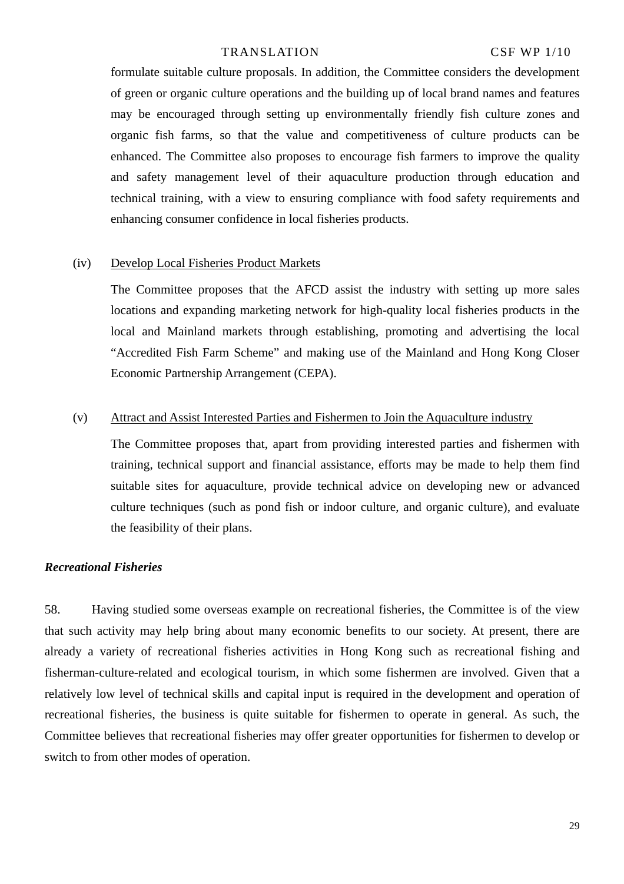formulate suitable culture proposals. In addition, the Committee considers the development of green or organic culture operations and the building up of local brand names and features may be encouraged through setting up environmentally friendly fish culture zones and organic fish farms, so that the value and competitiveness of culture products can be enhanced. The Committee also proposes to encourage fish farmers to improve the quality and safety management level of their aquaculture production through education and technical training, with a view to ensuring compliance with food safety requirements and enhancing consumer confidence in local fisheries products.

(iv) Develop Local Fisheries Product Markets

The Committee proposes that the AFCD assist the industry with setting up more sales locations and expanding marketing network for high-quality local fisheries products in the local and Mainland markets through establishing, promoting and advertising the local "Accredited Fish Farm Scheme" and making use of the Mainland and Hong Kong Closer Economic Partnership Arrangement (CEPA).

(v) Attract and Assist Interested Parties and Fishermen to Join the Aquaculture industry

The Committee proposes that, apart from providing interested parties and fishermen with training, technical support and financial assistance, efforts may be made to help them find suitable sites for aquaculture, provide technical advice on developing new or advanced culture techniques (such as pond fish or indoor culture, and organic culture), and evaluate the feasibility of their plans.

***Recreational Fisheries***

58. Having studied some overseas example on recreational fisheries, the Committee is of the view that such activity may help bring about many economic benefits to our society. At present, there are already a variety of recreational fisheries activities in Hong Kong such as recreational fishing and fisherman-culture-related and ecological tourism, in which some fishermen are involved. Given that a relatively low level of technical skills and capital input is required in the development and operation of recreational fisheries, the business is quite suitable for fishermen to operate in general. As such, the Committee believes that recreational fisheries may offer greater opportunities for fishermen to develop or switch to from other modes of operation.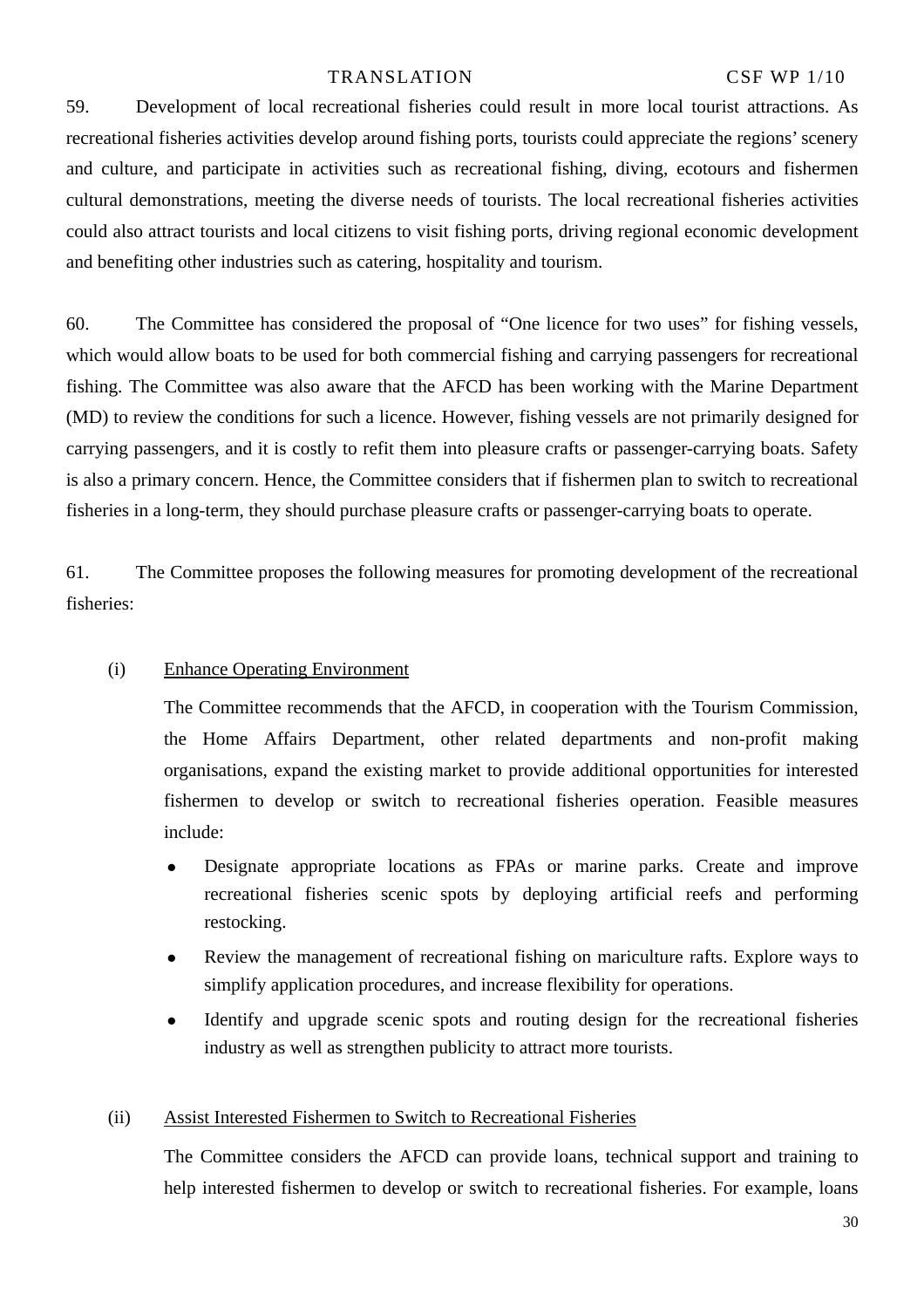59. Development of local recreational fisheries could result in more local tourist attractions. As recreational fisheries activities develop around fishing ports, tourists could appreciate the regions' scenery and culture, and participate in activities such as recreational fishing, diving, ecotours and fishermen cultural demonstrations, meeting the diverse needs of tourists. The local recreational fisheries activities could also attract tourists and local citizens to visit fishing ports, driving regional economic development and benefiting other industries such as catering, hospitality and tourism.

60. The Committee has considered the proposal of "One licence for two uses" for fishing vessels, which would allow boats to be used for both commercial fishing and carrying passengers for recreational fishing. The Committee was also aware that the AFCD has been working with the Marine Department (MD) to review the conditions for such a licence. However, fishing vessels are not primarily designed for carrying passengers, and it is costly to refit them into pleasure crafts or passenger-carrying boats. Safety is also a primary concern. Hence, the Committee considers that if fishermen plan to switch to recreational fisheries in a long-term, they should purchase pleasure crafts or passenger-carrying boats to operate.

61. The Committee proposes the following measures for promoting development of the recreational fisheries:

(i) <u>Enhance Operating Environment</u>

The Committee recommends that the AFCD, in cooperation with the Tourism Commission, the Home Affairs Department, other related departments and non-profit making organisations, expand the existing market to provide additional opportunities for interested fishermen to develop or switch to recreational fisheries operation. Feasible measures include:

- Designate appropriate locations as FPAs or marine parks. Create and improve recreational fisheries scenic spots by deploying artificial reefs and performing restocking.
- Review the management of recreational fishing on mariculture rafts. Explore ways to simplify application procedures, and increase flexibility for operations.
- Identify and upgrade scenic spots and routing design for the recreational fisheries industry as well as strengthen publicity to attract more tourists.

(ii) <u>Assist Interested Fishermen to Switch to Recreational Fisheries</u>

The Committee considers the AFCD can provide loans, technical support and training to help interested fishermen to develop or switch to recreational fisheries. For example, loans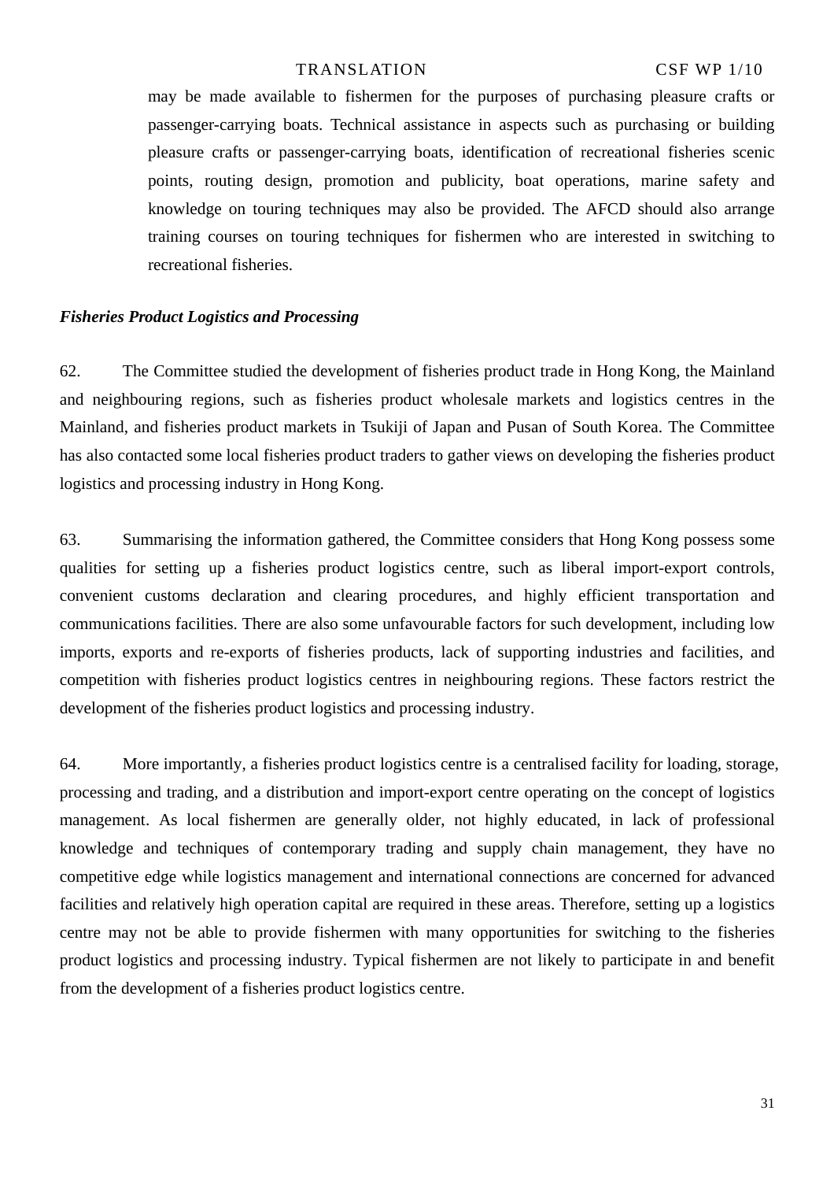may be made available to fishermen for the purposes of purchasing pleasure crafts or passenger-carrying boats. Technical assistance in aspects such as purchasing or building pleasure crafts or passenger-carrying boats, identification of recreational fisheries scenic points, routing design, promotion and publicity, boat operations, marine safety and knowledge on touring techniques may also be provided. The AFCD should also arrange training courses on touring techniques for fishermen who are interested in switching to recreational fisheries.

***Fisheries Product Logistics and Processing***

62. The Committee studied the development of fisheries product trade in Hong Kong, the Mainland and neighbouring regions, such as fisheries product wholesale markets and logistics centres in the Mainland, and fisheries product markets in Tsukiji of Japan and Pusan of South Korea. The Committee has also contacted some local fisheries product traders to gather views on developing the fisheries product logistics and processing industry in Hong Kong.

63. Summarising the information gathered, the Committee considers that Hong Kong possess some qualities for setting up a fisheries product logistics centre, such as liberal import-export controls, convenient customs declaration and clearing procedures, and highly efficient transportation and communications facilities. There are also some unfavourable factors for such development, including low imports, exports and re-exports of fisheries products, lack of supporting industries and facilities, and competition with fisheries product logistics centres in neighbouring regions. These factors restrict the development of the fisheries product logistics and processing industry.

64. More importantly, a fisheries product logistics centre is a centralised facility for loading, storage, processing and trading, and a distribution and import-export centre operating on the concept of logistics management. As local fishermen are generally older, not highly educated, in lack of professional knowledge and techniques of contemporary trading and supply chain management, they have no competitive edge while logistics management and international connections are concerned for advanced facilities and relatively high operation capital are required in these areas. Therefore, setting up a logistics centre may not be able to provide fishermen with many opportunities for switching to the fisheries product logistics and processing industry. Typical fishermen are not likely to participate in and benefit from the development of a fisheries product logistics centre.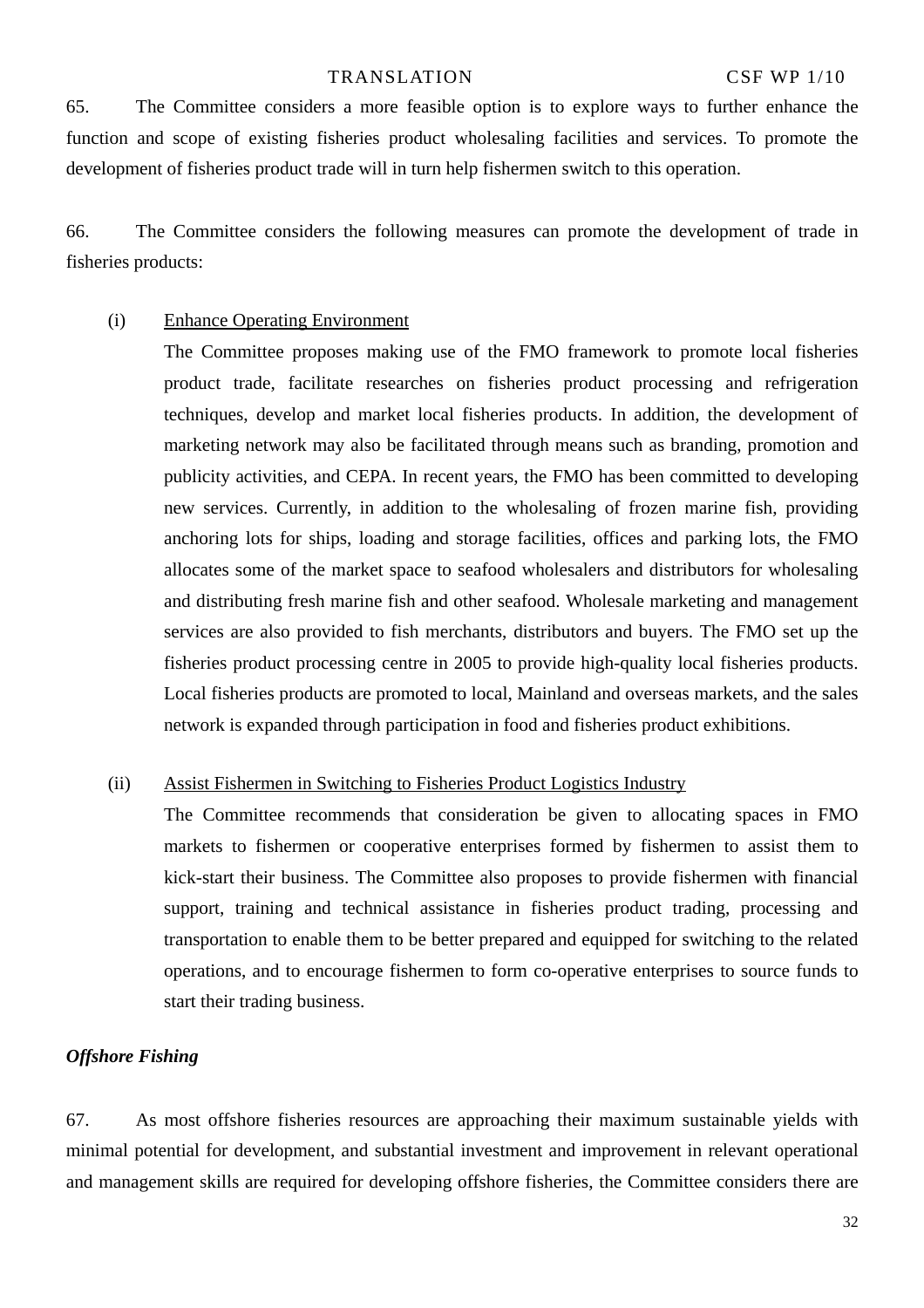65. The Committee considers a more feasible option is to explore ways to further enhance the function and scope of existing fisheries product wholesaling facilities and services. To promote the development of fisheries product trade will in turn help fishermen switch to this operation.

66. The Committee considers the following measures can promote the development of trade in fisheries products:

(i) Enhance Operating Environment

The Committee proposes making use of the FMO framework to promote local fisheries product trade, facilitate researches on fisheries product processing and refrigeration techniques, develop and market local fisheries products. In addition, the development of marketing network may also be facilitated through means such as branding, promotion and publicity activities, and CEPA. In recent years, the FMO has been committed to developing new services. Currently, in addition to the wholesaling of frozen marine fish, providing anchoring lots for ships, loading and storage facilities, offices and parking lots, the FMO allocates some of the market space to seafood wholesalers and distributors for wholesaling and distributing fresh marine fish and other seafood. Wholesale marketing and management services are also provided to fish merchants, distributors and buyers. The FMO set up the fisheries product processing centre in 2005 to provide high-quality local fisheries products. Local fisheries products are promoted to local, Mainland and overseas markets, and the sales network is expanded through participation in food and fisheries product exhibitions.

(ii) Assist Fishermen in Switching to Fisheries Product Logistics Industry

The Committee recommends that consideration be given to allocating spaces in FMO markets to fishermen or cooperative enterprises formed by fishermen to assist them to kick-start their business. The Committee also proposes to provide fishermen with financial support, training and technical assistance in fisheries product trading, processing and transportation to enable them to be better prepared and equipped for switching to the related operations, and to encourage fishermen to form co-operative enterprises to source funds to start their trading business.

***Offshore Fishing***

67. As most offshore fisheries resources are approaching their maximum sustainable yields with minimal potential for development, and substantial investment and improvement in relevant operational and management skills are required for developing offshore fisheries, the Committee considers there are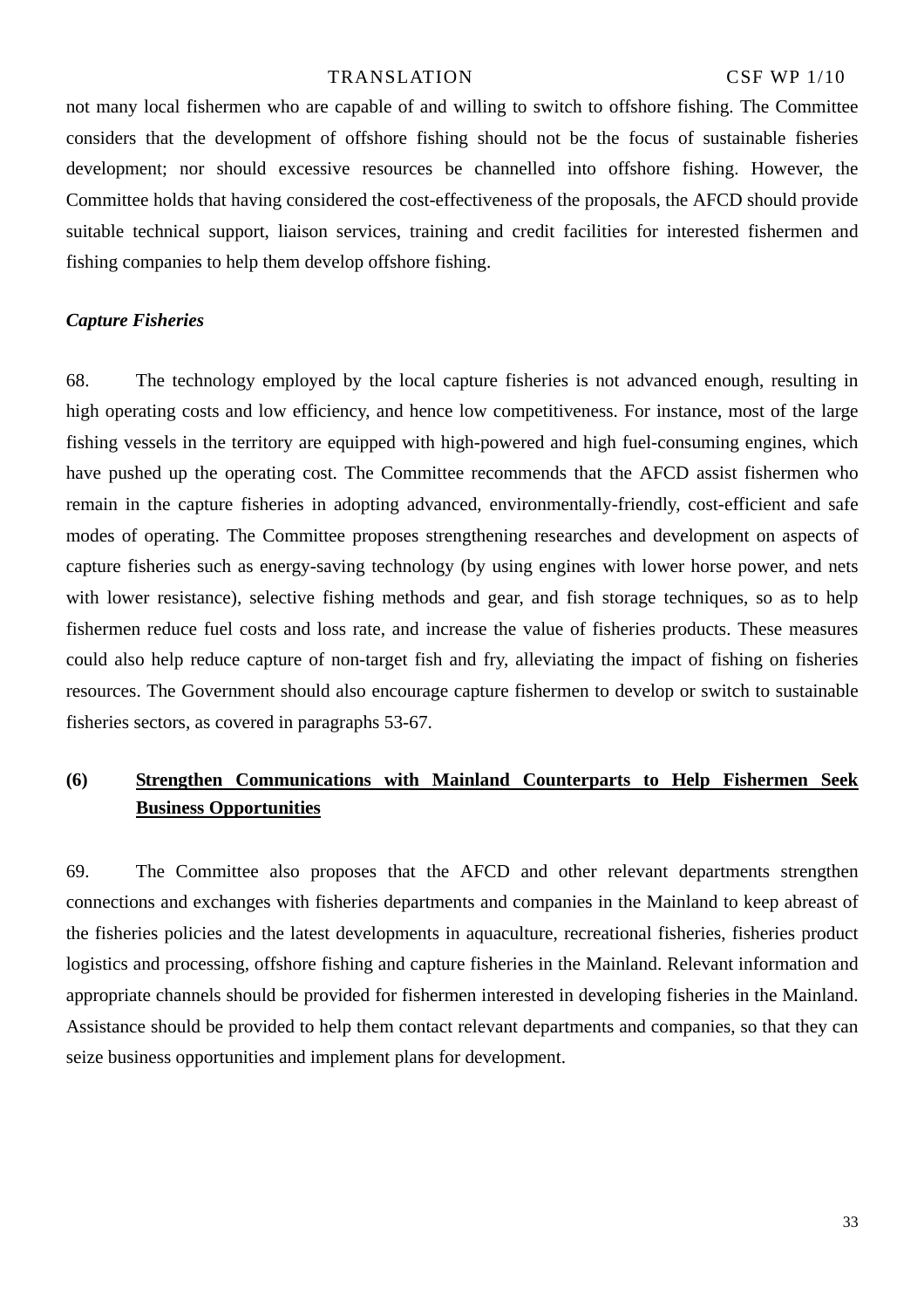not many local fishermen who are capable of and willing to switch to offshore fishing. The Committee considers that the development of offshore fishing should not be the focus of sustainable fisheries development; nor should excessive resources be channelled into offshore fishing. However, the Committee holds that having considered the cost-effectiveness of the proposals, the AFCD should provide suitable technical support, liaison services, training and credit facilities for interested fishermen and fishing companies to help them develop offshore fishing.

***Capture Fisheries***

68. The technology employed by the local capture fisheries is not advanced enough, resulting in high operating costs and low efficiency, and hence low competitiveness. For instance, most of the large fishing vessels in the territory are equipped with high-powered and high fuel-consuming engines, which have pushed up the operating cost. The Committee recommends that the AFCD assist fishermen who remain in the capture fisheries in adopting advanced, environmentally-friendly, cost-efficient and safe modes of operating. The Committee proposes strengthening researches and development on aspects of capture fisheries such as energy-saving technology (by using engines with lower horse power, and nets with lower resistance), selective fishing methods and gear, and fish storage techniques, so as to help fishermen reduce fuel costs and loss rate, and increase the value of fisheries products. These measures could also help reduce capture of non-target fish and fry, alleviating the impact of fishing on fisheries resources. The Government should also encourage capture fishermen to develop or switch to sustainable fisheries sectors, as covered in paragraphs 53-67.

**(6) <u>Strengthen Communications with Mainland Counterparts to Help Fishermen Seek Business Opportunities</u>**

69. The Committee also proposes that the AFCD and other relevant departments strengthen connections and exchanges with fisheries departments and companies in the Mainland to keep abreast of the fisheries policies and the latest developments in aquaculture, recreational fisheries, fisheries product logistics and processing, offshore fishing and capture fisheries in the Mainland. Relevant information and appropriate channels should be provided for fishermen interested in developing fisheries in the Mainland. Assistance should be provided to help them contact relevant departments and companies, so that they can seize business opportunities and implement plans for development.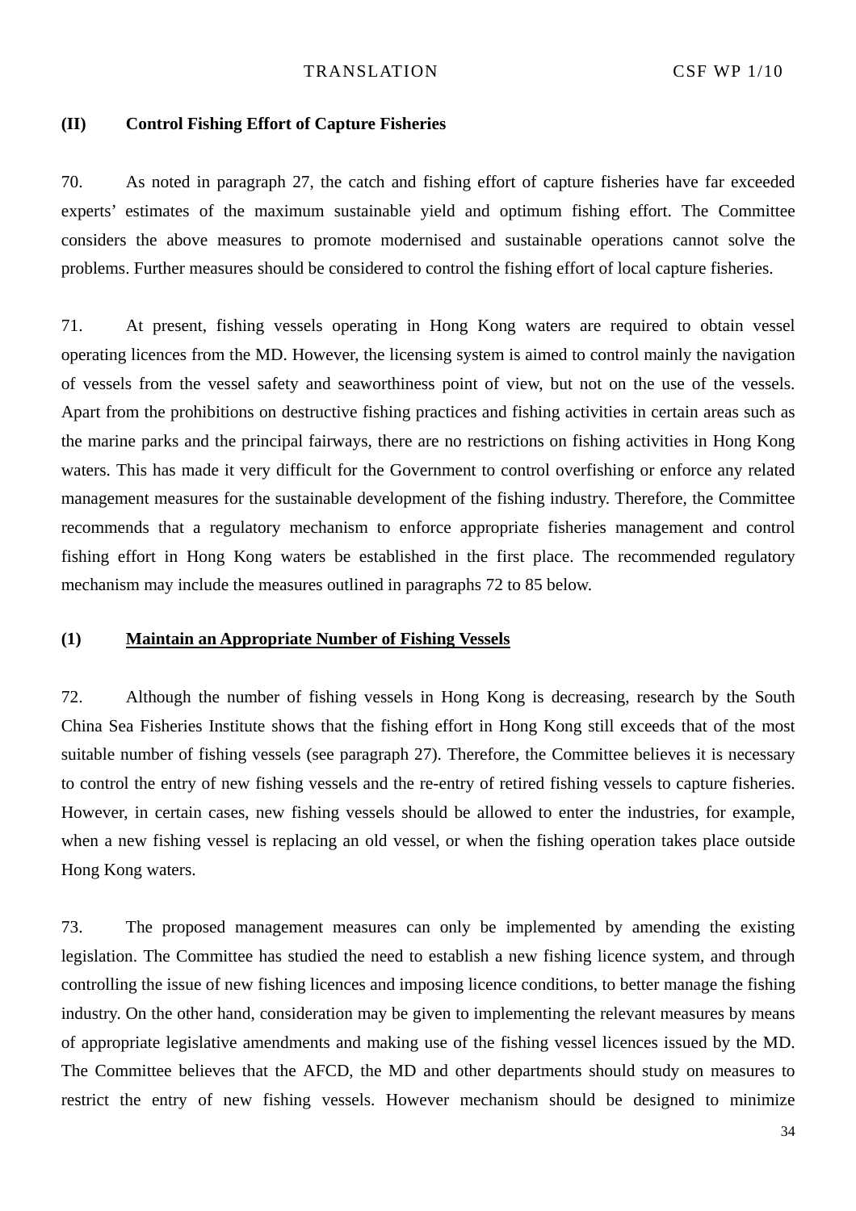### (II) Control Fishing Effort of Capture Fisheries

70. As noted in paragraph 27, the catch and fishing effort of capture fisheries have far exceeded experts' estimates of the maximum sustainable yield and optimum fishing effort. The Committee considers the above measures to promote modernised and sustainable operations cannot solve the problems. Further measures should be considered to control the fishing effort of local capture fisheries.

71. At present, fishing vessels operating in Hong Kong waters are required to obtain vessel operating licences from the MD. However, the licensing system is aimed to control mainly the navigation of vessels from the vessel safety and seaworthiness point of view, but not on the use of the vessels. Apart from the prohibitions on destructive fishing practices and fishing activities in certain areas such as the marine parks and the principal fairways, there are no restrictions on fishing activities in Hong Kong waters. This has made it very difficult for the Government to control overfishing or enforce any related management measures for the sustainable development of the fishing industry. Therefore, the Committee recommends that a regulatory mechanism to enforce appropriate fisheries management and control fishing effort in Hong Kong waters be established in the first place. The recommended regulatory mechanism may include the measures outlined in paragraphs 72 to 85 below.

#### (1) <u>Maintain an Appropriate Number of Fishing Vessels</u>

72. Although the number of fishing vessels in Hong Kong is decreasing, research by the South China Sea Fisheries Institute shows that the fishing effort in Hong Kong still exceeds that of the most suitable number of fishing vessels (see paragraph 27). Therefore, the Committee believes it is necessary to control the entry of new fishing vessels and the re-entry of retired fishing vessels to capture fisheries. However, in certain cases, new fishing vessels should be allowed to enter the industries, for example, when a new fishing vessel is replacing an old vessel, or when the fishing operation takes place outside Hong Kong waters.

73. The proposed management measures can only be implemented by amending the existing legislation. The Committee has studied the need to establish a new fishing licence system, and through controlling the issue of new fishing licences and imposing licence conditions, to better manage the fishing industry. On the other hand, consideration may be given to implementing the relevant measures by means of appropriate legislative amendments and making use of the fishing vessel licences issued by the MD. The Committee believes that the AFCD, the MD and other departments should study on measures to restrict the entry of new fishing vessels. However mechanism should be designed to minimize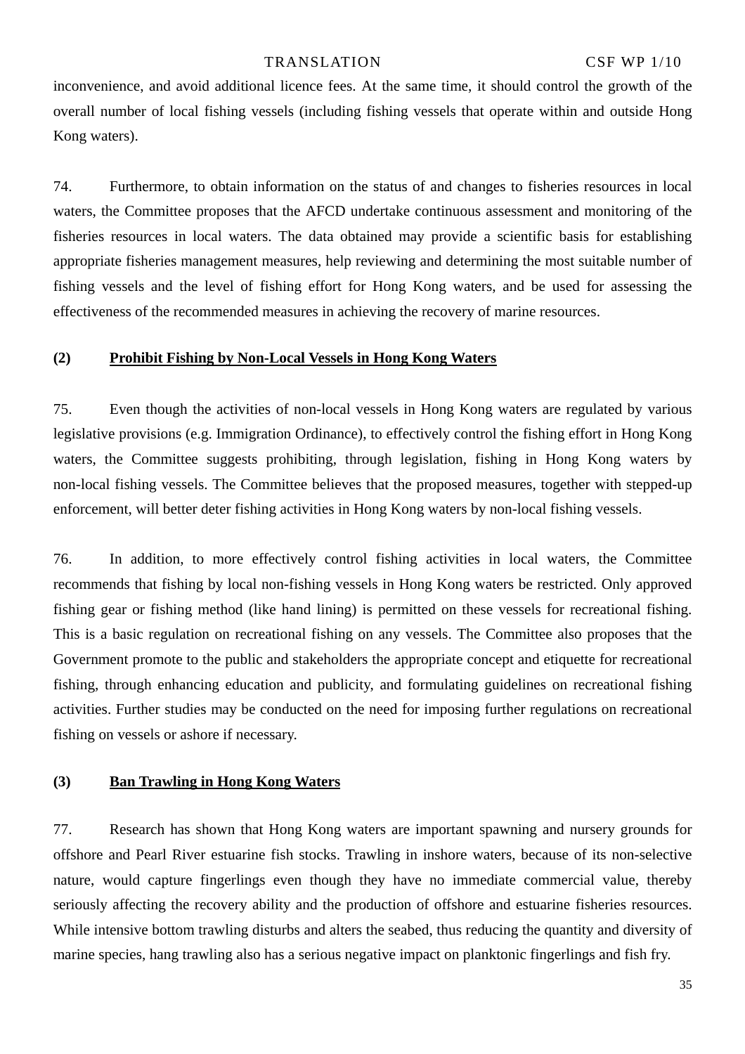inconvenience, and avoid additional licence fees. At the same time, it should control the growth of the overall number of local fishing vessels (including fishing vessels that operate within and outside Hong Kong waters).

74. Furthermore, to obtain information on the status of and changes to fisheries resources in local waters, the Committee proposes that the AFCD undertake continuous assessment and monitoring of the fisheries resources in local waters. The data obtained may provide a scientific basis for establishing appropriate fisheries management measures, help reviewing and determining the most suitable number of fishing vessels and the level of fishing effort for Hong Kong waters, and be used for assessing the effectiveness of the recommended measures in achieving the recovery of marine resources.

### (2) Prohibit Fishing by Non-Local Vessels in Hong Kong Waters

75. Even though the activities of non-local vessels in Hong Kong waters are regulated by various legislative provisions (e.g. Immigration Ordinance), to effectively control the fishing effort in Hong Kong waters, the Committee suggests prohibiting, through legislation, fishing in Hong Kong waters by non-local fishing vessels. The Committee believes that the proposed measures, together with stepped-up enforcement, will better deter fishing activities in Hong Kong waters by non-local fishing vessels.

76. In addition, to more effectively control fishing activities in local waters, the Committee recommends that fishing by local non-fishing vessels in Hong Kong waters be restricted. Only approved fishing gear or fishing method (like hand lining) is permitted on these vessels for recreational fishing. This is a basic regulation on recreational fishing on any vessels. The Committee also proposes that the Government promote to the public and stakeholders the appropriate concept and etiquette for recreational fishing, through enhancing education and publicity, and formulating guidelines on recreational fishing activities. Further studies may be conducted on the need for imposing further regulations on recreational fishing on vessels or ashore if necessary.

### (3) Ban Trawling in Hong Kong Waters

77. Research has shown that Hong Kong waters are important spawning and nursery grounds for offshore and Pearl River estuarine fish stocks. Trawling in inshore waters, because of its non-selective nature, would capture fingerlings even though they have no immediate commercial value, thereby seriously affecting the recovery ability and the production of offshore and estuarine fisheries resources. While intensive bottom trawling disturbs and alters the seabed, thus reducing the quantity and diversity of marine species, hang trawling also has a serious negative impact on planktonic fingerlings and fish fry.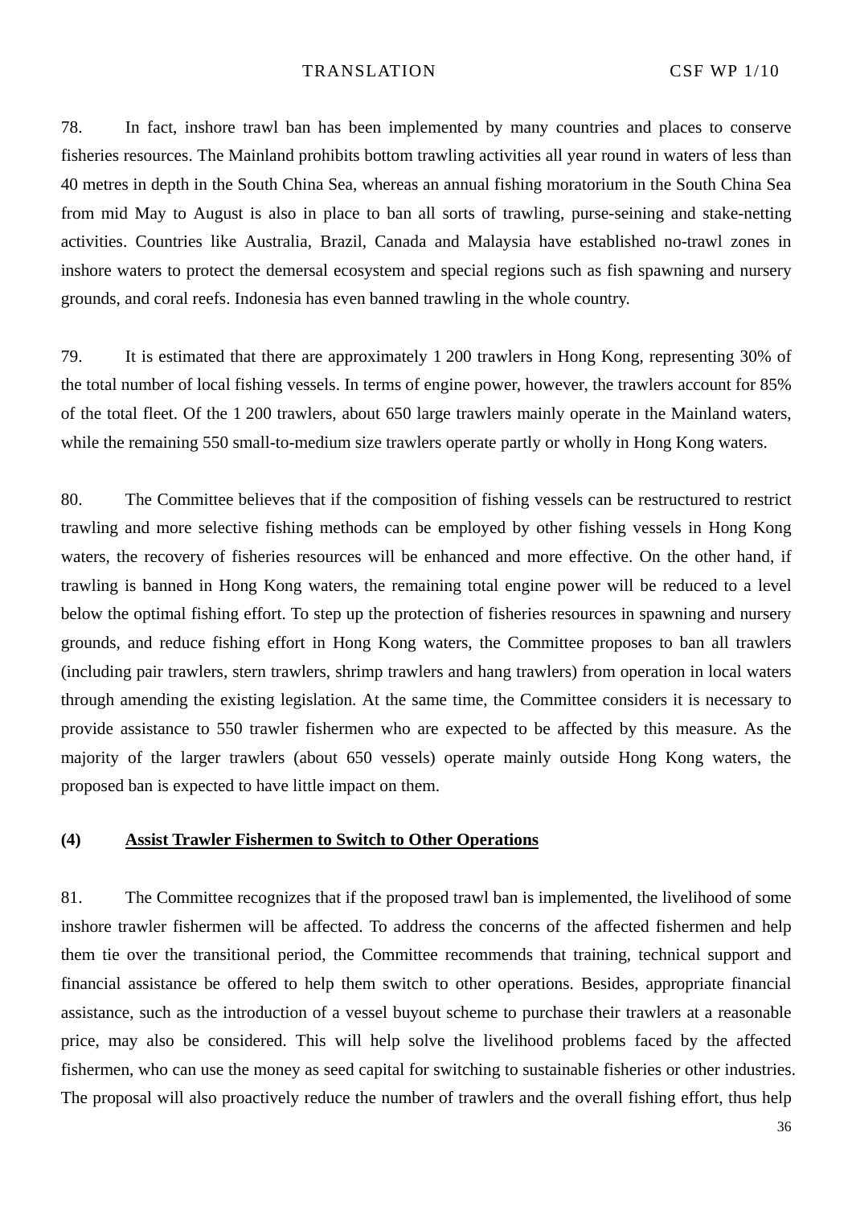78. In fact, inshore trawl ban has been implemented by many countries and places to conserve fisheries resources. The Mainland prohibits bottom trawling activities all year round in waters of less than 40 metres in depth in the South China Sea, whereas an annual fishing moratorium in the South China Sea from mid May to August is also in place to ban all sorts of trawling, purse-seining and stake-netting activities. Countries like Australia, Brazil, Canada and Malaysia have established no-trawl zones in inshore waters to protect the demersal ecosystem and special regions such as fish spawning and nursery grounds, and coral reefs. Indonesia has even banned trawling in the whole country.

79. It is estimated that there are approximately 1 200 trawlers in Hong Kong, representing 30% of the total number of local fishing vessels. In terms of engine power, however, the trawlers account for 85% of the total fleet. Of the 1 200 trawlers, about 650 large trawlers mainly operate in the Mainland waters, while the remaining 550 small-to-medium size trawlers operate partly or wholly in Hong Kong waters.

80. The Committee believes that if the composition of fishing vessels can be restructured to restrict trawling and more selective fishing methods can be employed by other fishing vessels in Hong Kong waters, the recovery of fisheries resources will be enhanced and more effective. On the other hand, if trawling is banned in Hong Kong waters, the remaining total engine power will be reduced to a level below the optimal fishing effort. To step up the protection of fisheries resources in spawning and nursery grounds, and reduce fishing effort in Hong Kong waters, the Committee proposes to ban all trawlers (including pair trawlers, stern trawlers, shrimp trawlers and hang trawlers) from operation in local waters through amending the existing legislation. At the same time, the Committee considers it is necessary to provide assistance to 550 trawler fishermen who are expected to be affected by this measure. As the majority of the larger trawlers (about 650 vessels) operate mainly outside Hong Kong waters, the proposed ban is expected to have little impact on them.

**(4) <u>Assist Trawler Fishermen to Switch to Other Operations</u>**

81. The Committee recognizes that if the proposed trawl ban is implemented, the livelihood of some inshore trawler fishermen will be affected. To address the concerns of the affected fishermen and help them tie over the transitional period, the Committee recommends that training, technical support and financial assistance be offered to help them switch to other operations. Besides, appropriate financial assistance, such as the introduction of a vessel buyout scheme to purchase their trawlers at a reasonable price, may also be considered. This will help solve the livelihood problems faced by the affected fishermen, who can use the money as seed capital for switching to sustainable fisheries or other industries. The proposal will also proactively reduce the number of trawlers and the overall fishing effort, thus help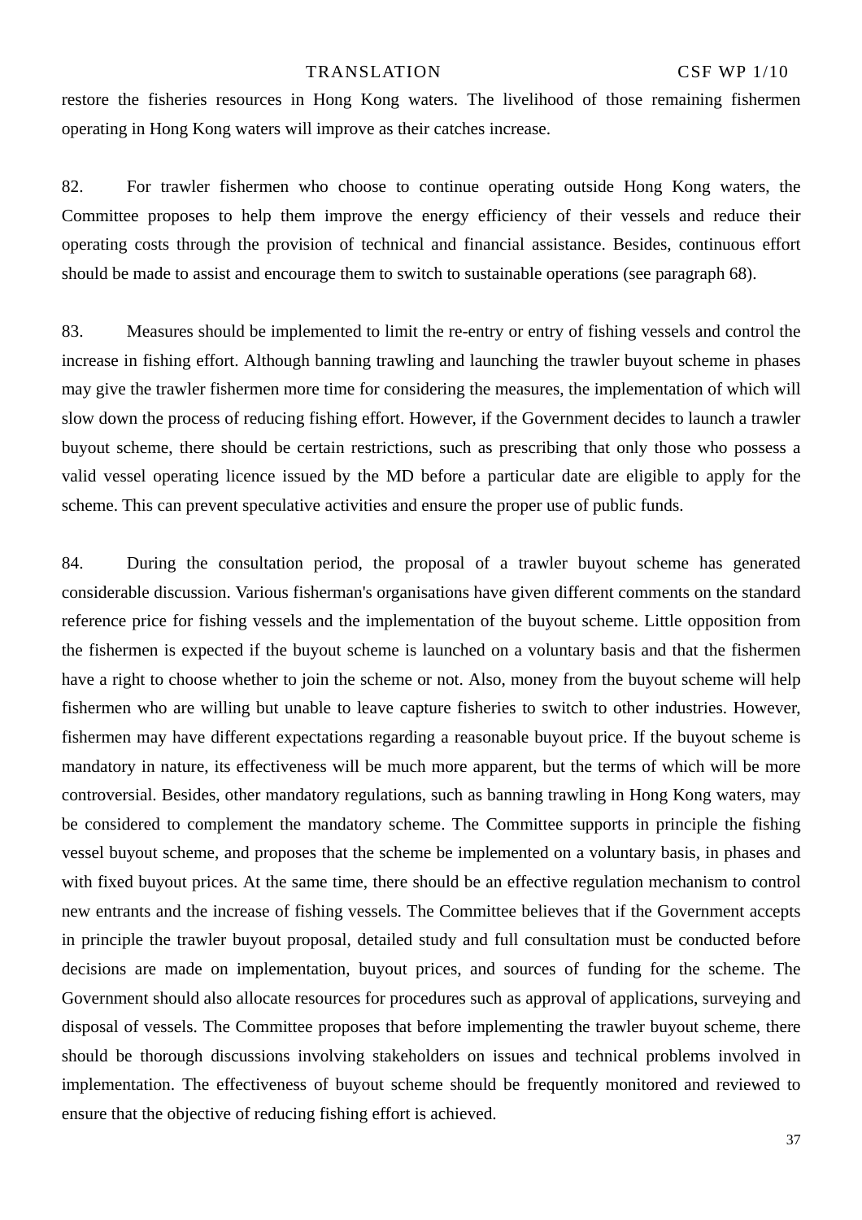restore the fisheries resources in Hong Kong waters. The livelihood of those remaining fishermen operating in Hong Kong waters will improve as their catches increase.

82. For trawler fishermen who choose to continue operating outside Hong Kong waters, the Committee proposes to help them improve the energy efficiency of their vessels and reduce their operating costs through the provision of technical and financial assistance. Besides, continuous effort should be made to assist and encourage them to switch to sustainable operations (see paragraph 68).

83. Measures should be implemented to limit the re-entry or entry of fishing vessels and control the increase in fishing effort. Although banning trawling and launching the trawler buyout scheme in phases may give the trawler fishermen more time for considering the measures, the implementation of which will slow down the process of reducing fishing effort. However, if the Government decides to launch a trawler buyout scheme, there should be certain restrictions, such as prescribing that only those who possess a valid vessel operating licence issued by the MD before a particular date are eligible to apply for the scheme. This can prevent speculative activities and ensure the proper use of public funds.

84. During the consultation period, the proposal of a trawler buyout scheme has generated considerable discussion. Various fisherman's organisations have given different comments on the standard reference price for fishing vessels and the implementation of the buyout scheme. Little opposition from the fishermen is expected if the buyout scheme is launched on a voluntary basis and that the fishermen have a right to choose whether to join the scheme or not. Also, money from the buyout scheme will help fishermen who are willing but unable to leave capture fisheries to switch to other industries. However, fishermen may have different expectations regarding a reasonable buyout price. If the buyout scheme is mandatory in nature, its effectiveness will be much more apparent, but the terms of which will be more controversial. Besides, other mandatory regulations, such as banning trawling in Hong Kong waters, may be considered to complement the mandatory scheme. The Committee supports in principle the fishing vessel buyout scheme, and proposes that the scheme be implemented on a voluntary basis, in phases and with fixed buyout prices. At the same time, there should be an effective regulation mechanism to control new entrants and the increase of fishing vessels. The Committee believes that if the Government accepts in principle the trawler buyout proposal, detailed study and full consultation must be conducted before decisions are made on implementation, buyout prices, and sources of funding for the scheme. The Government should also allocate resources for procedures such as approval of applications, surveying and disposal of vessels. The Committee proposes that before implementing the trawler buyout scheme, there should be thorough discussions involving stakeholders on issues and technical problems involved in implementation. The effectiveness of buyout scheme should be frequently monitored and reviewed to ensure that the objective of reducing fishing effort is achieved.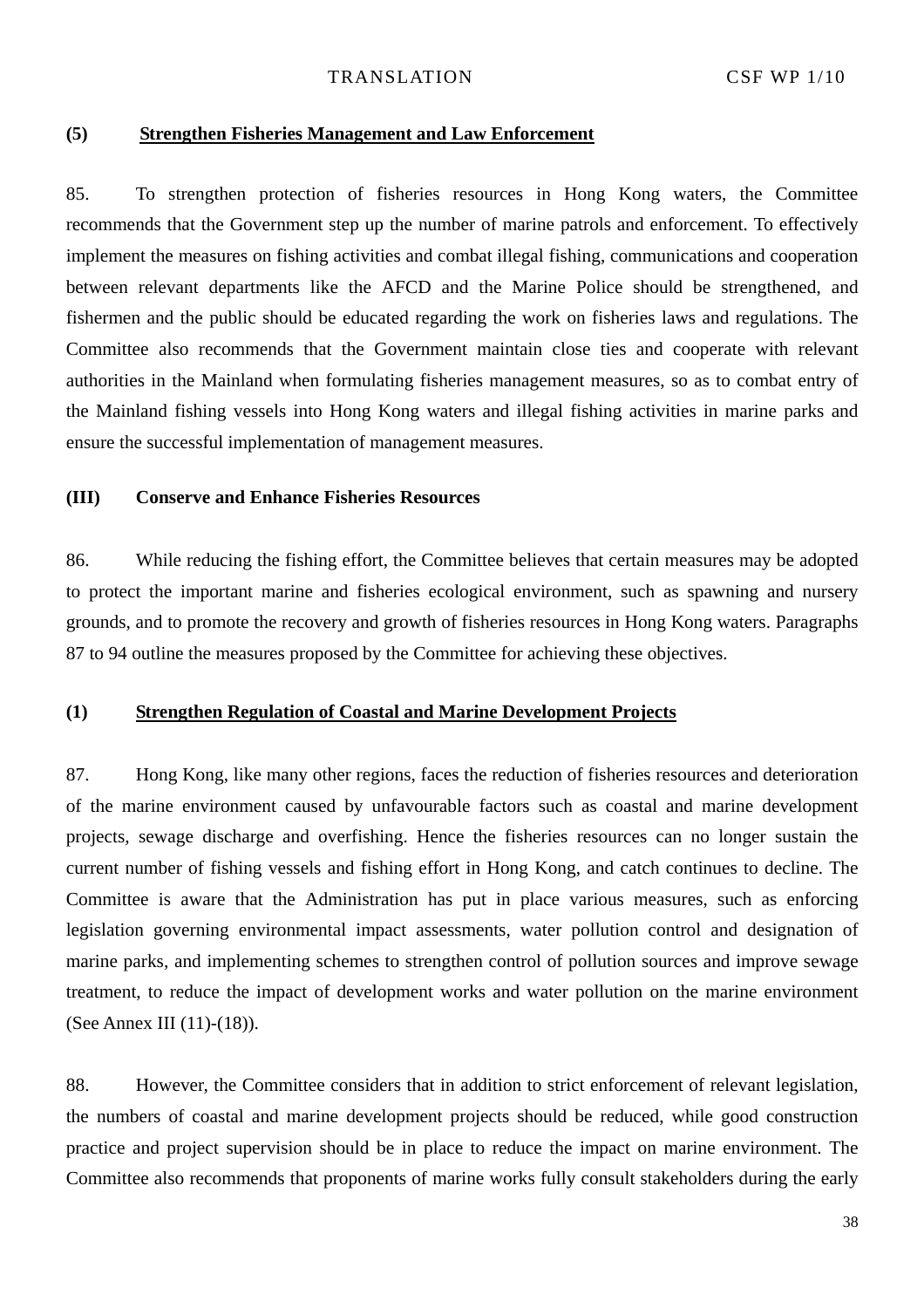**(5) Strengthen Fisheries Management and Law Enforcement**

85. To strengthen protection of fisheries resources in Hong Kong waters, the Committee recommends that the Government step up the number of marine patrols and enforcement. To effectively implement the measures on fishing activities and combat illegal fishing, communications and cooperation between relevant departments like the AFCD and the Marine Police should be strengthened, and fishermen and the public should be educated regarding the work on fisheries laws and regulations. The Committee also recommends that the Government maintain close ties and cooperate with relevant authorities in the Mainland when formulating fisheries management measures, so as to combat entry of the Mainland fishing vessels into Hong Kong waters and illegal fishing activities in marine parks and ensure the successful implementation of management measures.

**(III) Conserve and Enhance Fisheries Resources**

86. While reducing the fishing effort, the Committee believes that certain measures may be adopted to protect the important marine and fisheries ecological environment, such as spawning and nursery grounds, and to promote the recovery and growth of fisheries resources in Hong Kong waters. Paragraphs 87 to 94 outline the measures proposed by the Committee for achieving these objectives.

**(1) Strengthen Regulation of Coastal and Marine Development Projects**

87. Hong Kong, like many other regions, faces the reduction of fisheries resources and deterioration of the marine environment caused by unfavourable factors such as coastal and marine development projects, sewage discharge and overfishing. Hence the fisheries resources can no longer sustain the current number of fishing vessels and fishing effort in Hong Kong, and catch continues to decline. The Committee is aware that the Administration has put in place various measures, such as enforcing legislation governing environmental impact assessments, water pollution control and designation of marine parks, and implementing schemes to strengthen control of pollution sources and improve sewage treatment, to reduce the impact of development works and water pollution on the marine environment (See Annex III (11)-(18)).

88. However, the Committee considers that in addition to strict enforcement of relevant legislation, the numbers of coastal and marine development projects should be reduced, while good construction practice and project supervision should be in place to reduce the impact on marine environment. The Committee also recommends that proponents of marine works fully consult stakeholders during the early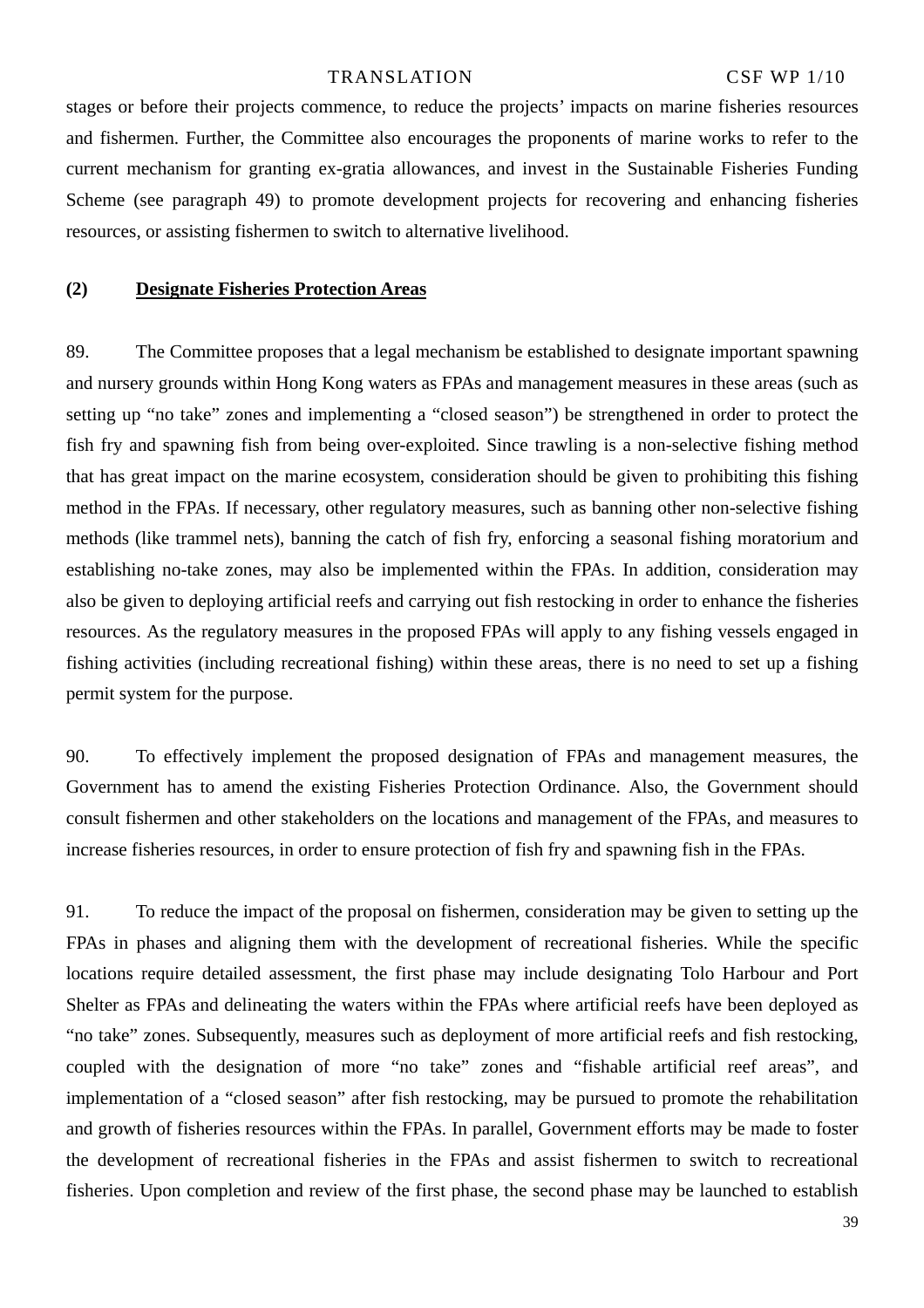stages or before their projects commence, to reduce the projects' impacts on marine fisheries resources and fishermen. Further, the Committee also encourages the proponents of marine works to refer to the current mechanism for granting ex-gratia allowances, and invest in the Sustainable Fisheries Funding Scheme (see paragraph 49) to promote development projects for recovering and enhancing fisheries resources, or assisting fishermen to switch to alternative livelihood.

## (2) Designate Fisheries Protection Areas

89. The Committee proposes that a legal mechanism be established to designate important spawning and nursery grounds within Hong Kong waters as FPAs and management measures in these areas (such as setting up "no take" zones and implementing a "closed season") be strengthened in order to protect the fish fry and spawning fish from being over-exploited. Since trawling is a non-selective fishing method that has great impact on the marine ecosystem, consideration should be given to prohibiting this fishing method in the FPAs. If necessary, other regulatory measures, such as banning other non-selective fishing methods (like trammel nets), banning the catch of fish fry, enforcing a seasonal fishing moratorium and establishing no-take zones, may also be implemented within the FPAs. In addition, consideration may also be given to deploying artificial reefs and carrying out fish restocking in order to enhance the fisheries resources. As the regulatory measures in the proposed FPAs will apply to any fishing vessels engaged in fishing activities (including recreational fishing) within these areas, there is no need to set up a fishing permit system for the purpose.

90. To effectively implement the proposed designation of FPAs and management measures, the Government has to amend the existing Fisheries Protection Ordinance. Also, the Government should consult fishermen and other stakeholders on the locations and management of the FPAs, and measures to increase fisheries resources, in order to ensure protection of fish fry and spawning fish in the FPAs.

91. To reduce the impact of the proposal on fishermen, consideration may be given to setting up the FPAs in phases and aligning them with the development of recreational fisheries. While the specific locations require detailed assessment, the first phase may include designating Tolo Harbour and Port Shelter as FPAs and delineating the waters within the FPAs where artificial reefs have been deployed as "no take" zones. Subsequently, measures such as deployment of more artificial reefs and fish restocking, coupled with the designation of more "no take" zones and "fishable artificial reef areas", and implementation of a "closed season" after fish restocking, may be pursued to promote the rehabilitation and growth of fisheries resources within the FPAs. In parallel, Government efforts may be made to foster the development of recreational fisheries in the FPAs and assist fishermen to switch to recreational fisheries. Upon completion and review of the first phase, the second phase may be launched to establish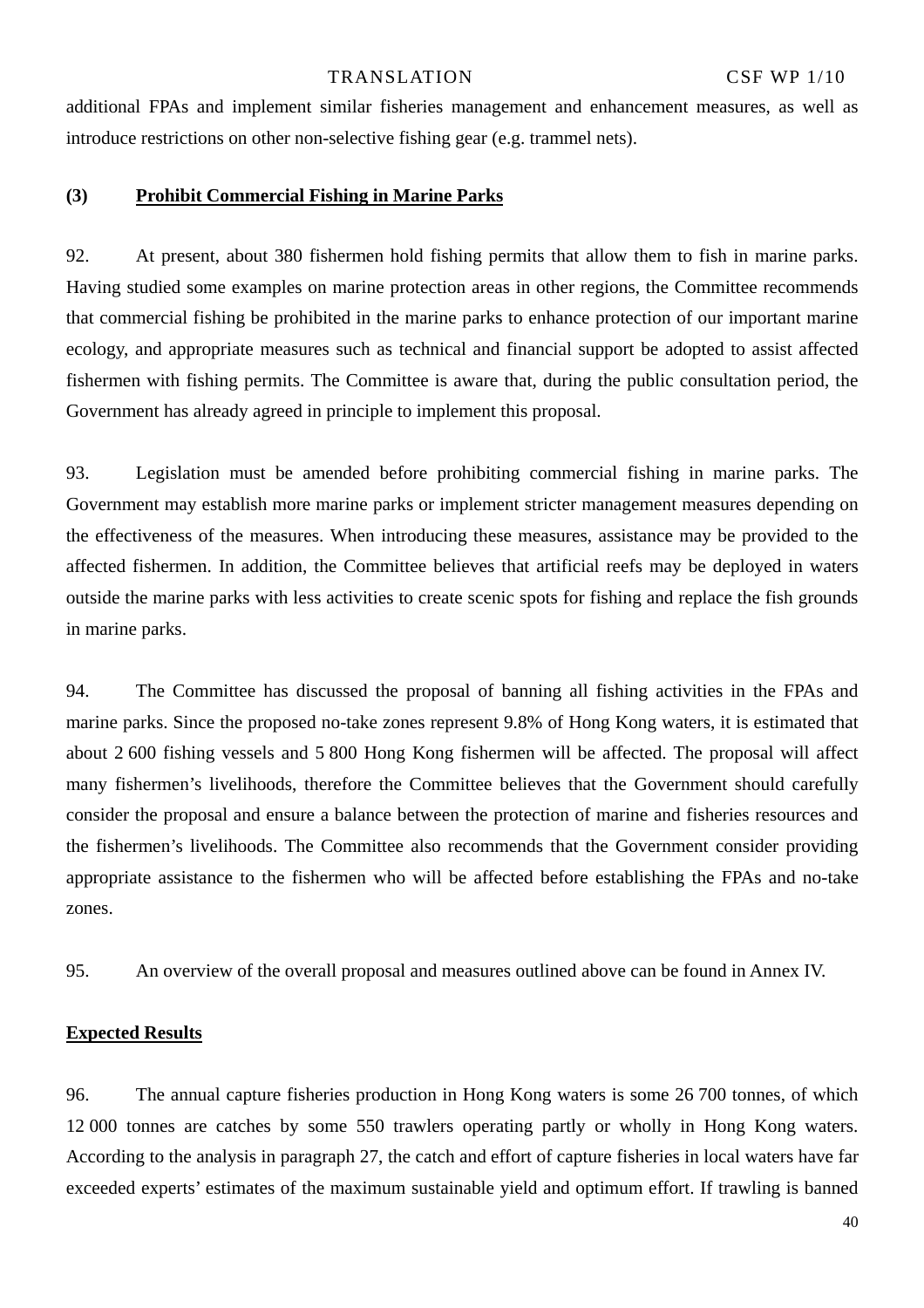additional FPAs and implement similar fisheries management and enhancement measures, as well as introduce restrictions on other non-selective fishing gear (e.g. trammel nets).

### (3) Prohibit Commercial Fishing in Marine Parks

92. At present, about 380 fishermen hold fishing permits that allow them to fish in marine parks. Having studied some examples on marine protection areas in other regions, the Committee recommends that commercial fishing be prohibited in the marine parks to enhance protection of our important marine ecology, and appropriate measures such as technical and financial support be adopted to assist affected fishermen with fishing permits. The Committee is aware that, during the public consultation period, the Government has already agreed in principle to implement this proposal.

93. Legislation must be amended before prohibiting commercial fishing in marine parks. The Government may establish more marine parks or implement stricter management measures depending on the effectiveness of the measures. When introducing these measures, assistance may be provided to the affected fishermen. In addition, the Committee believes that artificial reefs may be deployed in waters outside the marine parks with less activities to create scenic spots for fishing and replace the fish grounds in marine parks.

94. The Committee has discussed the proposal of banning all fishing activities in the FPAs and marine parks. Since the proposed no-take zones represent 9.8% of Hong Kong waters, it is estimated that about 2 600 fishing vessels and 5 800 Hong Kong fishermen will be affected. The proposal will affect many fishermen's livelihoods, therefore the Committee believes that the Government should carefully consider the proposal and ensure a balance between the protection of marine and fisheries resources and the fishermen's livelihoods. The Committee also recommends that the Government consider providing appropriate assistance to the fishermen who will be affected before establishing the FPAs and no-take zones.

95. An overview of the overall proposal and measures outlined above can be found in Annex IV.

## Expected Results

96. The annual capture fisheries production in Hong Kong waters is some 26 700 tonnes, of which 12 000 tonnes are catches by some 550 trawlers operating partly or wholly in Hong Kong waters. According to the analysis in paragraph 27, the catch and effort of capture fisheries in local waters have far exceeded experts' estimates of the maximum sustainable yield and optimum effort. If trawling is banned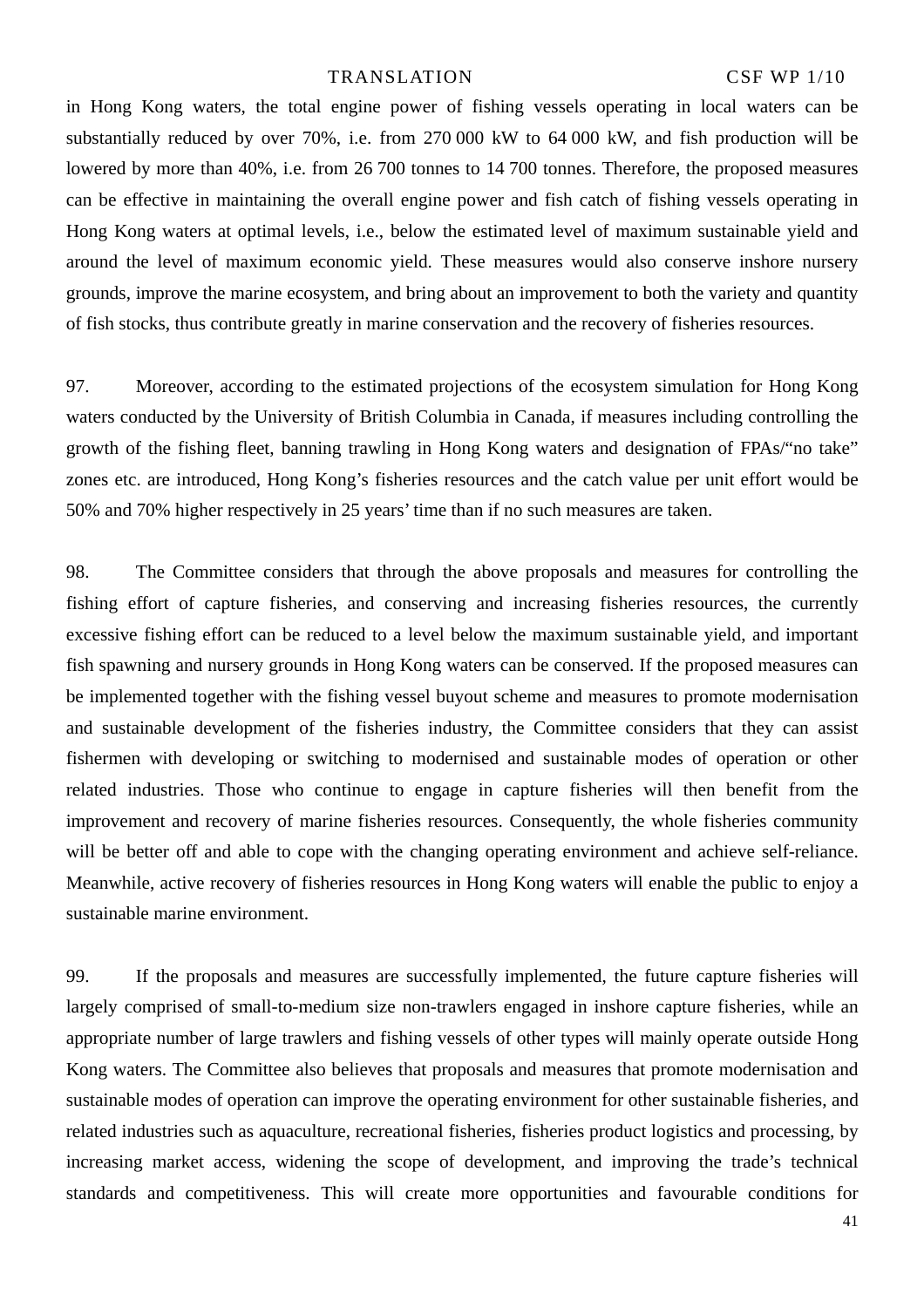in Hong Kong waters, the total engine power of fishing vessels operating in local waters can be substantially reduced by over 70%, i.e. from 270 000 kW to 64 000 kW, and fish production will be lowered by more than 40%, i.e. from 26 700 tonnes to 14 700 tonnes. Therefore, the proposed measures can be effective in maintaining the overall engine power and fish catch of fishing vessels operating in Hong Kong waters at optimal levels, i.e., below the estimated level of maximum sustainable yield and around the level of maximum economic yield. These measures would also conserve inshore nursery grounds, improve the marine ecosystem, and bring about an improvement to both the variety and quantity of fish stocks, thus contribute greatly in marine conservation and the recovery of fisheries resources.

97. Moreover, according to the estimated projections of the ecosystem simulation for Hong Kong waters conducted by the University of British Columbia in Canada, if measures including controlling the growth of the fishing fleet, banning trawling in Hong Kong waters and designation of FPAs/“no take” zones etc. are introduced, Hong Kong’s fisheries resources and the catch value per unit effort would be 50% and 70% higher respectively in 25 years’ time than if no such measures are taken.

98. The Committee considers that through the above proposals and measures for controlling the fishing effort of capture fisheries, and conserving and increasing fisheries resources, the currently excessive fishing effort can be reduced to a level below the maximum sustainable yield, and important fish spawning and nursery grounds in Hong Kong waters can be conserved. If the proposed measures can be implemented together with the fishing vessel buyout scheme and measures to promote modernisation and sustainable development of the fisheries industry, the Committee considers that they can assist fishermen with developing or switching to modernised and sustainable modes of operation or other related industries. Those who continue to engage in capture fisheries will then benefit from the improvement and recovery of marine fisheries resources. Consequently, the whole fisheries community will be better off and able to cope with the changing operating environment and achieve self-reliance. Meanwhile, active recovery of fisheries resources in Hong Kong waters will enable the public to enjoy a sustainable marine environment.

99. If the proposals and measures are successfully implemented, the future capture fisheries will largely comprised of small-to-medium size non-trawlers engaged in inshore capture fisheries, while an appropriate number of large trawlers and fishing vessels of other types will mainly operate outside Hong Kong waters. The Committee also believes that proposals and measures that promote modernisation and sustainable modes of operation can improve the operating environment for other sustainable fisheries, and related industries such as aquaculture, recreational fisheries, fisheries product logistics and processing, by increasing market access, widening the scope of development, and improving the trade’s technical standards and competitiveness. This will create more opportunities and favourable conditions for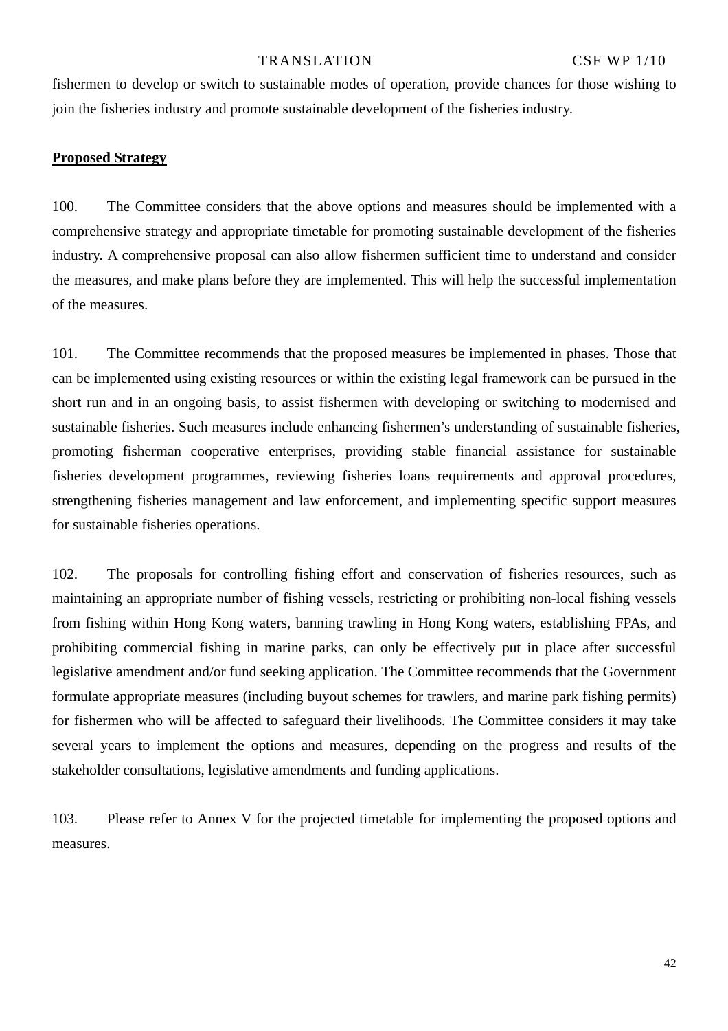fishermen to develop or switch to sustainable modes of operation, provide chances for those wishing to join the fisheries industry and promote sustainable development of the fisheries industry.

**Proposed Strategy**

100. The Committee considers that the above options and measures should be implemented with a comprehensive strategy and appropriate timetable for promoting sustainable development of the fisheries industry. A comprehensive proposal can also allow fishermen sufficient time to understand and consider the measures, and make plans before they are implemented. This will help the successful implementation of the measures.

101. The Committee recommends that the proposed measures be implemented in phases. Those that can be implemented using existing resources or within the existing legal framework can be pursued in the short run and in an ongoing basis, to assist fishermen with developing or switching to modernised and sustainable fisheries. Such measures include enhancing fishermen's understanding of sustainable fisheries, promoting fisherman cooperative enterprises, providing stable financial assistance for sustainable fisheries development programmes, reviewing fisheries loans requirements and approval procedures, strengthening fisheries management and law enforcement, and implementing specific support measures for sustainable fisheries operations.

102. The proposals for controlling fishing effort and conservation of fisheries resources, such as maintaining an appropriate number of fishing vessels, restricting or prohibiting non-local fishing vessels from fishing within Hong Kong waters, banning trawling in Hong Kong waters, establishing FPAs, and prohibiting commercial fishing in marine parks, can only be effectively put in place after successful legislative amendment and/or fund seeking application. The Committee recommends that the Government formulate appropriate measures (including buyout schemes for trawlers, and marine park fishing permits) for fishermen who will be affected to safeguard their livelihoods. The Committee considers it may take several years to implement the options and measures, depending on the progress and results of the stakeholder consultations, legislative amendments and funding applications.

103. Please refer to Annex V for the projected timetable for implementing the proposed options and measures.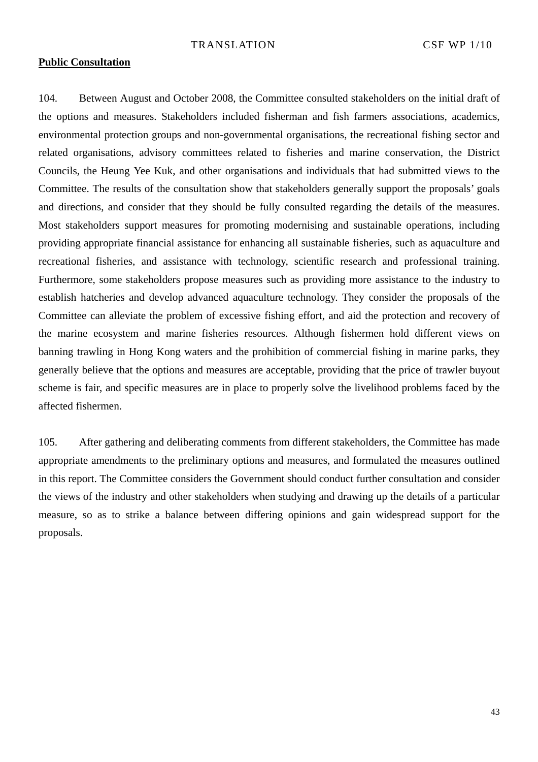**Public Consultation**

104. Between August and October 2008, the Committee consulted stakeholders on the initial draft of the options and measures. Stakeholders included fisherman and fish farmers associations, academics, environmental protection groups and non-governmental organisations, the recreational fishing sector and related organisations, advisory committees related to fisheries and marine conservation, the District Councils, the Heung Yee Kuk, and other organisations and individuals that had submitted views to the Committee. The results of the consultation show that stakeholders generally support the proposals' goals and directions, and consider that they should be fully consulted regarding the details of the measures. Most stakeholders support measures for promoting modernising and sustainable operations, including providing appropriate financial assistance for enhancing all sustainable fisheries, such as aquaculture and recreational fisheries, and assistance with technology, scientific research and professional training. Furthermore, some stakeholders propose measures such as providing more assistance to the industry to establish hatcheries and develop advanced aquaculture technology. They consider the proposals of the Committee can alleviate the problem of excessive fishing effort, and aid the protection and recovery of the marine ecosystem and marine fisheries resources. Although fishermen hold different views on banning trawling in Hong Kong waters and the prohibition of commercial fishing in marine parks, they generally believe that the options and measures are acceptable, providing that the price of trawler buyout scheme is fair, and specific measures are in place to properly solve the livelihood problems faced by the affected fishermen.

105. After gathering and deliberating comments from different stakeholders, the Committee has made appropriate amendments to the preliminary options and measures, and formulated the measures outlined in this report. The Committee considers the Government should conduct further consultation and consider the views of the industry and other stakeholders when studying and drawing up the details of a particular measure, so as to strike a balance between differing opinions and gain widespread support for the proposals.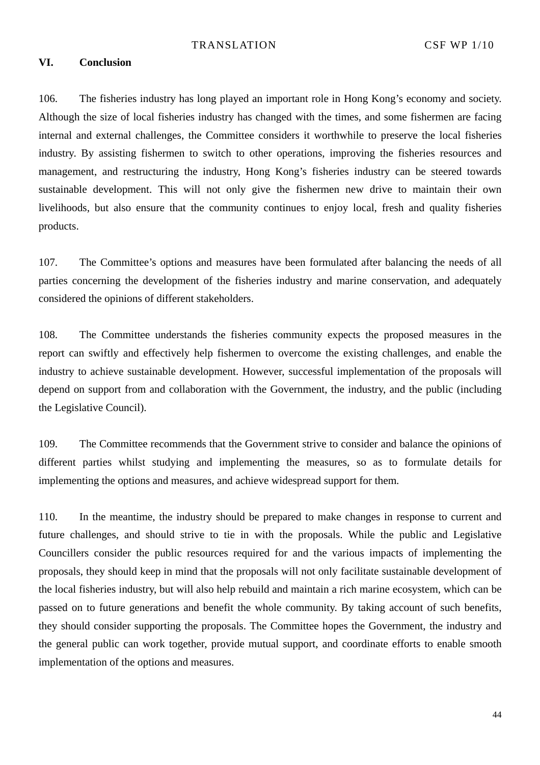## VI. Conclusion

106. The fisheries industry has long played an important role in Hong Kong's economy and society. Although the size of local fisheries industry has changed with the times, and some fishermen are facing internal and external challenges, the Committee considers it worthwhile to preserve the local fisheries industry. By assisting fishermen to switch to other operations, improving the fisheries resources and management, and restructuring the industry, Hong Kong's fisheries industry can be steered towards sustainable development. This will not only give the fishermen new drive to maintain their own livelihoods, but also ensure that the community continues to enjoy local, fresh and quality fisheries products.

107. The Committee's options and measures have been formulated after balancing the needs of all parties concerning the development of the fisheries industry and marine conservation, and adequately considered the opinions of different stakeholders.

108. The Committee understands the fisheries community expects the proposed measures in the report can swiftly and effectively help fishermen to overcome the existing challenges, and enable the industry to achieve sustainable development. However, successful implementation of the proposals will depend on support from and collaboration with the Government, the industry, and the public (including the Legislative Council).

109. The Committee recommends that the Government strive to consider and balance the opinions of different parties whilst studying and implementing the measures, so as to formulate details for implementing the options and measures, and achieve widespread support for them.

110. In the meantime, the industry should be prepared to make changes in response to current and future challenges, and should strive to tie in with the proposals. While the public and Legislative Councillers consider the public resources required for and the various impacts of implementing the proposals, they should keep in mind that the proposals will not only facilitate sustainable development of the local fisheries industry, but will also help rebuild and maintain a rich marine ecosystem, which can be passed on to future generations and benefit the whole community. By taking account of such benefits, they should consider supporting the proposals. The Committee hopes the Government, the industry and the general public can work together, provide mutual support, and coordinate efforts to enable smooth implementation of the options and measures.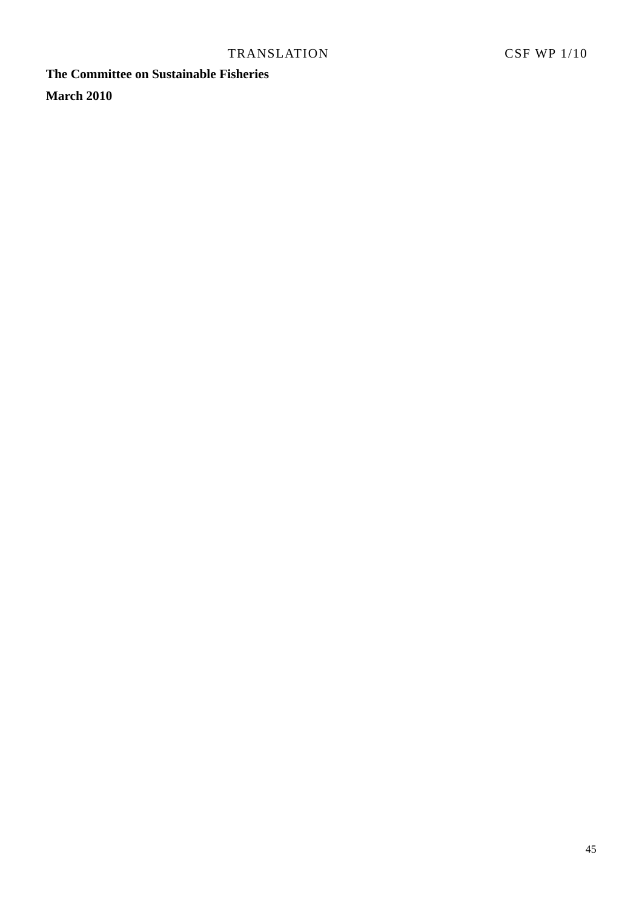TRANSLATION CSF WP 1/10

**The Committee on Sustainable Fisheries**

**March 2010**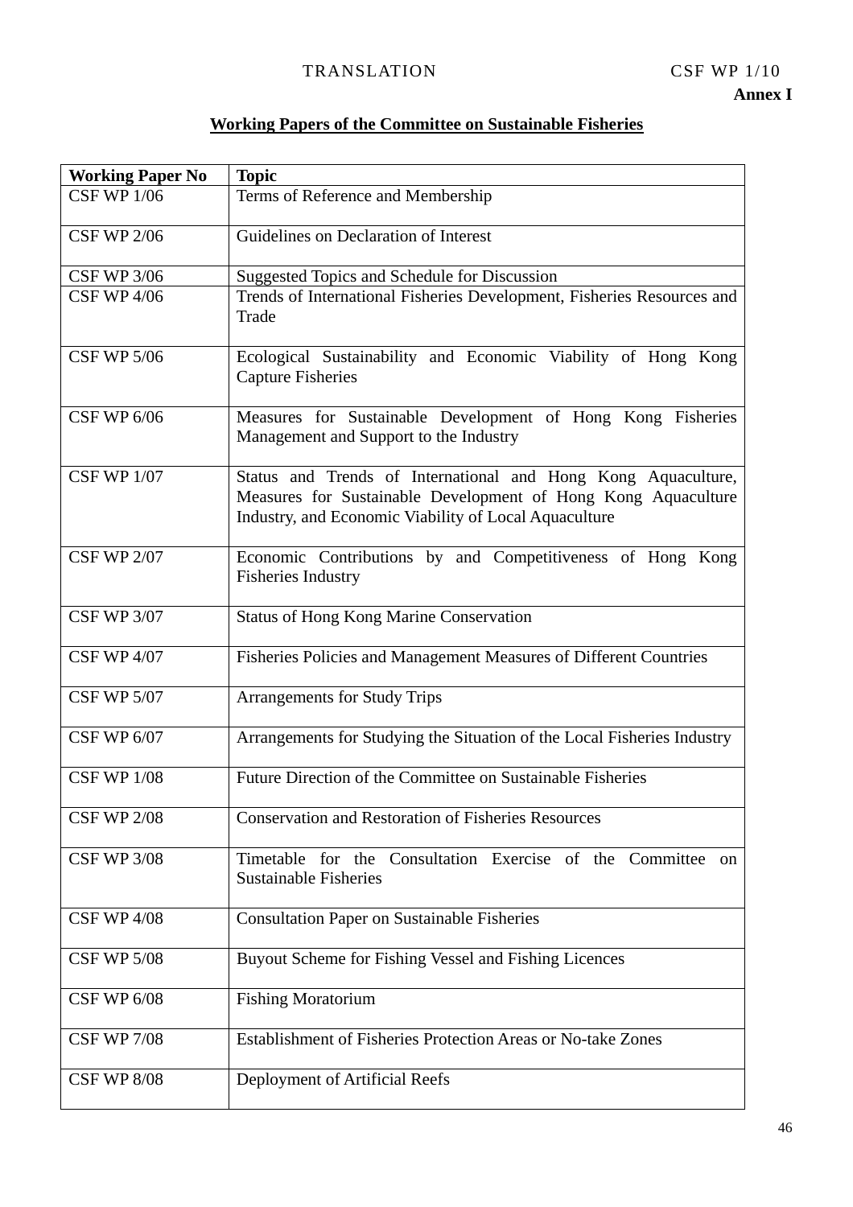TRANSLATION CSF WP 1/10

**Annex I**

**Working Papers of the Committee on Sustainable Fisheries**

| Working Paper No | Topic |
|---|---|
| CSF WP 1/06 | Terms of Reference and Membership |
| CSF WP 2/06 | Guidelines on Declaration of Interest |
| CSF WP 3/06 | Suggested Topics and Schedule for Discussion |
| CSF WP 4/06 | Trends of International Fisheries Development, Fisheries Resources and Trade |
| CSF WP 5/06 | Ecological Sustainability and Economic Viability of Hong Kong Capture Fisheries |
| CSF WP 6/06 | Measures for Sustainable Development of Hong Kong Fisheries Management and Support to the Industry |
| CSF WP 1/07 | Status and Trends of International and Hong Kong Aquaculture, Measures for Sustainable Development of Hong Kong Aquaculture Industry, and Economic Viability of Local Aquaculture |
| CSF WP 2/07 | Economic Contributions by and Competitiveness of Hong Kong Fisheries Industry |
| CSF WP 3/07 | Status of Hong Kong Marine Conservation |
| CSF WP 4/07 | Fisheries Policies and Management Measures of Different Countries |
| CSF WP 5/07 | Arrangements for Study Trips |
| CSF WP 6/07 | Arrangements for Studying the Situation of the Local Fisheries Industry |
| CSF WP 1/08 | Future Direction of the Committee on Sustainable Fisheries |
| CSF WP 2/08 | Conservation and Restoration of Fisheries Resources |
| CSF WP 3/08 | Timetable for the Consultation Exercise of the Committee on Sustainable Fisheries |
| CSF WP 4/08 | Consultation Paper on Sustainable Fisheries |
| CSF WP 5/08 | Buyout Scheme for Fishing Vessel and Fishing Licences |
| CSF WP 6/08 | Fishing Moratorium |
| CSF WP 7/08 | Establishment of Fisheries Protection Areas or No-take Zones |
| CSF WP 8/08 | Deployment of Artificial Reefs |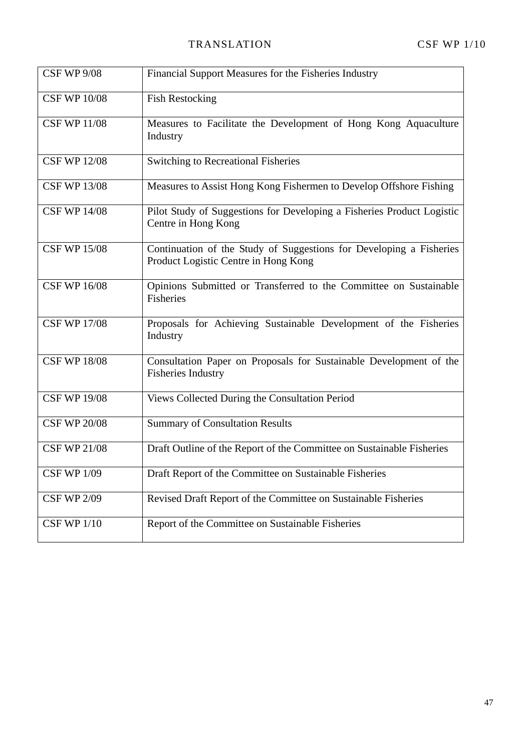| | |
|---|---|
| CSF WP 9/08 | Financial Support Measures for the Fisheries Industry |
| CSF WP 10/08 | Fish Restocking |
| CSF WP 11/08 | Measures to Facilitate the Development of Hong Kong Aquaculture Industry |
| CSF WP 12/08 | Switching to Recreational Fisheries |
| CSF WP 13/08 | Measures to Assist Hong Kong Fishermen to Develop Offshore Fishing |
| CSF WP 14/08 | Pilot Study of Suggestions for Developing a Fisheries Product Logistic Centre in Hong Kong |
| CSF WP 15/08 | Continuation of the Study of Suggestions for Developing a Fisheries Product Logistic Centre in Hong Kong |
| CSF WP 16/08 | Opinions Submitted or Transferred to the Committee on Sustainable Fisheries |
| CSF WP 17/08 | Proposals for Achieving Sustainable Development of the Fisheries Industry |
| CSF WP 18/08 | Consultation Paper on Proposals for Sustainable Development of the Fisheries Industry |
| CSF WP 19/08 | Views Collected During the Consultation Period |
| CSF WP 20/08 | Summary of Consultation Results |
| CSF WP 21/08 | Draft Outline of the Report of the Committee on Sustainable Fisheries |
| CSF WP 1/09 | Draft Report of the Committee on Sustainable Fisheries |
| CSF WP 2/09 | Revised Draft Report of the Committee on Sustainable Fisheries |
| CSF WP 1/10 | Report of the Committee on Sustainable Fisheries |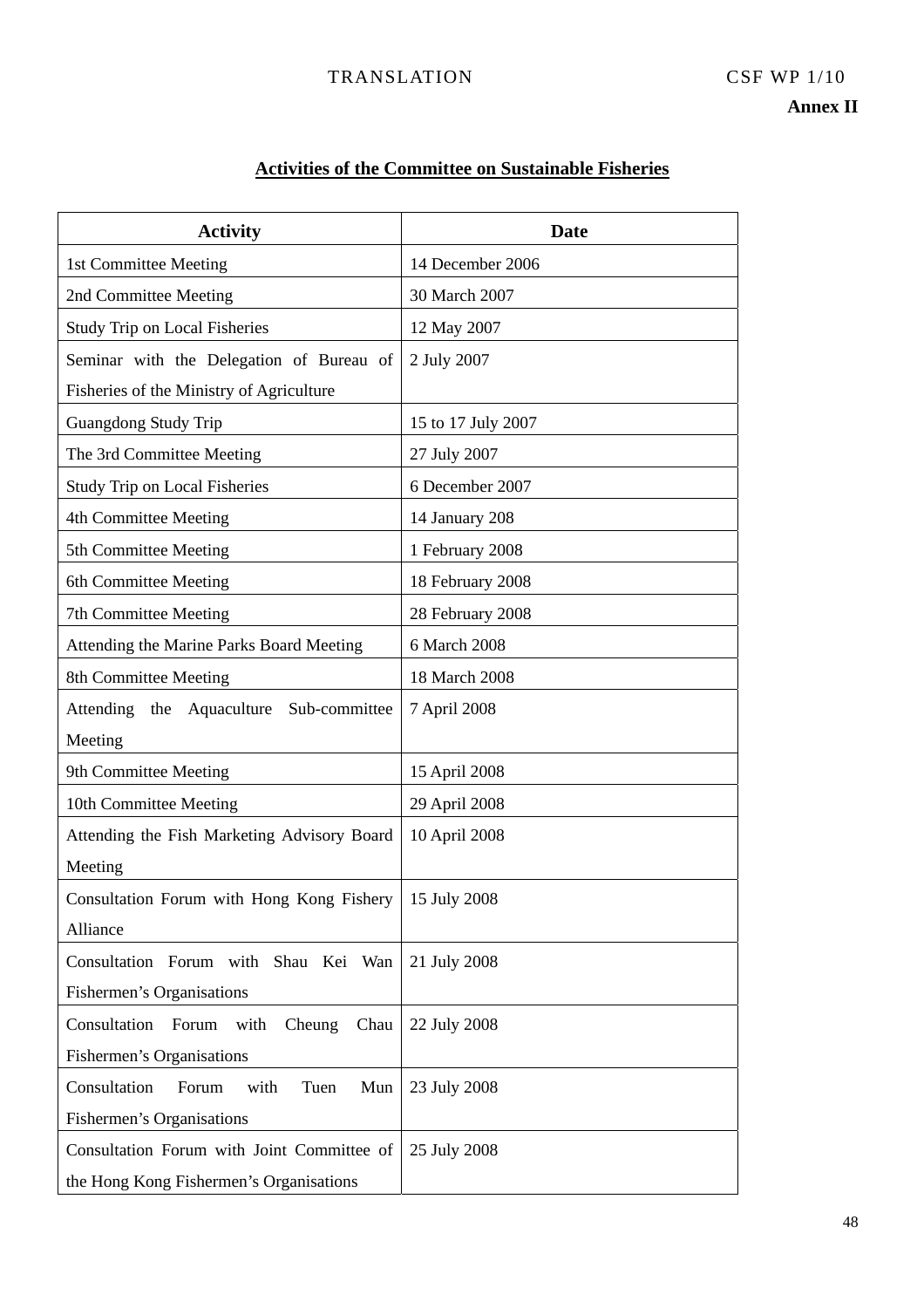TRANSLATION CSF WP 1/10

**Annex II**

## Activities of the Committee on Sustainable Fisheries

| Activity | Date |
|---|---|
| 1st Committee Meeting | 14 December 2006 |
| 2nd Committee Meeting | 30 March 2007 |
| Study Trip on Local Fisheries | 12 May 2007 |
| Seminar with the Delegation of Bureau of Fisheries of the Ministry of Agriculture | 2 July 2007 |
| Guangdong Study Trip | 15 to 17 July 2007 |
| The 3rd Committee Meeting | 27 July 2007 |
| Study Trip on Local Fisheries | 6 December 2007 |
| 4th Committee Meeting | 14 January 208 |
| 5th Committee Meeting | 1 February 2008 |
| 6th Committee Meeting | 18 February 2008 |
| 7th Committee Meeting | 28 February 2008 |
| Attending the Marine Parks Board Meeting | 6 March 2008 |
| 8th Committee Meeting | 18 March 2008 |
| Attending the Aquaculture Sub-committee Meeting | 7 April 2008 |
| 9th Committee Meeting | 15 April 2008 |
| 10th Committee Meeting | 29 April 2008 |
| Attending the Fish Marketing Advisory Board Meeting | 10 April 2008 |
| Consultation Forum with Hong Kong Fishery Alliance | 15 July 2008 |
| Consultation Forum with Shau Kei Wan Fishermen's Organisations | 21 July 2008 |
| Consultation Forum with Cheung Chau Fishermen's Organisations | 22 July 2008 |
| Consultation Forum with Tuen Mun Fishermen's Organisations | 23 July 2008 |
| Consultation Forum with Joint Committee of the Hong Kong Fishermen's Organisations | 25 July 2008 |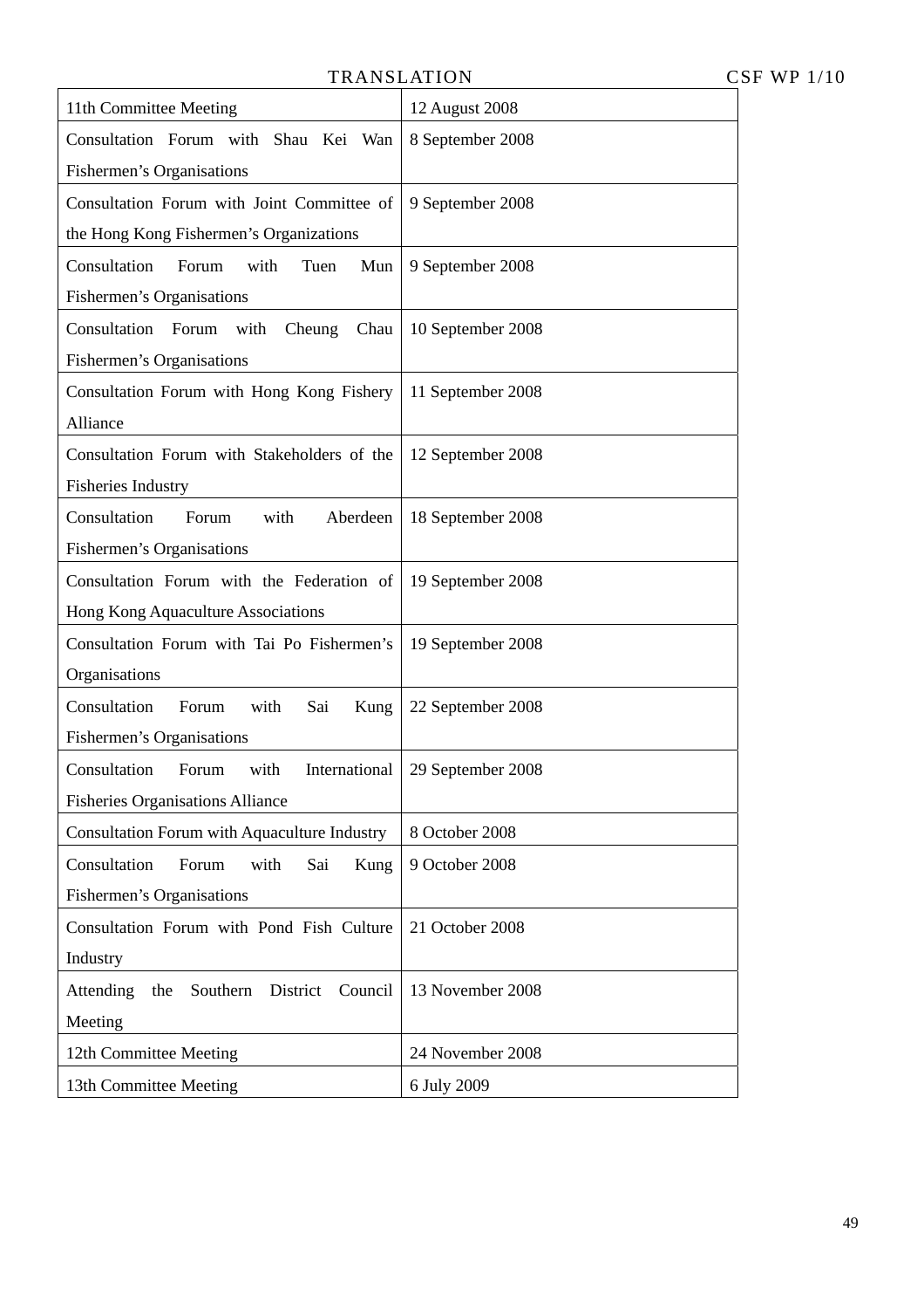| | |
|---|---|
| 11th Committee Meeting | 12 August 2008 |
| Consultation Forum with Shau Kei Wan Fishermen's Organisations | 8 September 2008 |
| Consultation Forum with Joint Committee of the Hong Kong Fishermen's Organizations | 9 September 2008 |
| Consultation Forum with Tuen Mun Fishermen's Organisations | 9 September 2008 |
| Consultation Forum with Cheung Chau Fishermen's Organisations | 10 September 2008 |
| Consultation Forum with Hong Kong Fishery Alliance | 11 September 2008 |
| Consultation Forum with Stakeholders of the Fisheries Industry | 12 September 2008 |
| Consultation Forum with Aberdeen Fishermen's Organisations | 18 September 2008 |
| Consultation Forum with the Federation of Hong Kong Aquaculture Associations | 19 September 2008 |
| Consultation Forum with Tai Po Fishermen's Organisations | 19 September 2008 |
| Consultation Forum with Sai Kung Fishermen's Organisations | 22 September 2008 |
| Consultation Forum with International Fisheries Organisations Alliance | 29 September 2008 |
| Consultation Forum with Aquaculture Industry | 8 October 2008 |
| Consultation Forum with Sai Kung Fishermen's Organisations | 9 October 2008 |
| Consultation Forum with Pond Fish Culture Industry | 21 October 2008 |
| Attending the Southern District Council Meeting | 13 November 2008 |
| 12th Committee Meeting | 24 November 2008 |
| 13th Committee Meeting | 6 July 2009 |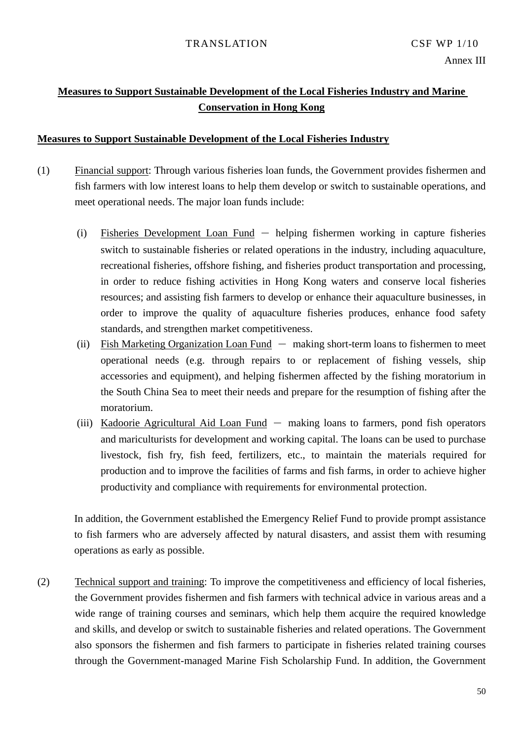TRANSLATION CSF WP 1/10

Annex III

## Measures to Support Sustainable Development of the Local Fisheries Industry and Marine Conservation in Hong Kong

### Measures to Support Sustainable Development of the Local Fisheries Industry

(1) Financial support: Through various fisheries loan funds, the Government provides fishermen and fish farmers with low interest loans to help them develop or switch to sustainable operations, and meet operational needs. The major loan funds include:

(i) Fisheries Development Loan Fund － helping fishermen working in capture fisheries switch to sustainable fisheries or related operations in the industry, including aquaculture, recreational fisheries, offshore fishing, and fisheries product transportation and processing, in order to reduce fishing activities in Hong Kong waters and conserve local fisheries resources; and assisting fish farmers to develop or enhance their aquaculture businesses, in order to improve the quality of aquaculture fisheries produces, enhance food safety standards, and strengthen market competitiveness.

(ii) Fish Marketing Organization Loan Fund － making short-term loans to fishermen to meet operational needs (e.g. through repairs to or replacement of fishing vessels, ship accessories and equipment), and helping fishermen affected by the fishing moratorium in the South China Sea to meet their needs and prepare for the resumption of fishing after the moratorium.

(iii) Kadoorie Agricultural Aid Loan Fund － making loans to farmers, pond fish operators and mariculturists for development and working capital. The loans can be used to purchase livestock, fish fry, fish feed, fertilizers, etc., to maintain the materials required for production and to improve the facilities of farms and fish farms, in order to achieve higher productivity and compliance with requirements for environmental protection.

In addition, the Government established the Emergency Relief Fund to provide prompt assistance to fish farmers who are adversely affected by natural disasters, and assist them with resuming operations as early as possible.

(2) Technical support and training: To improve the competitiveness and efficiency of local fisheries, the Government provides fishermen and fish farmers with technical advice in various areas and a wide range of training courses and seminars, which help them acquire the required knowledge and skills, and develop or switch to sustainable fisheries and related operations. The Government also sponsors the fishermen and fish farmers to participate in fisheries related training courses through the Government-managed Marine Fish Scholarship Fund. In addition, the Government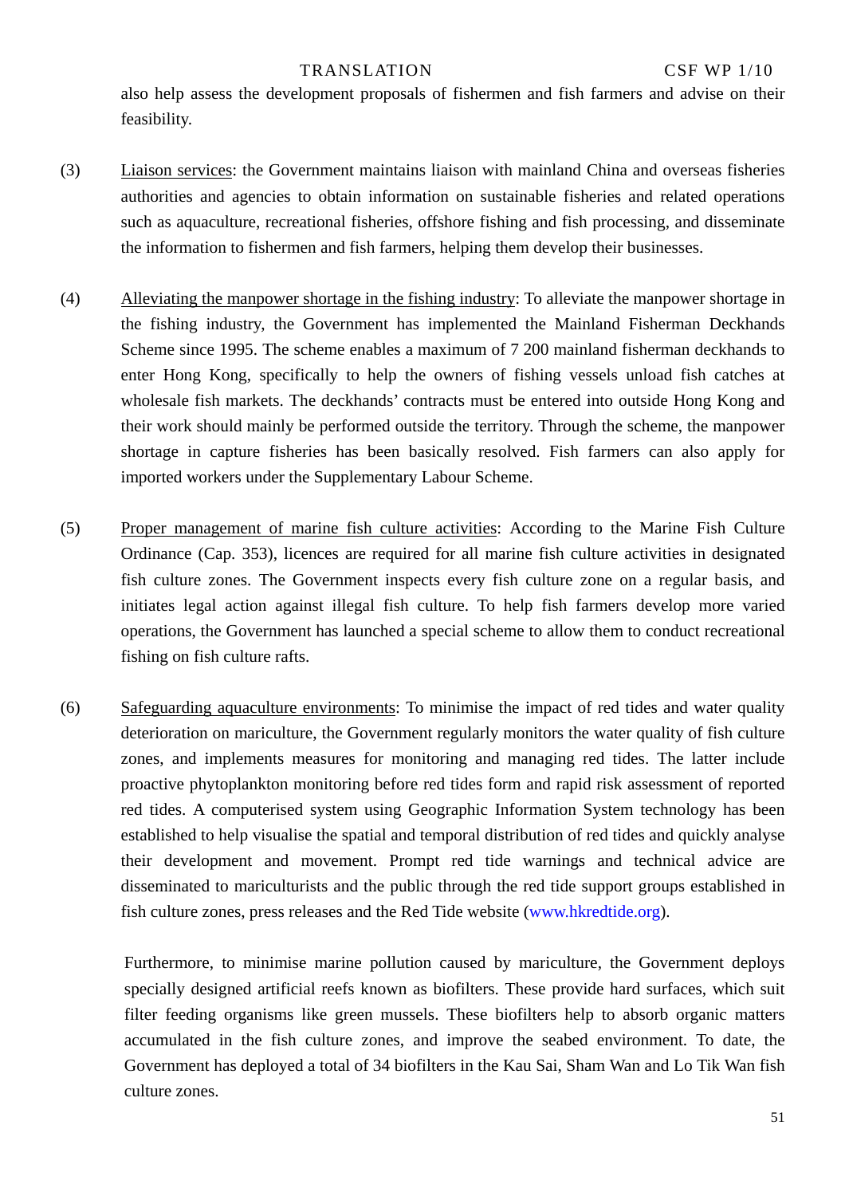also help assess the development proposals of fishermen and fish farmers and advise on their feasibility.

(3) Liaison services: the Government maintains liaison with mainland China and overseas fisheries authorities and agencies to obtain information on sustainable fisheries and related operations such as aquaculture, recreational fisheries, offshore fishing and fish processing, and disseminate the information to fishermen and fish farmers, helping them develop their businesses.

(4) Alleviating the manpower shortage in the fishing industry: To alleviate the manpower shortage in the fishing industry, the Government has implemented the Mainland Fisherman Deckhands Scheme since 1995. The scheme enables a maximum of 7 200 mainland fisherman deckhands to enter Hong Kong, specifically to help the owners of fishing vessels unload fish catches at wholesale fish markets. The deckhands' contracts must be entered into outside Hong Kong and their work should mainly be performed outside the territory. Through the scheme, the manpower shortage in capture fisheries has been basically resolved. Fish farmers can also apply for imported workers under the Supplementary Labour Scheme.

(5) Proper management of marine fish culture activities: According to the Marine Fish Culture Ordinance (Cap. 353), licences are required for all marine fish culture activities in designated fish culture zones. The Government inspects every fish culture zone on a regular basis, and initiates legal action against illegal fish culture. To help fish farmers develop more varied operations, the Government has launched a special scheme to allow them to conduct recreational fishing on fish culture rafts.

(6) Safeguarding aquaculture environments: To minimise the impact of red tides and water quality deterioration on mariculture, the Government regularly monitors the water quality of fish culture zones, and implements measures for monitoring and managing red tides. The latter include proactive phytoplankton monitoring before red tides form and rapid risk assessment of reported red tides. A computerised system using Geographic Information System technology has been established to help visualise the spatial and temporal distribution of red tides and quickly analyse their development and movement. Prompt red tide warnings and technical advice are disseminated to mariculturists and the public through the red tide support groups established in fish culture zones, press releases and the Red Tide website (www.hkredtide.org).

Furthermore, to minimise marine pollution caused by mariculture, the Government deploys specially designed artificial reefs known as biofilters. These provide hard surfaces, which suit filter feeding organisms like green mussels. These biofilters help to absorb organic matters accumulated in the fish culture zones, and improve the seabed environment. To date, the Government has deployed a total of 34 biofilters in the Kau Sai, Sham Wan and Lo Tik Wan fish culture zones.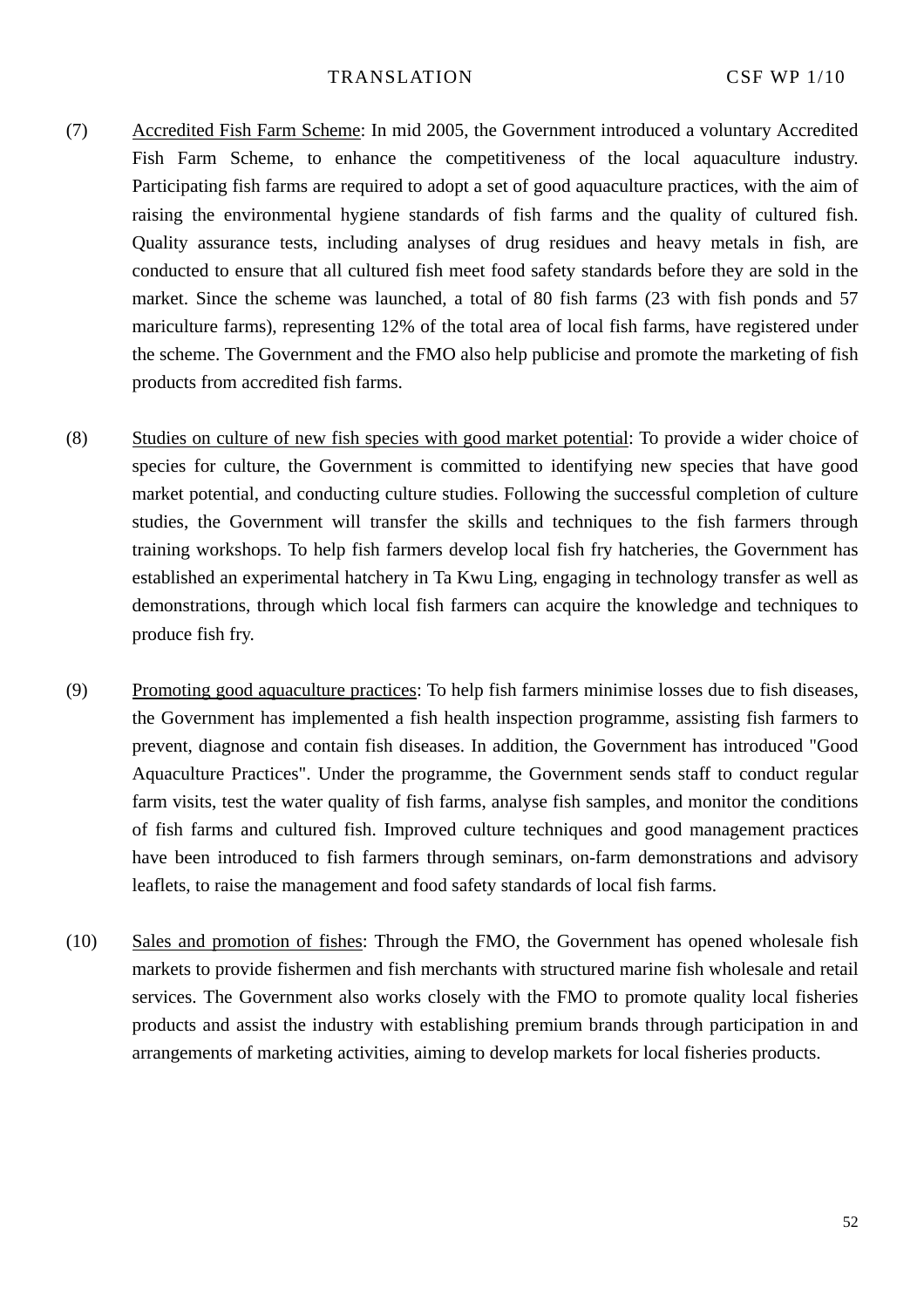(7) <u>Accredited Fish Farm Scheme</u>: In mid 2005, the Government introduced a voluntary Accredited Fish Farm Scheme, to enhance the competitiveness of the local aquaculture industry. Participating fish farms are required to adopt a set of good aquaculture practices, with the aim of raising the environmental hygiene standards of fish farms and the quality of cultured fish. Quality assurance tests, including analyses of drug residues and heavy metals in fish, are conducted to ensure that all cultured fish meet food safety standards before they are sold in the market. Since the scheme was launched, a total of 80 fish farms (23 with fish ponds and 57 mariculture farms), representing 12% of the total area of local fish farms, have registered under the scheme. The Government and the FMO also help publicise and promote the marketing of fish products from accredited fish farms.

(8) <u>Studies on culture of new fish species with good market potential</u>: To provide a wider choice of species for culture, the Government is committed to identifying new species that have good market potential, and conducting culture studies. Following the successful completion of culture studies, the Government will transfer the skills and techniques to the fish farmers through training workshops. To help fish farmers develop local fish fry hatcheries, the Government has established an experimental hatchery in Ta Kwu Ling, engaging in technology transfer as well as demonstrations, through which local fish farmers can acquire the knowledge and techniques to produce fish fry.

(9) <u>Promoting good aquaculture practices</u>: To help fish farmers minimise losses due to fish diseases, the Government has implemented a fish health inspection programme, assisting fish farmers to prevent, diagnose and contain fish diseases. In addition, the Government has introduced "Good Aquaculture Practices". Under the programme, the Government sends staff to conduct regular farm visits, test the water quality of fish farms, analyse fish samples, and monitor the conditions of fish farms and cultured fish. Improved culture techniques and good management practices have been introduced to fish farmers through seminars, on-farm demonstrations and advisory leaflets, to raise the management and food safety standards of local fish farms.

(10) <u>Sales and promotion of fishes</u>: Through the FMO, the Government has opened wholesale fish markets to provide fishermen and fish merchants with structured marine fish wholesale and retail services. The Government also works closely with the FMO to promote quality local fisheries products and assist the industry with establishing premium brands through participation in and arrangements of marketing activities, aiming to develop markets for local fisheries products.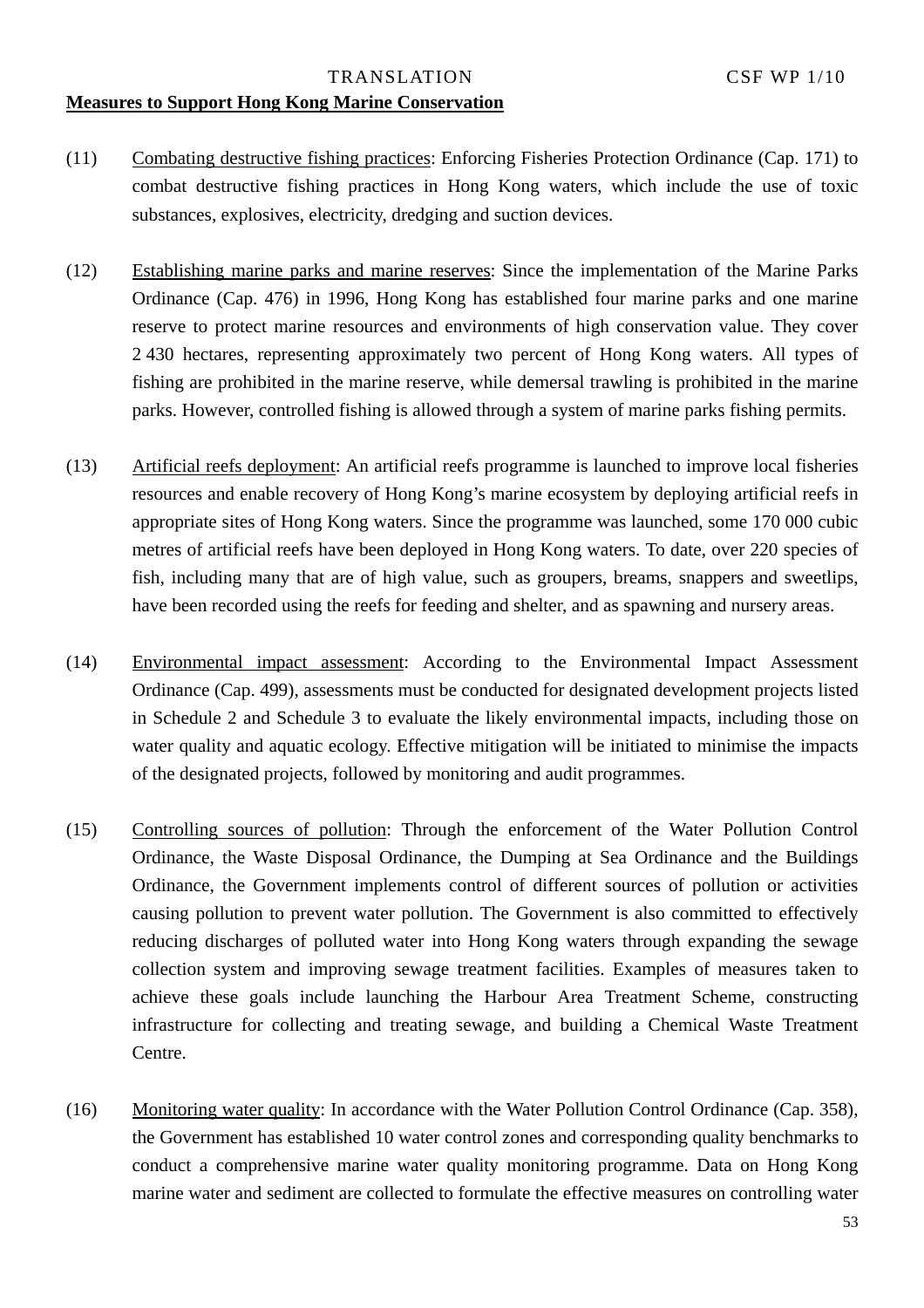TRANSLATION CSF WP 1/10

**Measures to Support Hong Kong Marine Conservation**

(11) Combating destructive fishing practices: Enforcing Fisheries Protection Ordinance (Cap. 171) to combat destructive fishing practices in Hong Kong waters, which include the use of toxic substances, explosives, electricity, dredging and suction devices.

(12) Establishing marine parks and marine reserves: Since the implementation of the Marine Parks Ordinance (Cap. 476) in 1996, Hong Kong has established four marine parks and one marine reserve to protect marine resources and environments of high conservation value. They cover 2 430 hectares, representing approximately two percent of Hong Kong waters. All types of fishing are prohibited in the marine reserve, while demersal trawling is prohibited in the marine parks. However, controlled fishing is allowed through a system of marine parks fishing permits.

(13) Artificial reefs deployment: An artificial reefs programme is launched to improve local fisheries resources and enable recovery of Hong Kong's marine ecosystem by deploying artificial reefs in appropriate sites of Hong Kong waters. Since the programme was launched, some 170 000 cubic metres of artificial reefs have been deployed in Hong Kong waters. To date, over 220 species of fish, including many that are of high value, such as groupers, breams, snappers and sweetlips, have been recorded using the reefs for feeding and shelter, and as spawning and nursery areas.

(14) Environmental impact assessment: According to the Environmental Impact Assessment Ordinance (Cap. 499), assessments must be conducted for designated development projects listed in Schedule 2 and Schedule 3 to evaluate the likely environmental impacts, including those on water quality and aquatic ecology. Effective mitigation will be initiated to minimise the impacts of the designated projects, followed by monitoring and audit programmes.

(15) Controlling sources of pollution: Through the enforcement of the Water Pollution Control Ordinance, the Waste Disposal Ordinance, the Dumping at Sea Ordinance and the Buildings Ordinance, the Government implements control of different sources of pollution or activities causing pollution to prevent water pollution. The Government is also committed to effectively reducing discharges of polluted water into Hong Kong waters through expanding the sewage collection system and improving sewage treatment facilities. Examples of measures taken to achieve these goals include launching the Harbour Area Treatment Scheme, constructing infrastructure for collecting and treating sewage, and building a Chemical Waste Treatment Centre.

(16) Monitoring water quality: In accordance with the Water Pollution Control Ordinance (Cap. 358), the Government has established 10 water control zones and corresponding quality benchmarks to conduct a comprehensive marine water quality monitoring programme. Data on Hong Kong marine water and sediment are collected to formulate the effective measures on controlling water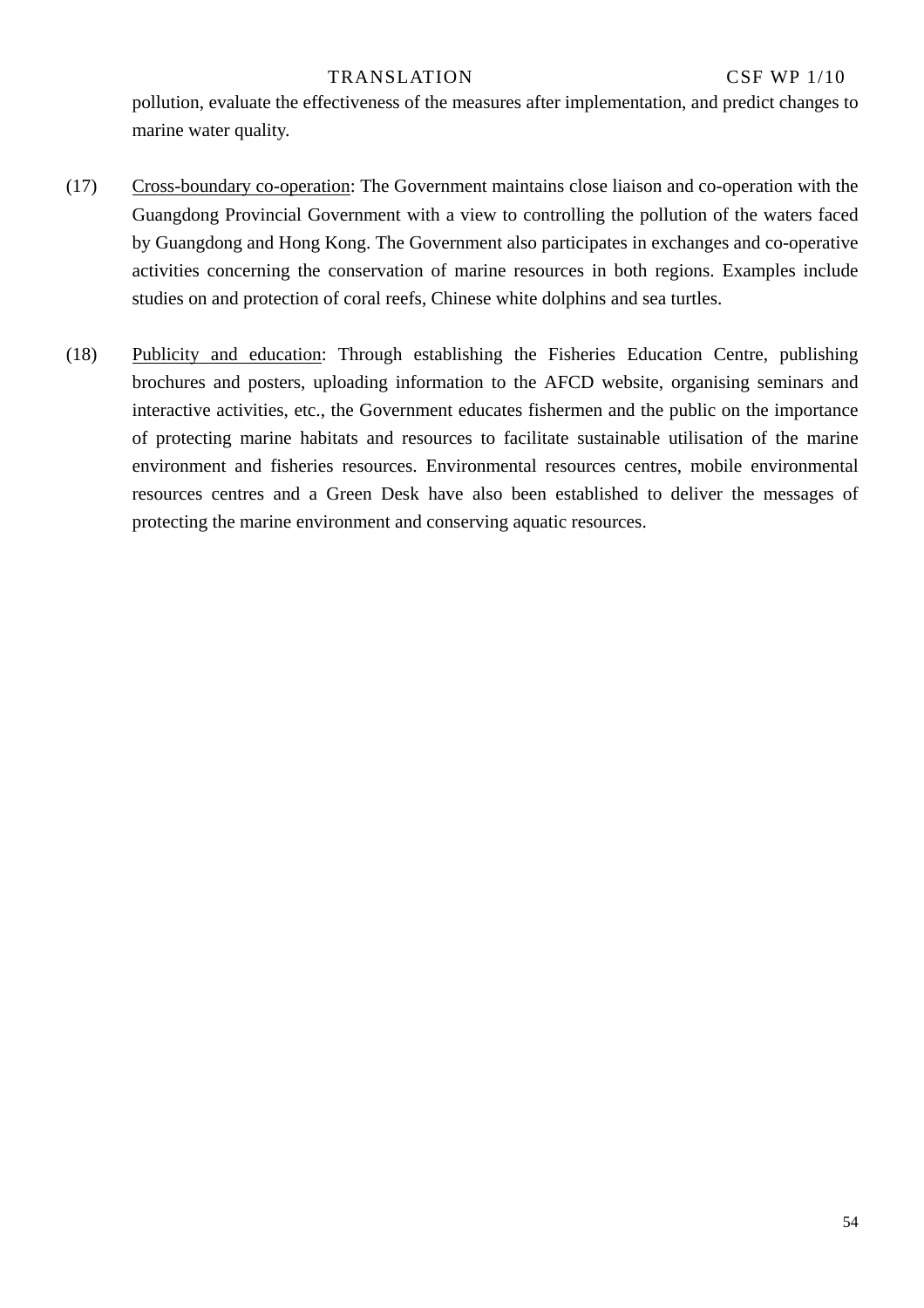pollution, evaluate the effectiveness of the measures after implementation, and predict changes to marine water quality.

(17) Cross-boundary co-operation: The Government maintains close liaison and co-operation with the Guangdong Provincial Government with a view to controlling the pollution of the waters faced by Guangdong and Hong Kong. The Government also participates in exchanges and co-operative activities concerning the conservation of marine resources in both regions. Examples include studies on and protection of coral reefs, Chinese white dolphins and sea turtles.

(18) Publicity and education: Through establishing the Fisheries Education Centre, publishing brochures and posters, uploading information to the AFCD website, organising seminars and interactive activities, etc., the Government educates fishermen and the public on the importance of protecting marine habitats and resources to facilitate sustainable utilisation of the marine environment and fisheries resources. Environmental resources centres, mobile environmental resources centres and a Green Desk have also been established to deliver the messages of protecting the marine environment and conserving aquatic resources.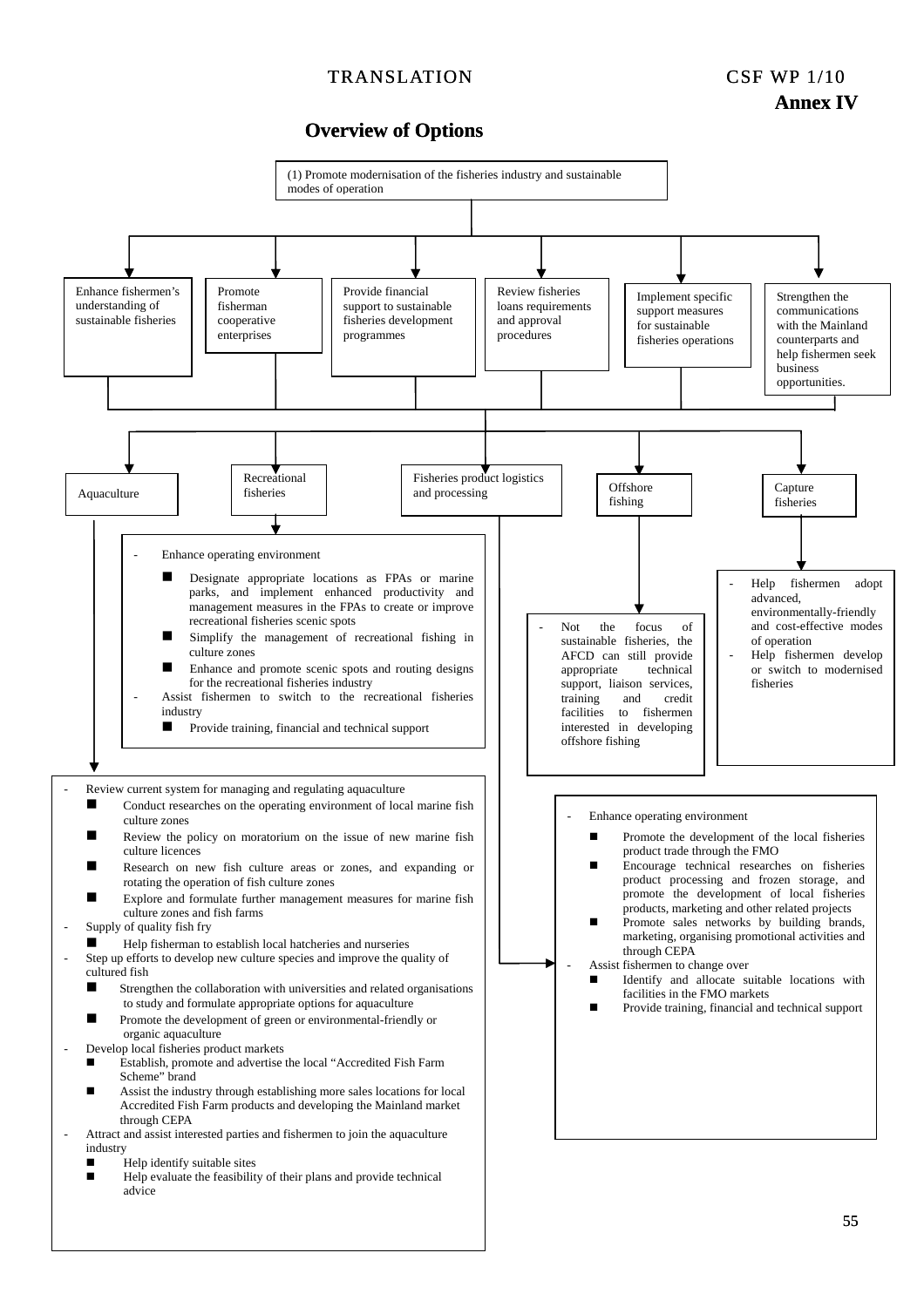TRANSLATION CSF WP 1/10

**Annex IV**

# Overview of Options

(1) Promote modernisation of the fisheries industry and sustainable modes of operation

- Enhance fishermen's understanding of sustainable fisheries
- Promote fisherman cooperative enterprises
- Provide financial support to sustainable fisheries development programmes
- Review fisheries loans requirements and approval procedures
- Implement specific support measures for sustainable fisheries operations
- Strengthen the communications with the Mainland counterparts and help fishermen seek business opportunities.

**Aquaculture**

- Review current system for managing and regulating aquaculture
  - Conduct researches on the operating environment of local marine fish culture zones
  - Review the policy on moratorium on the issue of new marine fish culture licences
  - Research on new fish culture areas or zones, and expanding or rotating the operation of fish culture zones
  - Explore and formulate further management measures for marine fish culture zones and fish farms
- Supply of quality fish fry
  - Help fisherman to establish local hatcheries and nurseries
- Step up efforts to develop new culture species and improve the quality of cultured fish
  - Strengthen the collaboration with universities and related organisations to study and formulate appropriate options for aquaculture
  - Promote the development of green or environmental-friendly or organic aquaculture
- Develop local fisheries product markets
  - Establish, promote and advertise the local "Accredited Fish Farm Scheme" brand
  - Assist the industry through establishing more sales locations for local Accredited Fish Farm products and developing the Mainland market through CEPA
- Attract and assist interested parties and fishermen to join the aquaculture industry
  - Help identify suitable sites
  - Help evaluate the feasibility of their plans and provide technical advice

**Recreational fisheries**

- Enhance operating environment
  - Designate appropriate locations as FPAs or marine parks, and implement enhanced productivity and management measures in the FPAs to create or improve recreational fisheries scenic spots
  - Simplify the management of recreational fishing in culture zones
  - Enhance and promote scenic spots and routing designs for the recreational fisheries industry
- Assist fishermen to switch to the recreational fisheries industry
  - Provide training, financial and technical support

**Fisheries product logistics and processing**

- Enhance operating environment
  - Promote the development of the local fisheries product trade through the FMO
  - Encourage technical researches on fisheries product processing and frozen storage, and promote the development of local fisheries products, marketing and other related projects
  - Promote sales networks by building brands, marketing, organising promotional activities and through CEPA
- Assist fishermen to change over
  - Identify and allocate suitable locations with facilities in the FMO markets
  - Provide training, financial and technical support

**Offshore fishing**

- Not the focus of sustainable fisheries, the AFCD can still provide appropriate technical support, liaison services, training and credit facilities to fishermen interested in developing offshore fishing

**Capture fisheries**

- Help fishermen adopt advanced, environmentally-friendly and cost-effective modes of operation
- Help fishermen develop or switch to modernised fisheries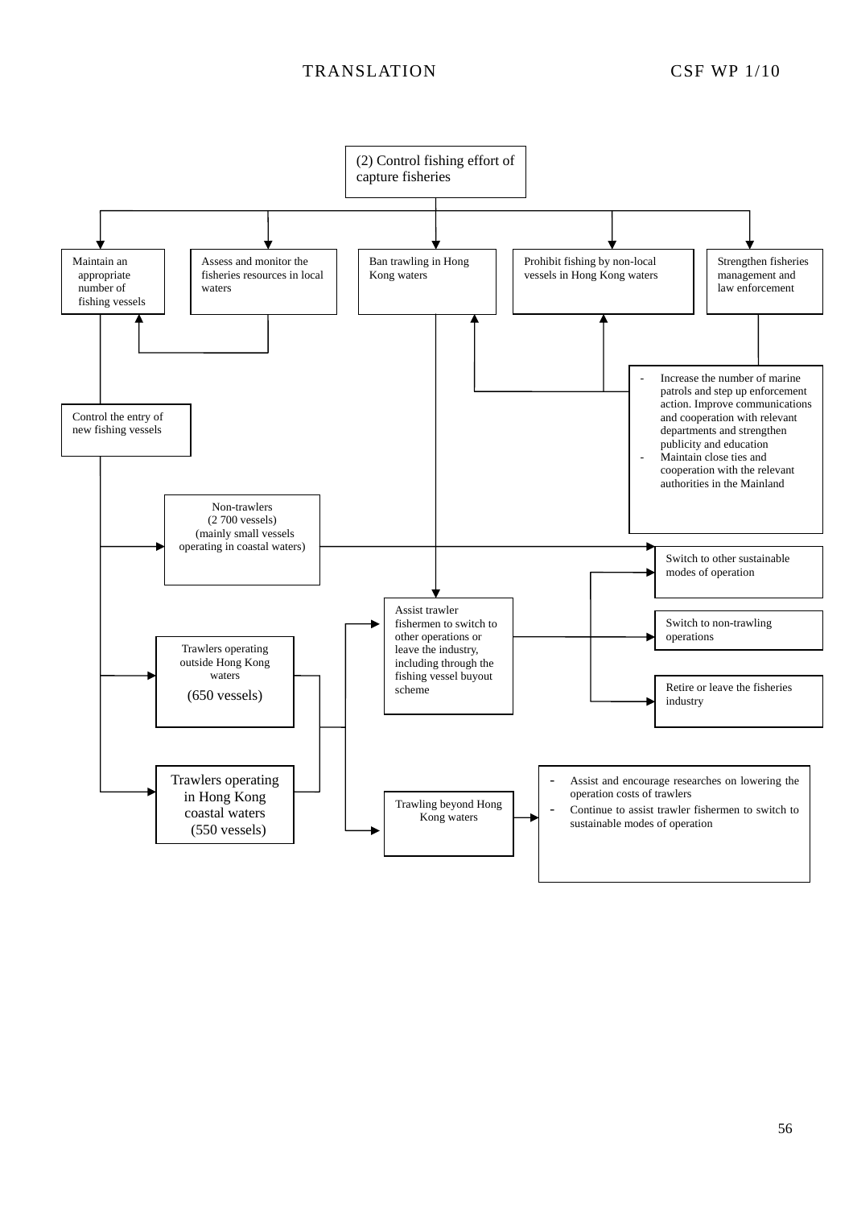(2) Control fishing effort of capture fisheries

Maintain an appropriate number of fishing vessels

Assess and monitor the fisheries resources in local waters

Ban trawling in Hong Kong waters

Prohibit fishing by non-local vessels in Hong Kong waters

Strengthen fisheries management and law enforcement

- Increase the number of marine patrols and step up enforcement action. Improve communications and cooperation with relevant departments and strengthen publicity and education
- Maintain close ties and cooperation with the relevant authorities in the Mainland

Control the entry of new fishing vessels

Non-trawlers (2 700 vessels) (mainly small vessels operating in coastal waters)

Switch to other sustainable modes of operation

Assist trawler fishermen to switch to other operations or leave the industry, including through the fishing vessel buyout scheme

Switch to non-trawling operations

Trawlers operating outside Hong Kong waters (650 vessels)

Retire or leave the fisheries industry

Trawlers operating in Hong Kong coastal waters (550 vessels)

Trawling beyond Hong Kong waters

- Assist and encourage researches on lowering the operation costs of trawlers
- Continue to assist trawler fishermen to switch to sustainable modes of operation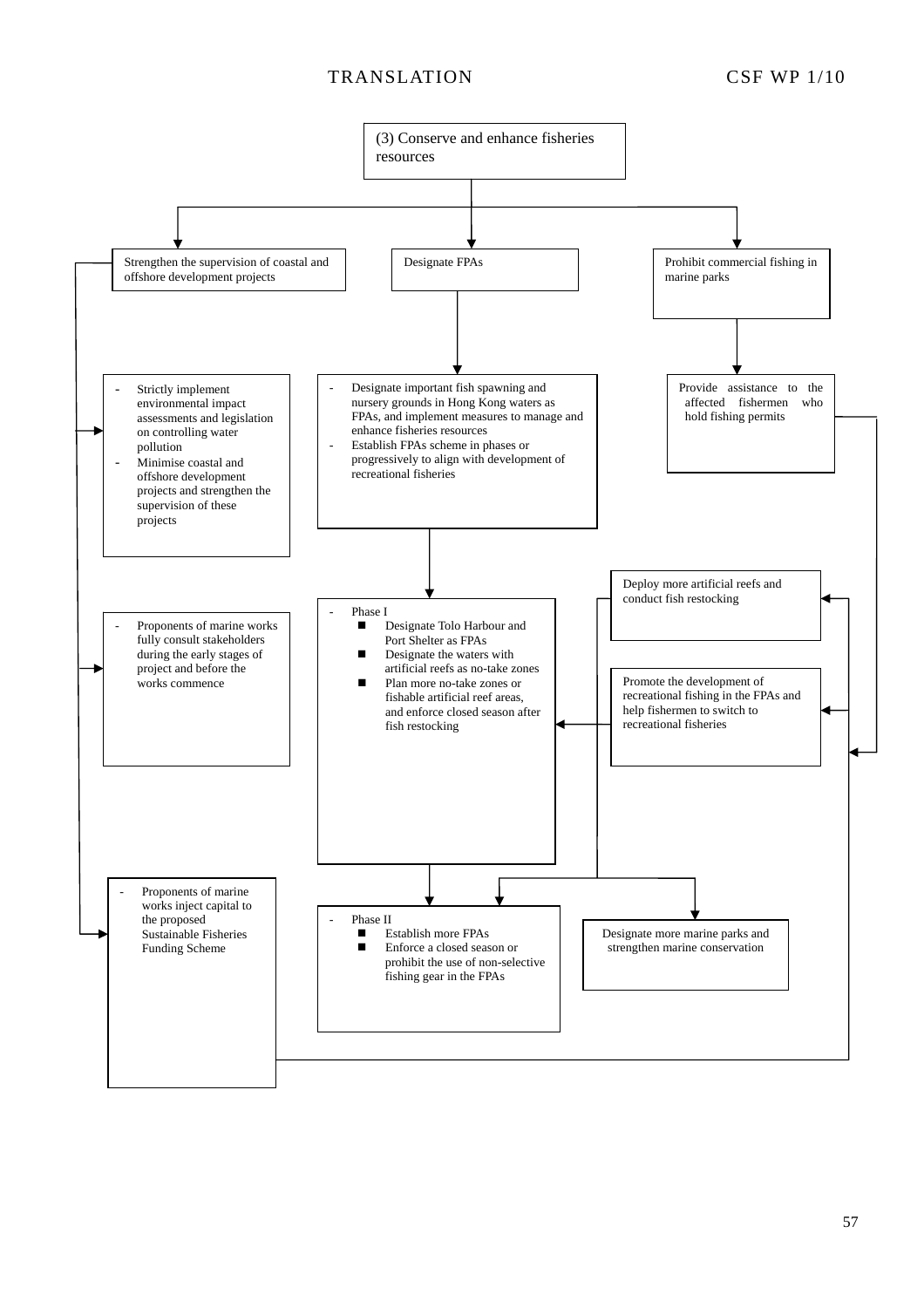TRANSLATION

(3) Conserve and enhance fisheries resources

Strengthen the supervision of coastal and offshore development projects

Designate FPAs

Prohibit commercial fishing in marine parks

- Strictly implement environmental impact assessments and legislation on controlling water pollution
- Minimise coastal and offshore development projects and strengthen the supervision of these projects

- Designate important fish spawning and nursery grounds in Hong Kong waters as FPAs, and implement measures to manage and enhance fisheries resources
- Establish FPAs scheme in phases or progressively to align with development of recreational fisheries

Provide assistance to the affected fishermen who hold fishing permits

Deploy more artificial reefs and conduct fish restocking

- Phase I
  - Designate Tolo Harbour and Port Shelter as FPAs
  - Designate the waters with artificial reefs as no-take zones
  - Plan more no-take zones or fishable artificial reef areas, and enforce closed season after fish restocking

- Proponents of marine works fully consult stakeholders during the early stages of project and before the works commence

Promote the development of recreational fishing in the FPAs and help fishermen to switch to recreational fisheries

- Proponents of marine works inject capital to the proposed Sustainable Fisheries Funding Scheme

- Phase II
  - Establish more FPAs
  - Enforce a closed season or prohibit the use of non-selective fishing gear in the FPAs

Designate more marine parks and strengthen marine conservation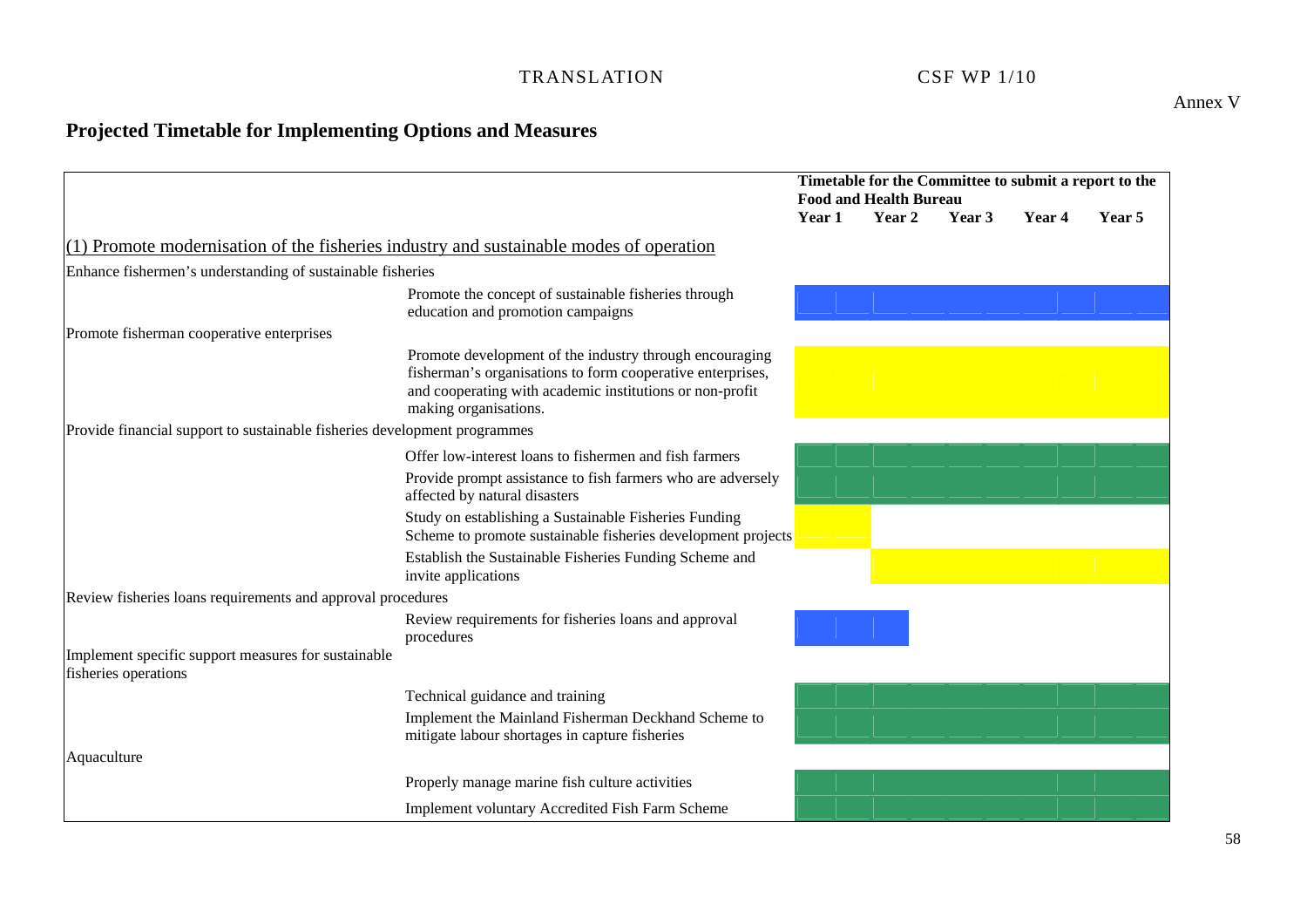TRANSLATION CSF WP 1/10

Annex V

# Projected Timetable for Implementing Options and Measures

| | | Timetable for the Committee to submit a report to the Food and Health Bureau | | | | |
|---|---|---|---|---|---|---|
| | | Year 1 | Year 2 | Year 3 | Year 4 | Year 5 |
| (1) Promote modernisation of the fisheries industry and sustainable modes of operation | | | | | | |
| Enhance fishermen's understanding of sustainable fisheries | | | | | | |
| | Promote the concept of sustainable fisheries through education and promotion campaigns | | | | | |
| Promote fisherman cooperative enterprises | | | | | | |
| | Promote development of the industry through encouraging fisherman's organisations to form cooperative enterprises, and cooperating with academic institutions or non-profit making organisations. | | | | | |
| Provide financial support to sustainable fisheries development programmes | | | | | | |
| | Offer low-interest loans to fishermen and fish farmers | | | | | |
| | Provide prompt assistance to fish farmers who are adversely affected by natural disasters | | | | | |
| | Study on establishing a Sustainable Fisheries Funding Scheme to promote sustainable fisheries development projects | | | | | |
| | Establish the Sustainable Fisheries Funding Scheme and invite applications | | | | | |
| Review fisheries loans requirements and approval procedures | | | | | | |
| | Review requirements for fisheries loans and approval procedures | | | | | |
| Implement specific support measures for sustainable fisheries operations | | | | | | |
| | Technical guidance and training | | | | | |
| | Implement the Mainland Fisherman Deckhand Scheme to mitigate labour shortages in capture fisheries | | | | | |
| Aquaculture | | | | | | |
| | Properly manage marine fish culture activities | | | | | |
| | Implement voluntary Accredited Fish Farm Scheme | | | | | |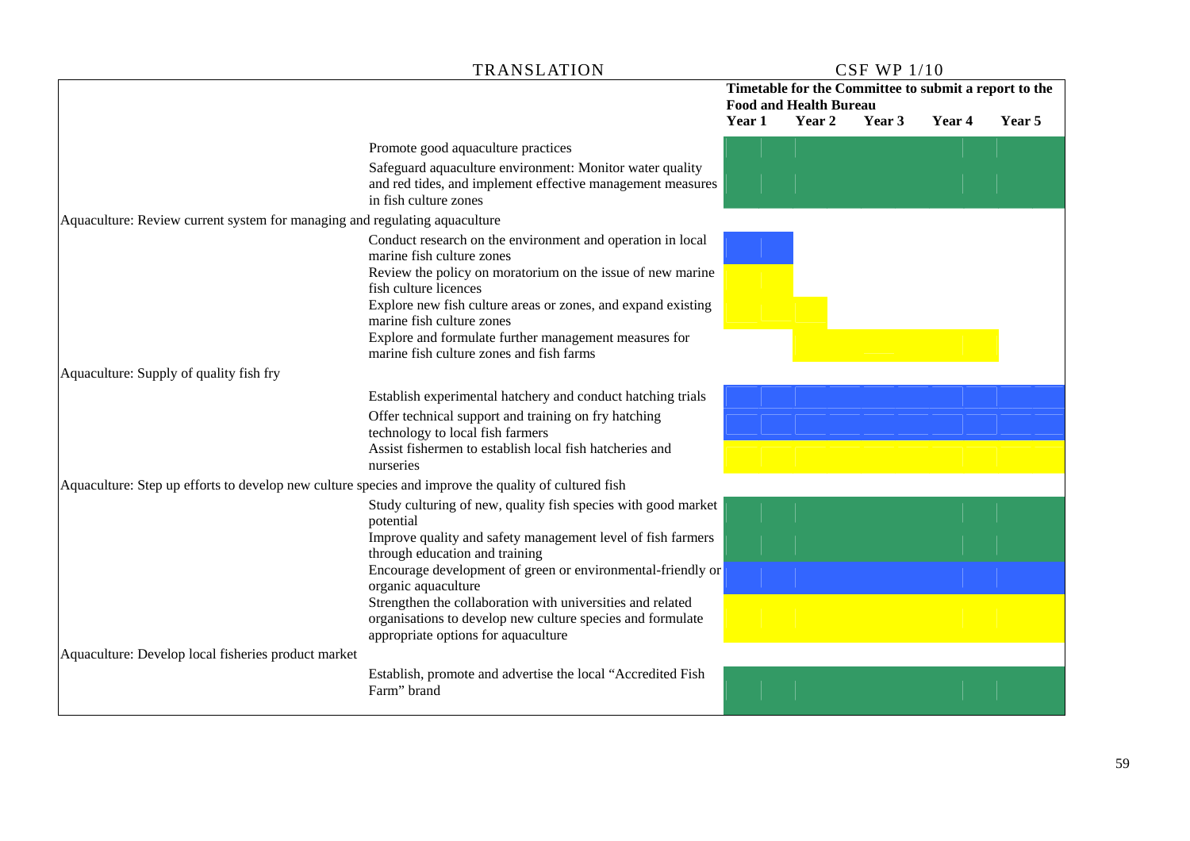TRANSLATION

CSF WP 1/10

| | | Timetable for the Committee to submit a report to the Food and Health Bureau | | | | |
|---|---|---|---|---|---|---|
| | | Year 1 | Year 2 | Year 3 | Year 4 | Year 5 |
| | Promote good aquaculture practices | | | | | |
| | Safeguard aquaculture environment: Monitor water quality and red tides, and implement effective management measures in fish culture zones | | | | | |
| Aquaculture: Review current system for managing and regulating aquaculture | | | | | | |
| | Conduct research on the environment and operation in local marine fish culture zones | | | | | |
| | Review the policy on moratorium on the issue of new marine fish culture licences | | | | | |
| | Explore new fish culture areas or zones, and expand existing marine fish culture zones | | | | | |
| | Explore and formulate further management measures for marine fish culture zones and fish farms | | | | | |
| Aquaculture: Supply of quality fish fry | | | | | | |
| | Establish experimental hatchery and conduct hatching trials | | | | | |
| | Offer technical support and training on fry hatching technology to local fish farmers | | | | | |
| | Assist fishermen to establish local fish hatcheries and nurseries | | | | | |
| Aquaculture: Step up efforts to develop new culture species and improve the quality of cultured fish | | | | | | |
| | Study culturing of new, quality fish species with good market potential | | | | | |
| | Improve quality and safety management level of fish farmers through education and training | | | | | |
| | Encourage development of green or environmental-friendly or organic aquaculture | | | | | |
| | Strengthen the collaboration with universities and related organisations to develop new culture species and formulate appropriate options for aquaculture | | | | | |
| Aquaculture: Develop local fisheries product market | | | | | | |
| | Establish, promote and advertise the local "Accredited Fish Farm" brand | | | | | |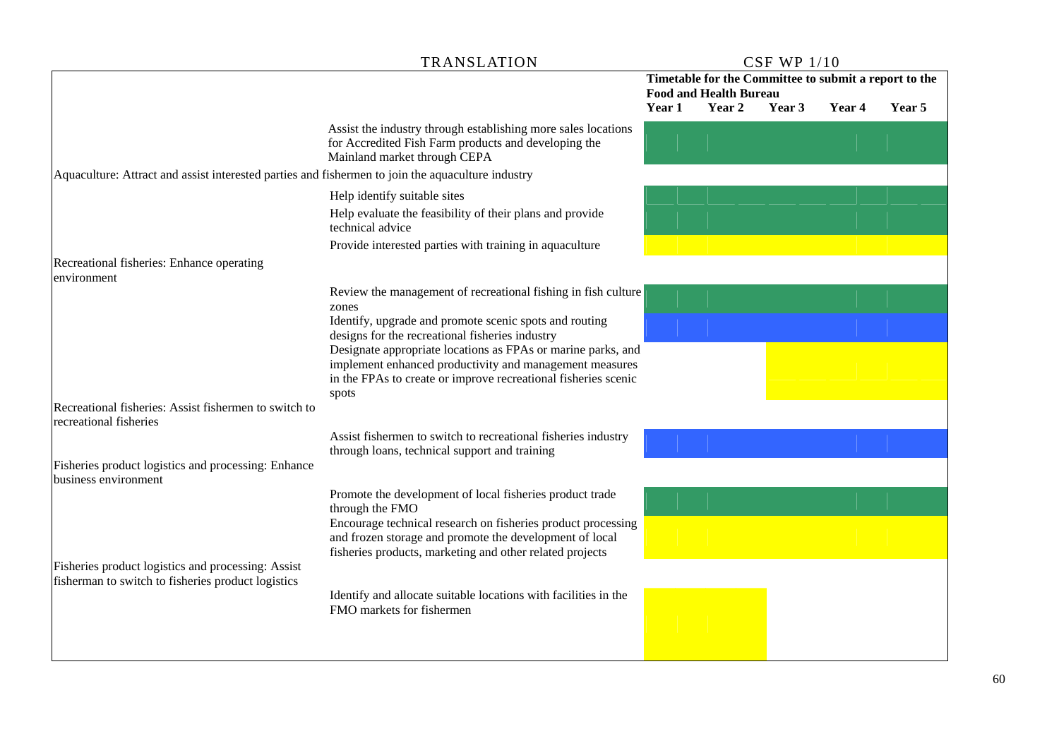| | | Timetable for the Committee to submit a report to the Food and Health Bureau | | | | |
|---|---|---|---|---|---|---|
| | | **Year 1** | **Year 2** | **Year 3** | **Year 4** | **Year 5** |
| | Assist the industry through establishing more sales locations for Accredited Fish Farm products and developing the Mainland market through CEPA | Green | Green | Green | Green | Green |
| Aquaculture: Attract and assist interested parties and fishermen to join the aquaculture industry | | | | | | |
| | Help identify suitable sites | Green | Green | Green | Green | Green |
| | Help evaluate the feasibility of their plans and provide technical advice | Green | Green | Green | Green | Green |
| | Provide interested parties with training in aquaculture | Yellow | Yellow | Yellow | Yellow | Yellow |
| Recreational fisheries: Enhance operating environment | | | | | | |
| | Review the management of recreational fishing in fish culture zones | Green | Green | Green | Green | Green |
| | Identify, upgrade and promote scenic spots and routing designs for the recreational fisheries industry | Blue | Blue | Blue | Blue | Blue |
| | Designate appropriate locations as FPAs or marine parks, and implement enhanced productivity and management measures in the FPAs to create or improve recreational fisheries scenic spots | | | Yellow | Yellow | Yellow |
| Recreational fisheries: Assist fishermen to switch to recreational fisheries | | | | | | |
| | Assist fishermen to switch to recreational fisheries industry through loans, technical support and training | Blue | Blue | Blue | Blue | Blue |
| Fisheries product logistics and processing: Enhance business environment | | | | | | |
| | Promote the development of local fisheries product trade through the FMO | Green | Green | Green | Green | Green |
| | Encourage technical research on fisheries product processing and frozen storage and promote the development of local fisheries products, marketing and other related projects | Yellow | Yellow | Yellow | Yellow | Yellow |
| Fisheries product logistics and processing: Assist fisherman to switch to fisheries product logistics | | | | | | |
| | Identify and allocate suitable locations with facilities in the FMO markets for fishermen | Yellow | Yellow | | | |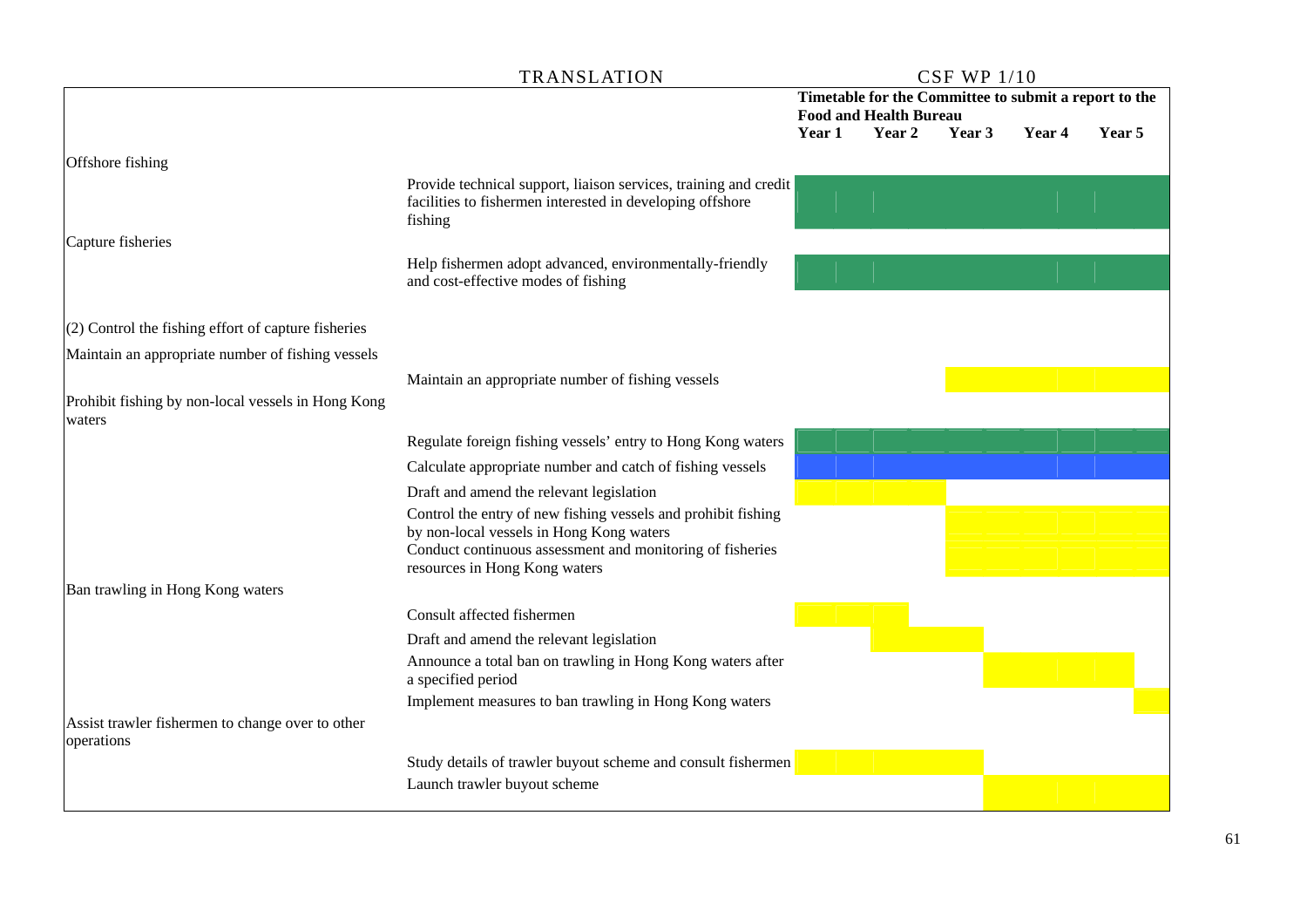| | | Timetable for the Committee to submit a report to the Food and Health Bureau | | | | |
|---|---|---|---|---|---|---|
| | | Year 1 | Year 2 | Year 3 | Year 4 | Year 5 |
| Offshore fishing | | | | | | |
| | Provide technical support, liaison services, training and credit facilities to fishermen interested in developing offshore fishing | | | | | |
| Capture fisheries | | | | | | |
| | Help fishermen adopt advanced, environmentally-friendly and cost-effective modes of fishing | | | | | |
| (2) Control the fishing effort of capture fisheries | | | | | | |
| Maintain an appropriate number of fishing vessels | | | | | | |
| | Maintain an appropriate number of fishing vessels | | | | | |
| Prohibit fishing by non-local vessels in Hong Kong waters | | | | | | |
| | Regulate foreign fishing vessels' entry to Hong Kong waters | | | | | |
| | Calculate appropriate number and catch of fishing vessels | | | | | |
| | Draft and amend the relevant legislation | | | | | |
| | Control the entry of new fishing vessels and prohibit fishing by non-local vessels in Hong Kong waters | | | | | |
| | Conduct continuous assessment and monitoring of fisheries resources in Hong Kong waters | | | | | |
| Ban trawling in Hong Kong waters | | | | | | |
| | Consult affected fishermen | | | | | |
| | Draft and amend the relevant legislation | | | | | |
| | Announce a total ban on trawling in Hong Kong waters after a specified period | | | | | |
| | Implement measures to ban trawling in Hong Kong waters | | | | | |
| Assist trawler fishermen to change over to other operations | | | | | | |
| | Study details of trawler buyout scheme and consult fishermen | | | | | |
| | Launch trawler buyout scheme | | | | | |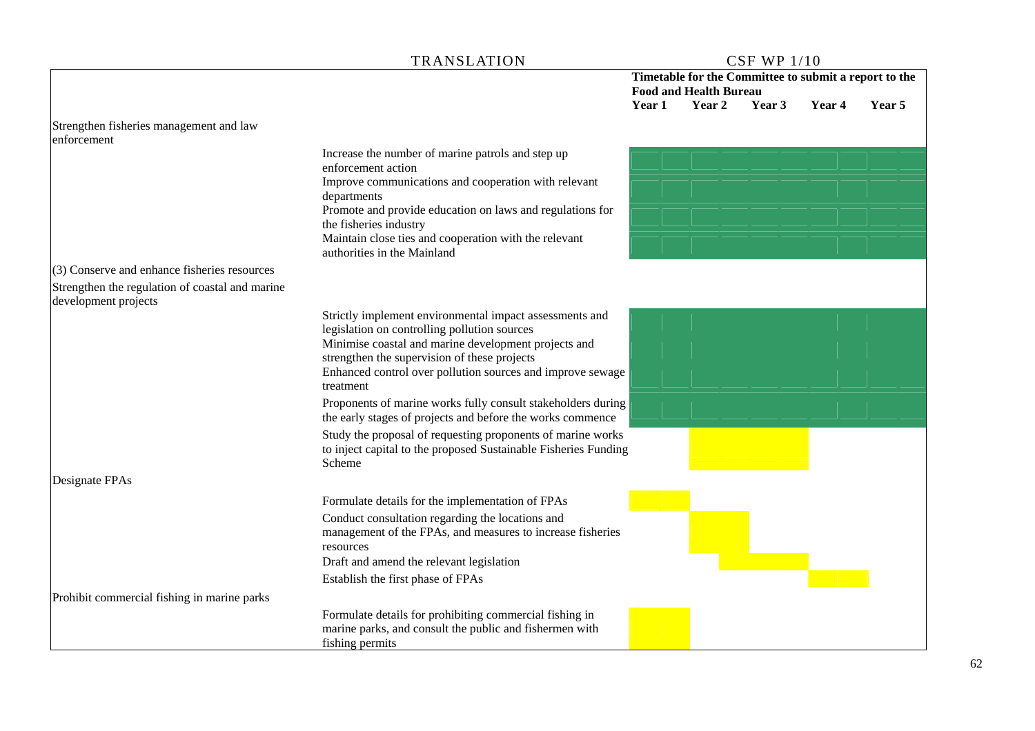| | | Timetable for the Committee to submit a report to the Food and Health Bureau | | | | |
|---|---|---|---|---|---|---|
| | | Year 1 | Year 2 | Year 3 | Year 4 | Year 5 |
| Strengthen fisheries management and law enforcement | | | | | | |
| | Increase the number of marine patrols and step up enforcement action | | | | | |
| | Improve communications and cooperation with relevant departments | | | | | |
| | Promote and provide education on laws and regulations for the fisheries industry | | | | | |
| | Maintain close ties and cooperation with the relevant authorities in the Mainland | | | | | |
| (3) Conserve and enhance fisheries resources | | | | | | |
| Strengthen the regulation of coastal and marine development projects | | | | | | |
| | Strictly implement environmental impact assessments and legislation on controlling pollution sources | | | | | |
| | Minimise coastal and marine development projects and strengthen the supervision of these projects | | | | | |
| | Enhanced control over pollution sources and improve sewage treatment | | | | | |
| | Proponents of marine works fully consult stakeholders during the early stages of projects and before the works commence | | | | | |
| | Study the proposal of requesting proponents of marine works to inject capital to the proposed Sustainable Fisheries Funding Scheme | | | | | |
| Designate FPAs | | | | | | |
| | Formulate details for the implementation of FPAs | | | | | |
| | Conduct consultation regarding the locations and management of the FPAs, and measures to increase fisheries resources | | | | | |
| | Draft and amend the relevant legislation | | | | | |
| | Establish the first phase of FPAs | | | | | |
| Prohibit commercial fishing in marine parks | | | | | | |
| | Formulate details for prohibiting commercial fishing in marine parks, and consult the public and fishermen with fishing permits | | | | | |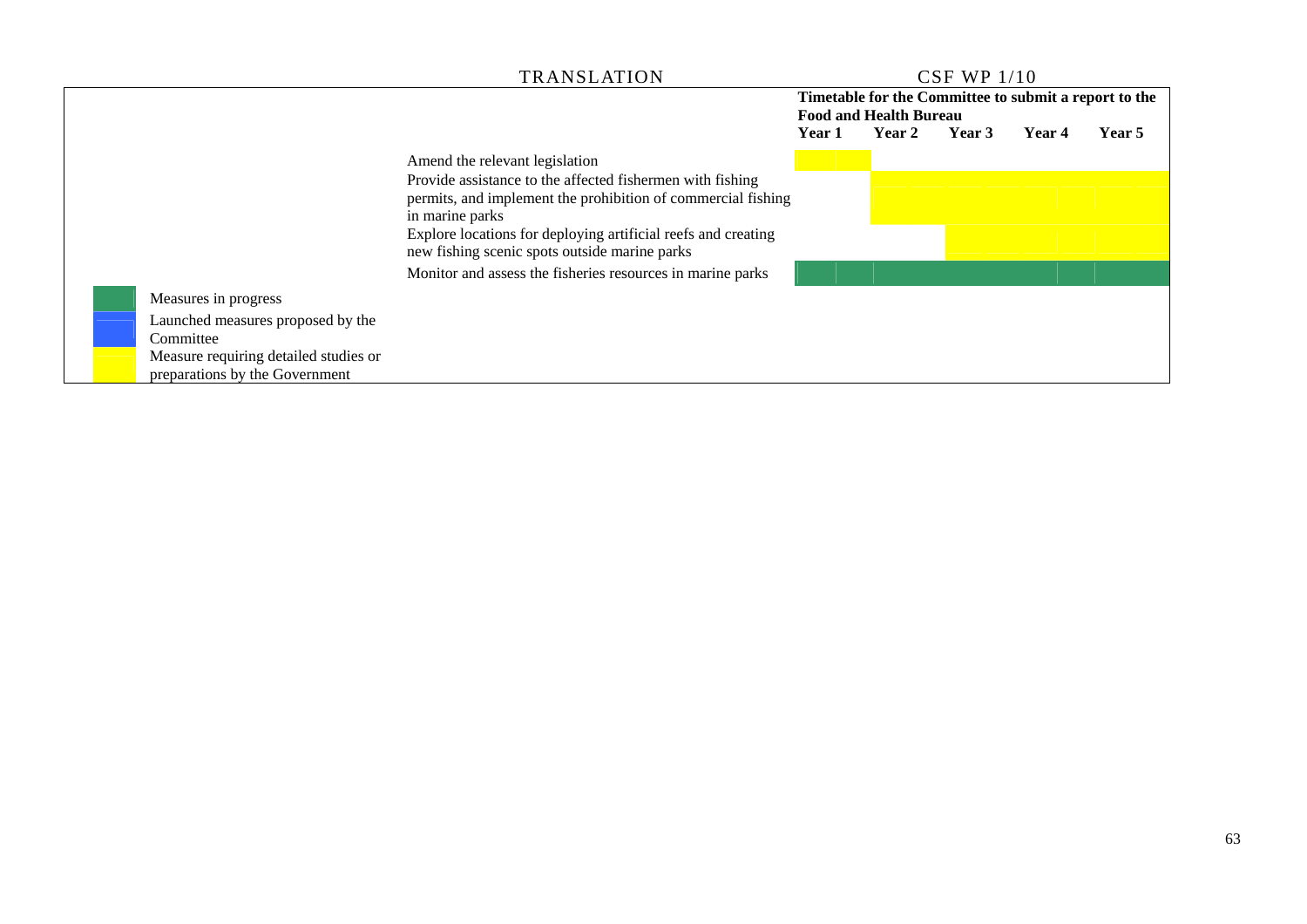TRANSLATION CSF WP 1/10

| | Timetable for the Committee to submit a report to the Food and Health Bureau | | | | |
|---|---|---|---|---|---|
| | Year 1 | Year 2 | Year 3 | Year 4 | Year 5 |
| Amend the relevant legislation | | | | | |
| Provide assistance to the affected fishermen with fishing permits, and implement the prohibition of commercial fishing in marine parks | | | | | |
| Explore locations for deploying artificial reefs and creating new fishing scenic spots outside marine parks | | | | | |
| Monitor and assess the fisheries resources in marine parks | | | | | |

- Measures in progress
- Launched measures proposed by the Committee
- Measure requiring detailed studies or preparations by the Government